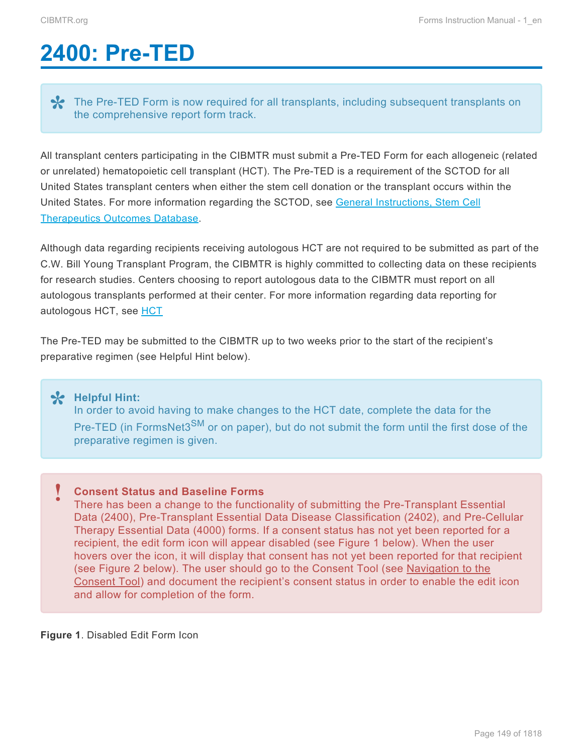# 2400: Pre-TED

> The Pre-TED Form is now required for all transplants, including subsequent transplants on the comprehensive report form track.

All transplant centers participating in the CIBMTR must submit a Pre-TED Form for each allogeneic (related or unrelated) hematopoietic cell transplant (HCT). The Pre-TED is a requirement of the SCTOD for all United States transplant centers when either the stem cell donation or the transplant occurs within the United States. For more information regarding the SCTOD, see General Instructions, Stem Cell Therapeutics Outcomes Database.

Although data regarding recipients receiving autologous HCT are not required to be submitted as part of the C.W. Bill Young Transplant Program, the CIBMTR is highly committed to collecting data on these recipients for research studies. Centers choosing to report autologous data to the CIBMTR must report on all autologous transplants performed at their center. For more information regarding data reporting for autologous HCT, see HCT

The Pre-TED may be submitted to the CIBMTR up to two weeks prior to the start of the recipient's preparative regimen (see Helpful Hint below).

> **Helpful Hint:**
> In order to avoid having to make changes to the HCT date, complete the data for the Pre-TED (in FormsNet3[SM] or on paper), but do not submit the form until the first dose of the preparative regimen is given.

> **Consent Status and Baseline Forms**
> There has been a change to the functionality of submitting the Pre-Transplant Essential Data (2400), Pre-Transplant Essential Data Disease Classification (2402), and Pre-Cellular Therapy Essential Data (4000) forms. If a consent status has not yet been reported for a recipient, the edit form icon will appear disabled (see Figure 1 below). When the user hovers over the icon, it will display that consent has not yet been reported for that recipient (see Figure 2 below). The user should go to the Consent Tool (see Navigation to the Consent Tool) and document the recipient's consent status in order to enable the edit icon and allow for completion of the form.

**Figure 1**. Disabled Edit Form Icon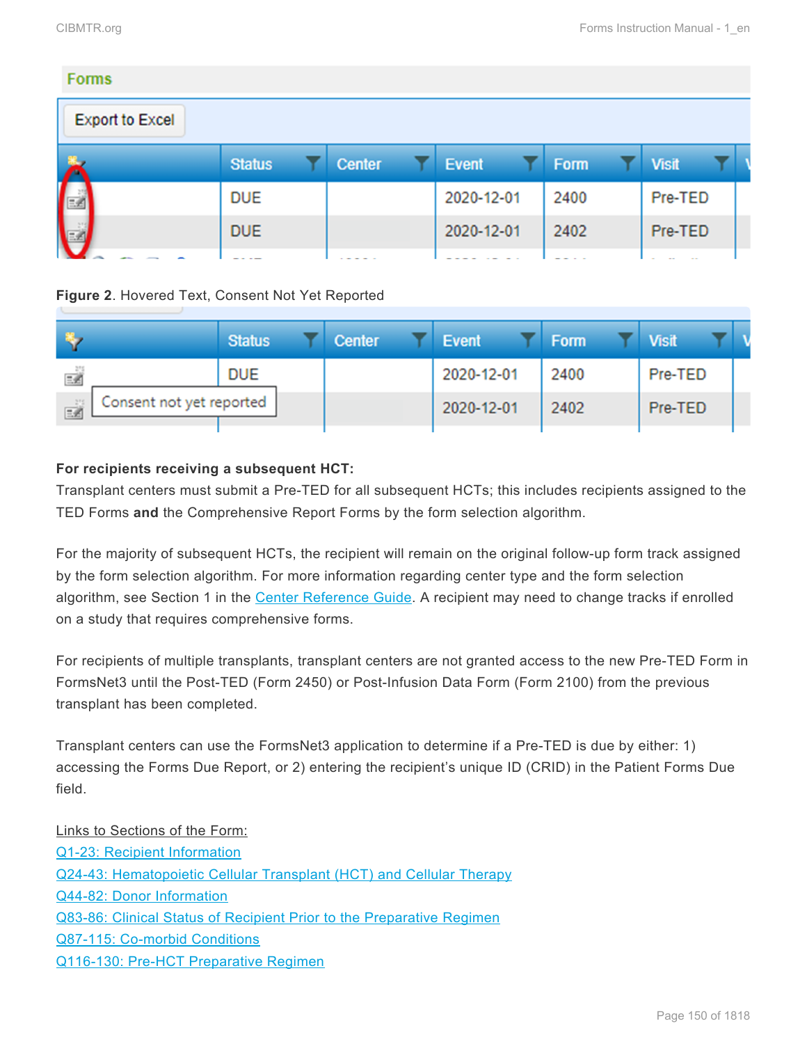**Figure 2**. Hovered Text, Consent Not Yet Reported

**For recipients receiving a subsequent HCT:**
Transplant centers must submit a Pre-TED for all subsequent HCTs; this includes recipients assigned to the TED Forms **and** the Comprehensive Report Forms by the form selection algorithm.

For the majority of subsequent HCTs, the recipient will remain on the original follow-up form track assigned by the form selection algorithm. For more information regarding center type and the form selection algorithm, see Section 1 in the Center Reference Guide. A recipient may need to change tracks if enrolled on a study that requires comprehensive forms.

For recipients of multiple transplants, transplant centers are not granted access to the new Pre-TED Form in FormsNet3 until the Post-TED (Form 2450) or Post-Infusion Data Form (Form 2100) from the previous transplant has been completed.

Transplant centers can use the FormsNet3 application to determine if a Pre-TED is due by either: 1) accessing the Forms Due Report, or 2) entering the recipient's unique ID (CRID) in the Patient Forms Due field.

Links to Sections of the Form:
Q1-23: Recipient Information
Q24-43: Hematopoietic Cellular Transplant (HCT) and Cellular Therapy
Q44-82: Donor Information
Q83-86: Clinical Status of Recipient Prior to the Preparative Regimen
Q87-115: Co-morbid Conditions
Q116-130: Pre-HCT Preparative Regimen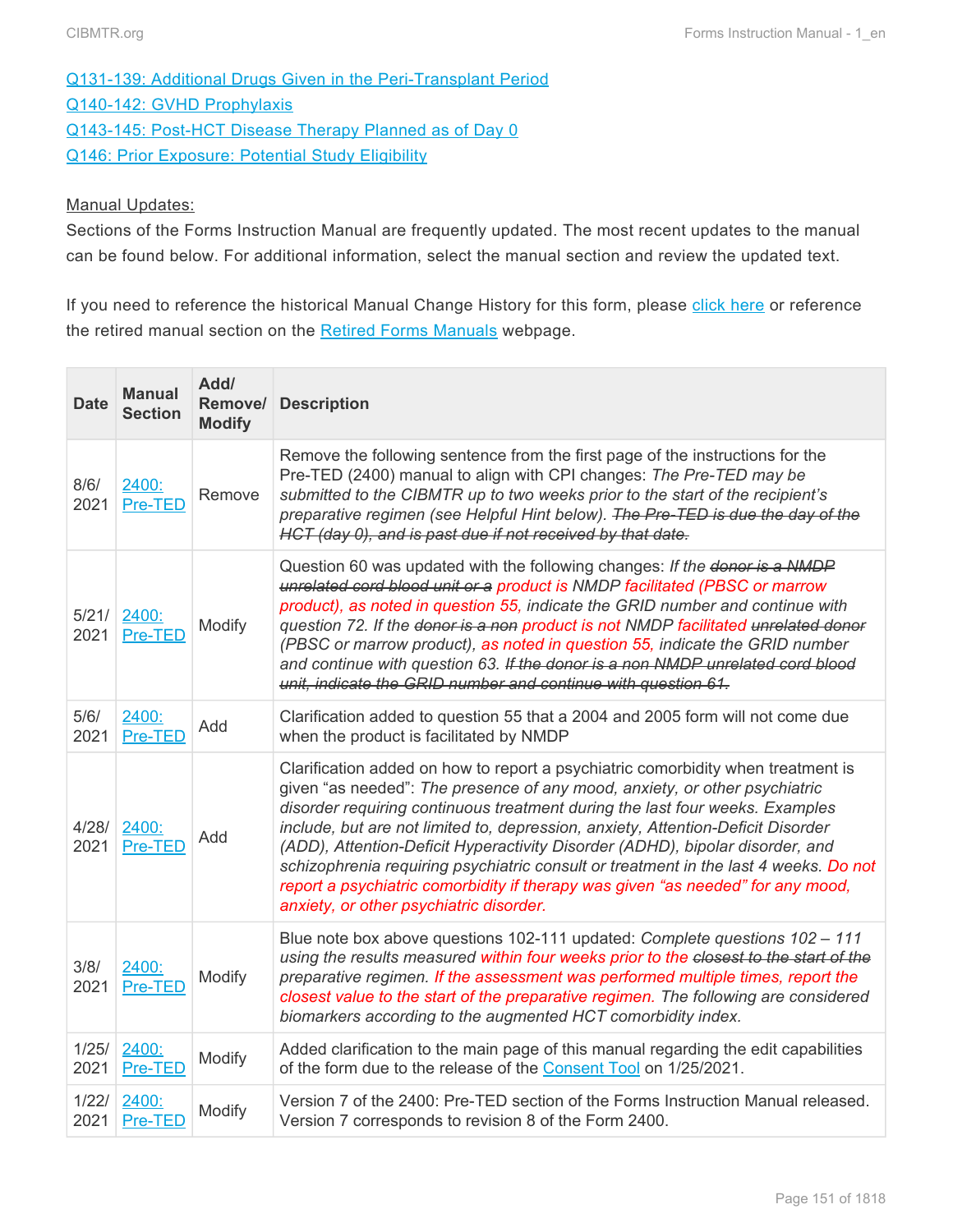[Q131-139: Additional Drugs Given in the Peri-Transplant Period](#)
[Q140-142: GVHD Prophylaxis](#)
[Q143-145: Post-HCT Disease Therapy Planned as of Day 0](#)
[Q146: Prior Exposure: Potential Study Eligibility](#)

Manual Updates:

Sections of the Forms Instruction Manual are frequently updated. The most recent updates to the manual can be found below. For additional information, select the manual section and review the updated text.

If you need to reference the historical Manual Change History for this form, please [click here](#) or reference the retired manual section on the [Retired Forms Manuals](#) webpage.

| Date | Manual Section | Add/ Remove/ Modify | Description |
|---|---|---|---|
| 8/6/2021 | [2400: Pre-TED](#) | Remove | Remove the following sentence from the first page of the instructions for the Pre-TED (2400) manual to align with CPI changes: *The Pre-TED may be submitted to the CIBMTR up to two weeks prior to the start of the recipient's preparative regimen (see Helpful Hint below).* ~~*The Pre-TED is due the day of the HCT (day 0), and is past due if not received by that date.*~~ |
| 5/21/2021 | [2400: Pre-TED](#) | Modify | Question 60 was updated with the following changes: *If the* ~~*donor is a NMDP unrelated cord blood unit or a*~~ *product is NMDP facilitated (PBSC or marrow product), as noted in question 55, indicate the GRID number and continue with question 72. If the* ~~*donor is a non*~~ *product is not NMDP facilitated* ~~*unrelated donor*~~ *(PBSC or marrow product), as noted in question 55, indicate the GRID number and continue with question 63.* ~~*If the donor is a non NMDP unrelated cord blood unit, indicate the GRID number and continue with question 61.*~~ |
| 5/6/2021 | [2400: Pre-TED](#) | Add | Clarification added to question 55 that a 2004 and 2005 form will not come due when the product is facilitated by NMDP |
| 4/28/2021 | [2400: Pre-TED](#) | Add | Clarification added on how to report a psychiatric comorbidity when treatment is given "as needed": *The presence of any mood, anxiety, or other psychiatric disorder requiring continuous treatment during the last four weeks. Examples include, but are not limited to, depression, anxiety, Attention-Deficit Disorder (ADD), Attention-Deficit Hyperactivity Disorder (ADHD), bipolar disorder, and schizophrenia requiring psychiatric consult or treatment in the last 4 weeks. Do not report a psychiatric comorbidity if therapy was given "as needed" for any mood, anxiety, or other psychiatric disorder.* |
| 3/8/2021 | [2400: Pre-TED](#) | Modify | Blue note box above questions 102-111 updated: *Complete questions 102 – 111 using the results measured within four weeks prior to the* ~~*closest to the start of the*~~ *preparative regimen. If the assessment was performed multiple times, report the closest value to the start of the preparative regimen. The following are considered biomarkers according to the augmented HCT comorbidity index.* |
| 1/25/2021 | [2400: Pre-TED](#) | Modify | Added clarification to the main page of this manual regarding the edit capabilities of the form due to the release of the [Consent Tool](#) on 1/25/2021. |
| 1/22/2021 | [2400: Pre-TED](#) | Modify | Version 7 of the 2400: Pre-TED section of the Forms Instruction Manual released. Version 7 corresponds to revision 8 of the Form 2400. |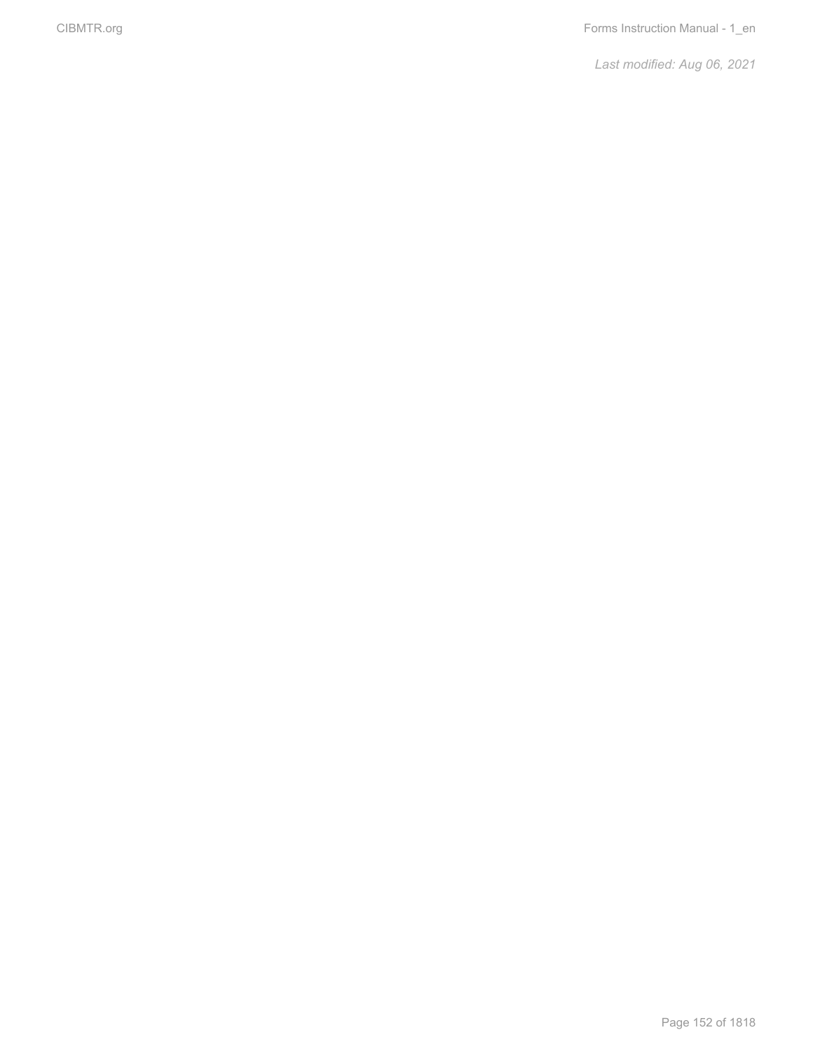*Last modified: Aug 06, 2021*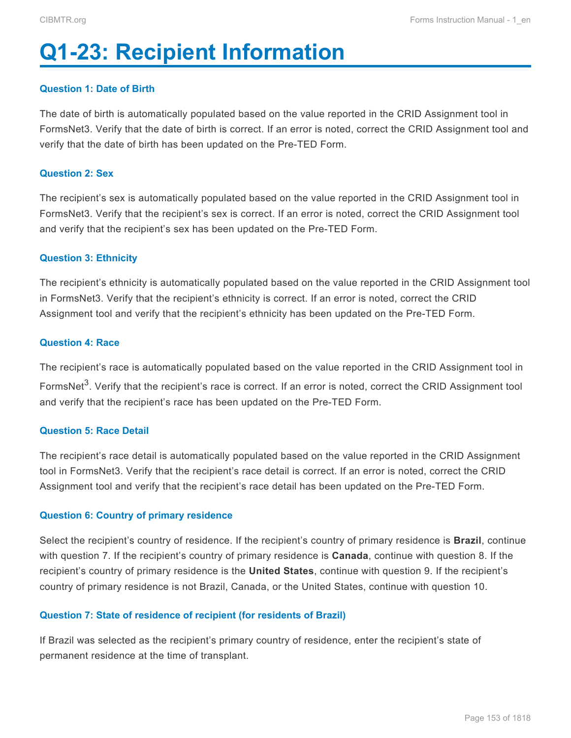# Q1-23: Recipient Information

### Question 1: Date of Birth

The date of birth is automatically populated based on the value reported in the CRID Assignment tool in FormsNet3. Verify that the date of birth is correct. If an error is noted, correct the CRID Assignment tool and verify that the date of birth has been updated on the Pre-TED Form.

### Question 2: Sex

The recipient's sex is automatically populated based on the value reported in the CRID Assignment tool in FormsNet3. Verify that the recipient's sex is correct. If an error is noted, correct the CRID Assignment tool and verify that the recipient's sex has been updated on the Pre-TED Form.

### Question 3: Ethnicity

The recipient's ethnicity is automatically populated based on the value reported in the CRID Assignment tool in FormsNet3. Verify that the recipient's ethnicity is correct. If an error is noted, correct the CRID Assignment tool and verify that the recipient's ethnicity has been updated on the Pre-TED Form.

### Question 4: Race

The recipient's race is automatically populated based on the value reported in the CRID Assignment tool in FormsNet[3]. Verify that the recipient's race is correct. If an error is noted, correct the CRID Assignment tool and verify that the recipient's race has been updated on the Pre-TED Form.

### Question 5: Race Detail

The recipient's race detail is automatically populated based on the value reported in the CRID Assignment tool in FormsNet3. Verify that the recipient's race detail is correct. If an error is noted, correct the CRID Assignment tool and verify that the recipient's race detail has been updated on the Pre-TED Form.

### Question 6: Country of primary residence

Select the recipient's country of residence. If the recipient's country of primary residence is **Brazil**, continue with question 7. If the recipient's country of primary residence is **Canada**, continue with question 8. If the recipient's country of primary residence is the **United States**, continue with question 9. If the recipient's country of primary residence is not Brazil, Canada, or the United States, continue with question 10.

### Question 7: State of residence of recipient (for residents of Brazil)

If Brazil was selected as the recipient's primary country of residence, enter the recipient's state of permanent residence at the time of transplant.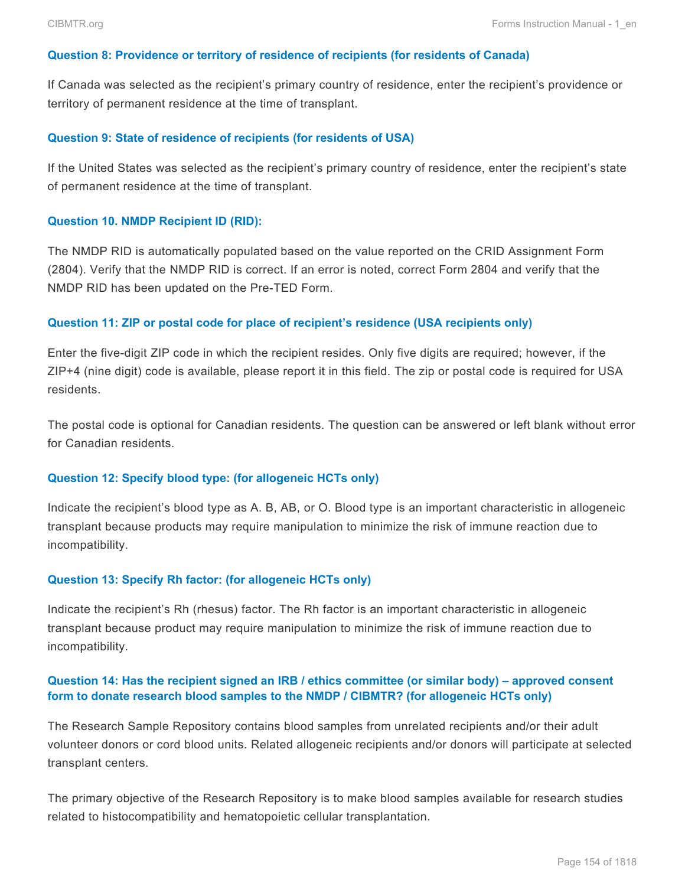#### Question 8: Providence or territory of residence of recipients (for residents of Canada)

If Canada was selected as the recipient's primary country of residence, enter the recipient's providence or territory of permanent residence at the time of transplant.

#### Question 9: State of residence of recipients (for residents of USA)

If the United States was selected as the recipient's primary country of residence, enter the recipient's state of permanent residence at the time of transplant.

#### Question 10. NMDP Recipient ID (RID):

The NMDP RID is automatically populated based on the value reported on the CRID Assignment Form (2804). Verify that the NMDP RID is correct. If an error is noted, correct Form 2804 and verify that the NMDP RID has been updated on the Pre-TED Form.

#### Question 11: ZIP or postal code for place of recipient's residence (USA recipients only)

Enter the five-digit ZIP code in which the recipient resides. Only five digits are required; however, if the ZIP+4 (nine digit) code is available, please report it in this field. The zip or postal code is required for USA residents.

The postal code is optional for Canadian residents. The question can be answered or left blank without error for Canadian residents.

#### Question 12: Specify blood type: (for allogeneic HCTs only)

Indicate the recipient's blood type as A. B, AB, or O. Blood type is an important characteristic in allogeneic transplant because products may require manipulation to minimize the risk of immune reaction due to incompatibility.

#### Question 13: Specify Rh factor: (for allogeneic HCTs only)

Indicate the recipient's Rh (rhesus) factor. The Rh factor is an important characteristic in allogeneic transplant because product may require manipulation to minimize the risk of immune reaction due to incompatibility.

#### Question 14: Has the recipient signed an IRB / ethics committee (or similar body) – approved consent form to donate research blood samples to the NMDP / CIBMTR? (for allogeneic HCTs only)

The Research Sample Repository contains blood samples from unrelated recipients and/or their adult volunteer donors or cord blood units. Related allogeneic recipients and/or donors will participate at selected transplant centers.

The primary objective of the Research Repository is to make blood samples available for research studies related to histocompatibility and hematopoietic cellular transplantation.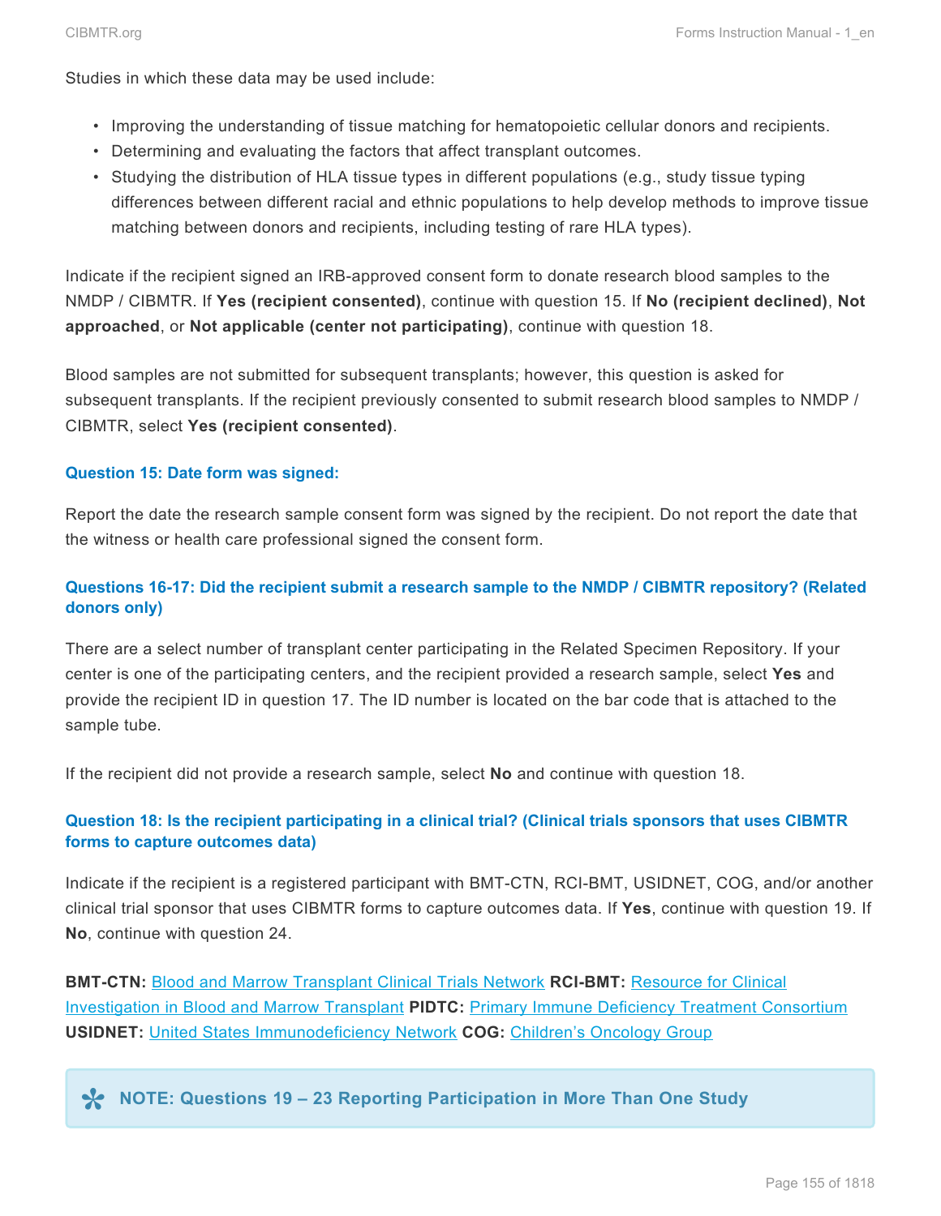Studies in which these data may be used include:

- Improving the understanding of tissue matching for hematopoietic cellular donors and recipients.
- Determining and evaluating the factors that affect transplant outcomes.
- Studying the distribution of HLA tissue types in different populations (e.g., study tissue typing differences between different racial and ethnic populations to help develop methods to improve tissue matching between donors and recipients, including testing of rare HLA types).

Indicate if the recipient signed an IRB-approved consent form to donate research blood samples to the NMDP / CIBMTR. If **Yes (recipient consented)**, continue with question 15. If **No (recipient declined)**, **Not approached**, or **Not applicable (center not participating)**, continue with question 18.

Blood samples are not submitted for subsequent transplants; however, this question is asked for subsequent transplants. If the recipient previously consented to submit research blood samples to NMDP / CIBMTR, select **Yes (recipient consented)**.

#### Question 15: Date form was signed:

Report the date the research sample consent form was signed by the recipient. Do not report the date that the witness or health care professional signed the consent form.

#### Questions 16-17: Did the recipient submit a research sample to the NMDP / CIBMTR repository? (Related donors only)

There are a select number of transplant center participating in the Related Specimen Repository. If your center is one of the participating centers, and the recipient provided a research sample, select **Yes** and provide the recipient ID in question 17. The ID number is located on the bar code that is attached to the sample tube.

If the recipient did not provide a research sample, select **No** and continue with question 18.

#### Question 18: Is the recipient participating in a clinical trial? (Clinical trials sponsors that uses CIBMTR forms to capture outcomes data)

Indicate if the recipient is a registered participant with BMT-CTN, RCI-BMT, USIDNET, COG, and/or another clinical trial sponsor that uses CIBMTR forms to capture outcomes data. If **Yes**, continue with question 19. If **No**, continue with question 24.

**BMT-CTN:** Blood and Marrow Transplant Clinical Trials Network **RCI-BMT:** Resource for Clinical Investigation in Blood and Marrow Transplant **PIDTC:** Primary Immune Deficiency Treatment Consortium **USIDNET:** United States Immunodeficiency Network **COG:** Children's Oncology Group

**NOTE: Questions 19 – 23 Reporting Participation in More Than One Study**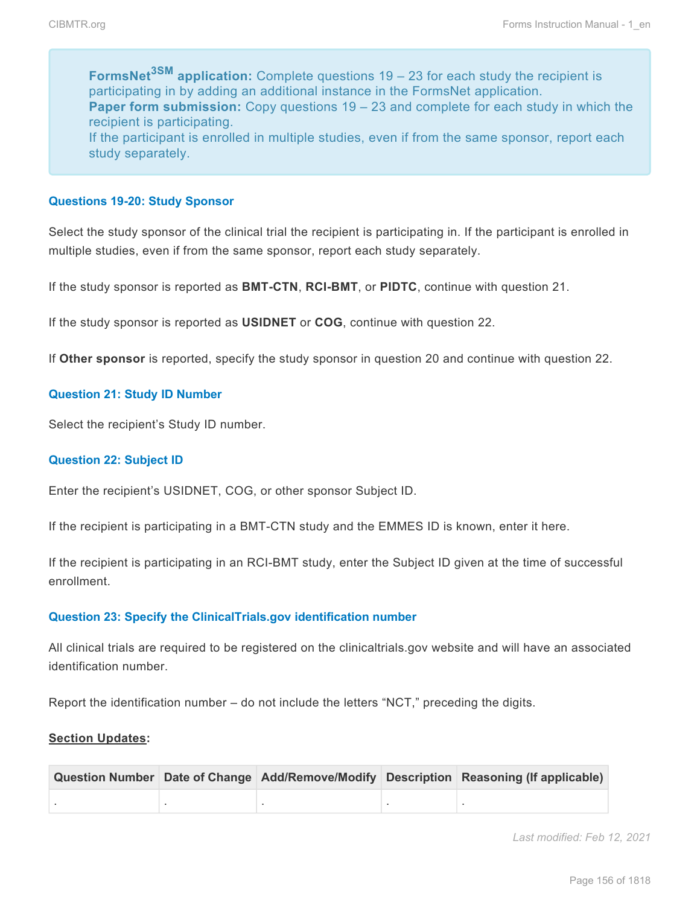**FormsNet3SM application:** Complete questions 19 – 23 for each study the recipient is participating in by adding an additional instance in the FormsNet application.
**Paper form submission:** Copy questions 19 – 23 and complete for each study in which the recipient is participating.
If the participant is enrolled in multiple studies, even if from the same sponsor, report each study separately.

#### Questions 19-20: Study Sponsor

Select the study sponsor of the clinical trial the recipient is participating in. If the participant is enrolled in multiple studies, even if from the same sponsor, report each study separately.

If the study sponsor is reported as **BMT-CTN**, **RCI-BMT**, or **PIDTC**, continue with question 21.

If the study sponsor is reported as **USIDNET** or **COG**, continue with question 22.

If **Other sponsor** is reported, specify the study sponsor in question 20 and continue with question 22.

#### Question 21: Study ID Number

Select the recipient's Study ID number.

#### Question 22: Subject ID

Enter the recipient's USIDNET, COG, or other sponsor Subject ID.

If the recipient is participating in a BMT-CTN study and the EMMES ID is known, enter it here.

If the recipient is participating in an RCI-BMT study, enter the Subject ID given at the time of successful enrollment.

#### Question 23: Specify the ClinicalTrials.gov identification number

All clinical trials are required to be registered on the clinicaltrials.gov website and will have an associated identification number.

Report the identification number – do not include the letters "NCT," preceding the digits.

**Section Updates:**

| Question Number | Date of Change | Add/Remove/Modify | Description | Reasoning (If applicable) |
|---|---|---|---|---|
| . | . | . | . | . |

*Last modified: Feb 12, 2021*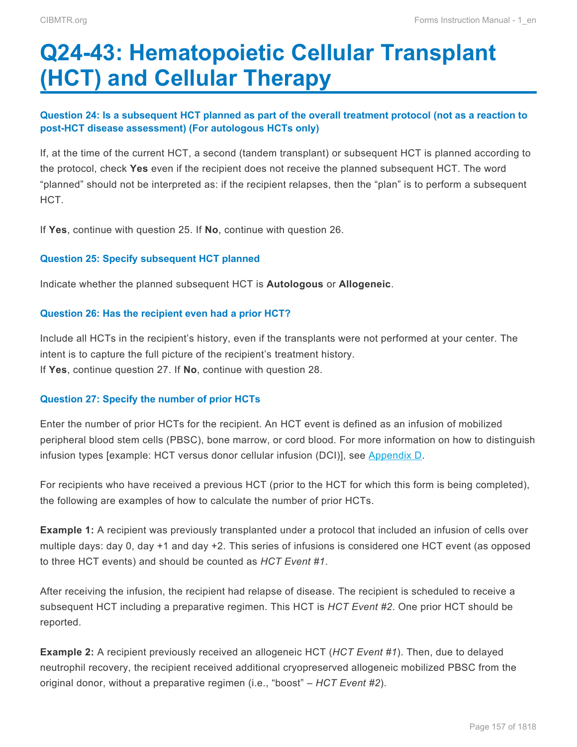# Q24-43: Hematopoietic Cellular Transplant (HCT) and Cellular Therapy

### Question 24: Is a subsequent HCT planned as part of the overall treatment protocol (not as a reaction to post-HCT disease assessment) (For autologous HCTs only)

If, at the time of the current HCT, a second (tandem transplant) or subsequent HCT is planned according to the protocol, check **Yes** even if the recipient does not receive the planned subsequent HCT. The word "planned" should not be interpreted as: if the recipient relapses, then the "plan" is to perform a subsequent HCT.

If **Yes**, continue with question 25. If **No**, continue with question 26.

### Question 25: Specify subsequent HCT planned

Indicate whether the planned subsequent HCT is **Autologous** or **Allogeneic**.

### Question 26: Has the recipient even had a prior HCT?

Include all HCTs in the recipient's history, even if the transplants were not performed at your center. The intent is to capture the full picture of the recipient's treatment history.
If **Yes**, continue question 27. If **No**, continue with question 28.

### Question 27: Specify the number of prior HCTs

Enter the number of prior HCTs for the recipient. An HCT event is defined as an infusion of mobilized peripheral blood stem cells (PBSC), bone marrow, or cord blood. For more information on how to distinguish infusion types [example: HCT versus donor cellular infusion (DCI)], see Appendix D.

For recipients who have received a previous HCT (prior to the HCT for which this form is being completed), the following are examples of how to calculate the number of prior HCTs.

**Example 1:** A recipient was previously transplanted under a protocol that included an infusion of cells over multiple days: day 0, day +1 and day +2. This series of infusions is considered one HCT event (as opposed to three HCT events) and should be counted as *HCT Event #1*.

After receiving the infusion, the recipient had relapse of disease. The recipient is scheduled to receive a subsequent HCT including a preparative regimen. This HCT is *HCT Event #2*. One prior HCT should be reported.

**Example 2:** A recipient previously received an allogeneic HCT (*HCT Event #1*). Then, due to delayed neutrophil recovery, the recipient received additional cryopreserved allogeneic mobilized PBSC from the original donor, without a preparative regimen (i.e., "boost" – *HCT Event #2*).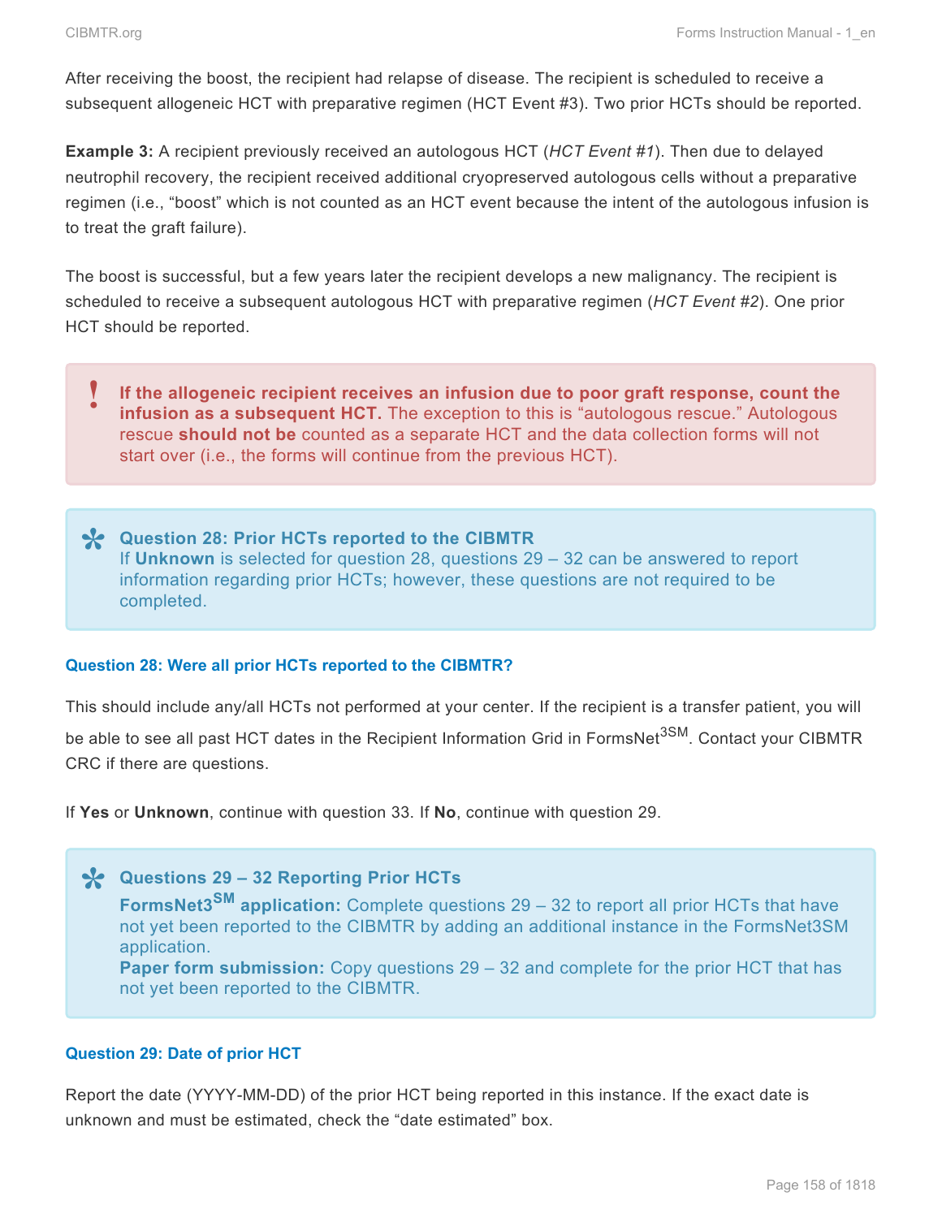After receiving the boost, the recipient had relapse of disease. The recipient is scheduled to receive a subsequent allogeneic HCT with preparative regimen (HCT Event #3). Two prior HCTs should be reported.

**Example 3:** A recipient previously received an autologous HCT (*HCT Event #1*). Then due to delayed neutrophil recovery, the recipient received additional cryopreserved autologous cells without a preparative regimen (i.e., "boost" which is not counted as an HCT event because the intent of the autologous infusion is to treat the graft failure).

The boost is successful, but a few years later the recipient develops a new malignancy. The recipient is scheduled to receive a subsequent autologous HCT with preparative regimen (*HCT Event #2*). One prior HCT should be reported.

> **!** **If the allogeneic recipient receives an infusion due to poor graft response, count the infusion as a subsequent HCT.** The exception to this is "autologous rescue." Autologous rescue **should not be** counted as a separate HCT and the data collection forms will not start over (i.e., the forms will continue from the previous HCT).

> **Question 28: Prior HCTs reported to the CIBMTR**
> If **Unknown** is selected for question 28, questions 29 – 32 can be answered to report information regarding prior HCTs; however, these questions are not required to be completed.

#### Question 28: Were all prior HCTs reported to the CIBMTR?

This should include any/all HCTs not performed at your center. If the recipient is a transfer patient, you will be able to see all past HCT dates in the Recipient Information Grid in FormsNet3SM. Contact your CIBMTR CRC if there are questions.

If **Yes** or **Unknown**, continue with question 33. If **No**, continue with question 29.

> **Questions 29 – 32 Reporting Prior HCTs**
> **FormsNet3SM application:** Complete questions 29 – 32 to report all prior HCTs that have not yet been reported to the CIBMTR by adding an additional instance in the FormsNet3SM application.
> **Paper form submission:** Copy questions 29 – 32 and complete for the prior HCT that has not yet been reported to the CIBMTR.

#### Question 29: Date of prior HCT

Report the date (YYYY-MM-DD) of the prior HCT being reported in this instance. If the exact date is unknown and must be estimated, check the "date estimated" box.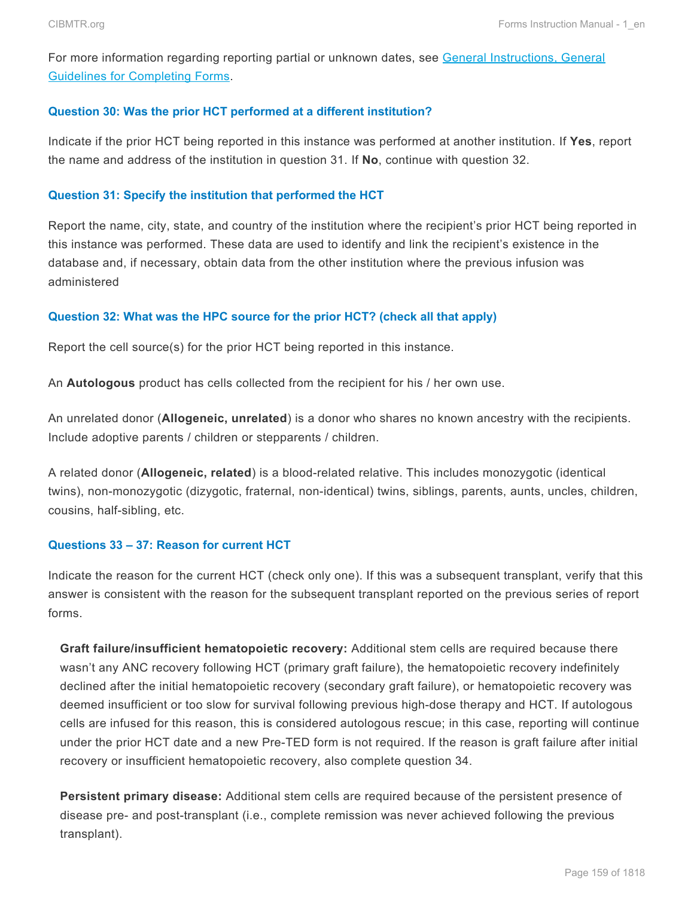For more information regarding reporting partial or unknown dates, see [General Instructions, General Guidelines for Completing Forms](#).

### Question 30: Was the prior HCT performed at a different institution?

Indicate if the prior HCT being reported in this instance was performed at another institution. If **Yes**, report the name and address of the institution in question 31. If **No**, continue with question 32.

### Question 31: Specify the institution that performed the HCT

Report the name, city, state, and country of the institution where the recipient's prior HCT being reported in this instance was performed. These data are used to identify and link the recipient's existence in the database and, if necessary, obtain data from the other institution where the previous infusion was administered

### Question 32: What was the HPC source for the prior HCT? (check all that apply)

Report the cell source(s) for the prior HCT being reported in this instance.

An **Autologous** product has cells collected from the recipient for his / her own use.

An unrelated donor (**Allogeneic, unrelated**) is a donor who shares no known ancestry with the recipients. Include adoptive parents / children or stepparents / children.

A related donor (**Allogeneic, related**) is a blood-related relative. This includes monozygotic (identical twins), non-monozygotic (dizygotic, fraternal, non-identical) twins, siblings, parents, aunts, uncles, children, cousins, half-sibling, etc.

### Questions 33 – 37: Reason for current HCT

Indicate the reason for the current HCT (check only one). If this was a subsequent transplant, verify that this answer is consistent with the reason for the subsequent transplant reported on the previous series of report forms.

**Graft failure/insufficient hematopoietic recovery:** Additional stem cells are required because there wasn't any ANC recovery following HCT (primary graft failure), the hematopoietic recovery indefinitely declined after the initial hematopoietic recovery (secondary graft failure), or hematopoietic recovery was deemed insufficient or too slow for survival following previous high-dose therapy and HCT. If autologous cells are infused for this reason, this is considered autologous rescue; in this case, reporting will continue under the prior HCT date and a new Pre-TED form is not required. If the reason is graft failure after initial recovery or insufficient hematopoietic recovery, also complete question 34.

**Persistent primary disease:** Additional stem cells are required because of the persistent presence of disease pre- and post-transplant (i.e., complete remission was never achieved following the previous transplant).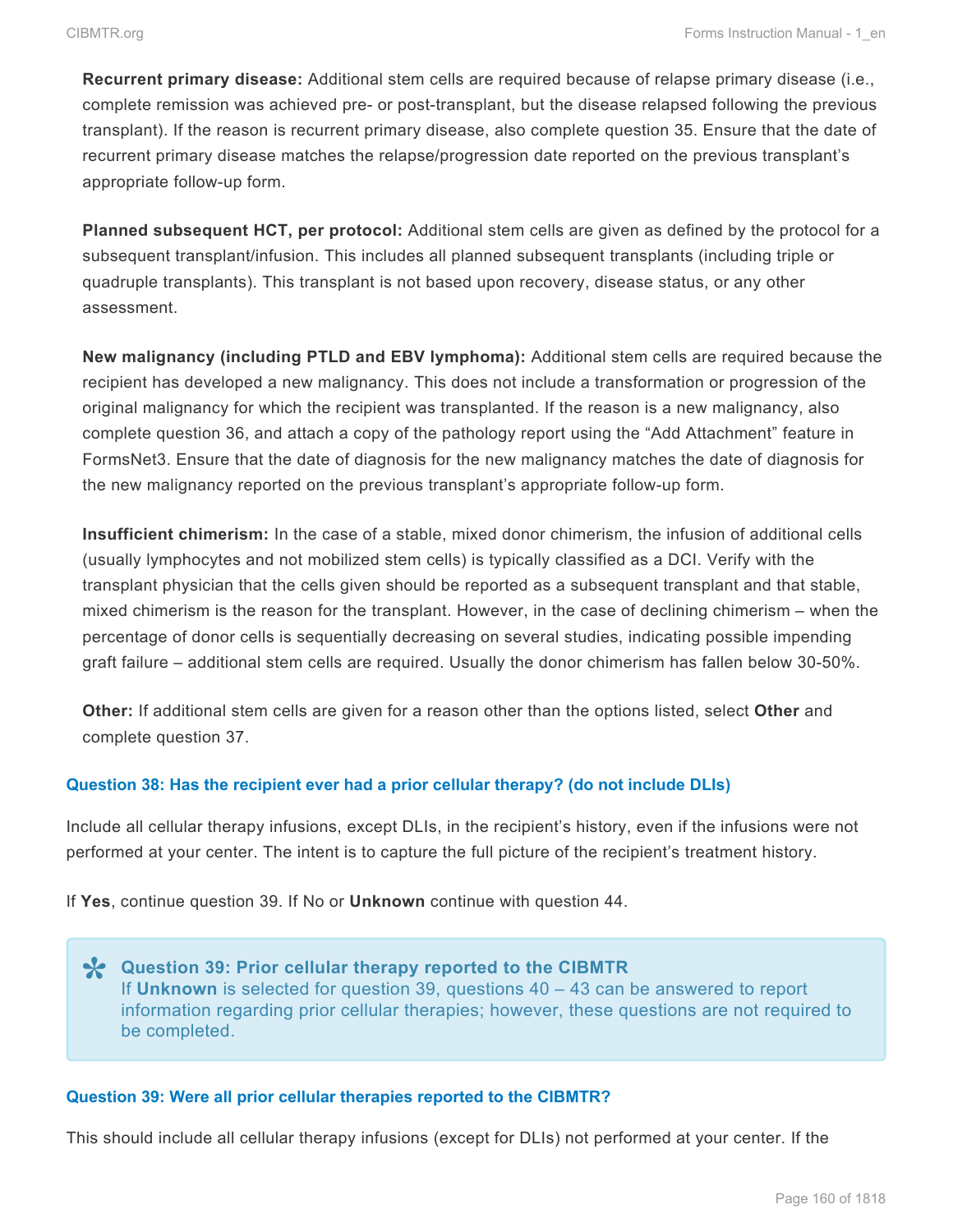**Recurrent primary disease:** Additional stem cells are required because of relapse primary disease (i.e., complete remission was achieved pre- or post-transplant, but the disease relapsed following the previous transplant). If the reason is recurrent primary disease, also complete question 35. Ensure that the date of recurrent primary disease matches the relapse/progression date reported on the previous transplant's appropriate follow-up form.

**Planned subsequent HCT, per protocol:** Additional stem cells are given as defined by the protocol for a subsequent transplant/infusion. This includes all planned subsequent transplants (including triple or quadruple transplants). This transplant is not based upon recovery, disease status, or any other assessment.

**New malignancy (including PTLD and EBV lymphoma):** Additional stem cells are required because the recipient has developed a new malignancy. This does not include a transformation or progression of the original malignancy for which the recipient was transplanted. If the reason is a new malignancy, also complete question 36, and attach a copy of the pathology report using the "Add Attachment" feature in FormsNet3. Ensure that the date of diagnosis for the new malignancy matches the date of diagnosis for the new malignancy reported on the previous transplant's appropriate follow-up form.

**Insufficient chimerism:** In the case of a stable, mixed donor chimerism, the infusion of additional cells (usually lymphocytes and not mobilized stem cells) is typically classified as a DCI. Verify with the transplant physician that the cells given should be reported as a subsequent transplant and that stable, mixed chimerism is the reason for the transplant. However, in the case of declining chimerism – when the percentage of donor cells is sequentially decreasing on several studies, indicating possible impending graft failure – additional stem cells are required. Usually the donor chimerism has fallen below 30-50%.

**Other:** If additional stem cells are given for a reason other than the options listed, select **Other** and complete question 37.

#### Question 38: Has the recipient ever had a prior cellular therapy? (do not include DLIs)

Include all cellular therapy infusions, except DLIs, in the recipient's history, even if the infusions were not performed at your center. The intent is to capture the full picture of the recipient's treatment history.

If **Yes**, continue question 39. If No or **Unknown** continue with question 44.

> **Question 39: Prior cellular therapy reported to the CIBMTR**
> If **Unknown** is selected for question 39, questions 40 – 43 can be answered to report information regarding prior cellular therapies; however, these questions are not required to be completed.

#### Question 39: Were all prior cellular therapies reported to the CIBMTR?

This should include all cellular therapy infusions (except for DLIs) not performed at your center. If the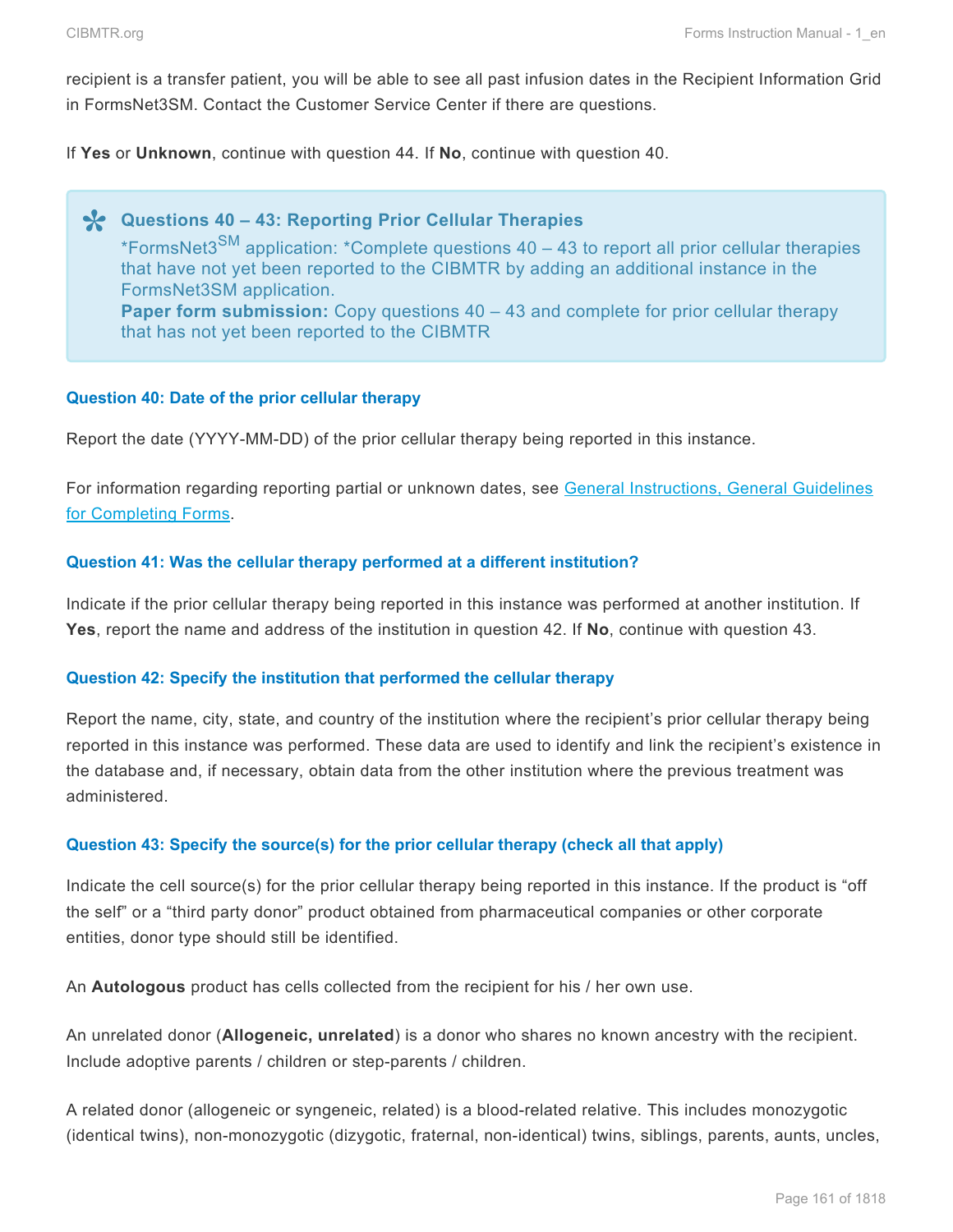recipient is a transfer patient, you will be able to see all past infusion dates in the Recipient Information Grid in FormsNet3SM. Contact the Customer Service Center if there are questions.

If **Yes** or **Unknown**, continue with question 44. If **No**, continue with question 40.

> **Questions 40 – 43: Reporting Prior Cellular Therapies**
> *FormsNet3SM application: *Complete questions 40 – 43 to report all prior cellular therapies that have not yet been reported to the CIBMTR by adding an additional instance in the FormsNet3SM application.
> **Paper form submission:** Copy questions 40 – 43 and complete for prior cellular therapy that has not yet been reported to the CIBMTR

#### Question 40: Date of the prior cellular therapy

Report the date (YYYY-MM-DD) of the prior cellular therapy being reported in this instance.

For information regarding reporting partial or unknown dates, see General Instructions, General Guidelines for Completing Forms.

#### Question 41: Was the cellular therapy performed at a different institution?

Indicate if the prior cellular therapy being reported in this instance was performed at another institution. If **Yes**, report the name and address of the institution in question 42. If **No**, continue with question 43.

#### Question 42: Specify the institution that performed the cellular therapy

Report the name, city, state, and country of the institution where the recipient's prior cellular therapy being reported in this instance was performed. These data are used to identify and link the recipient's existence in the database and, if necessary, obtain data from the other institution where the previous treatment was administered.

#### Question 43: Specify the source(s) for the prior cellular therapy (check all that apply)

Indicate the cell source(s) for the prior cellular therapy being reported in this instance. If the product is "off the self" or a "third party donor" product obtained from pharmaceutical companies or other corporate entities, donor type should still be identified.

An **Autologous** product has cells collected from the recipient for his / her own use.

An unrelated donor (**Allogeneic, unrelated**) is a donor who shares no known ancestry with the recipient. Include adoptive parents / children or step-parents / children.

A related donor (allogeneic or syngeneic, related) is a blood-related relative. This includes monozygotic (identical twins), non-monozygotic (dizygotic, fraternal, non-identical) twins, siblings, parents, aunts, uncles,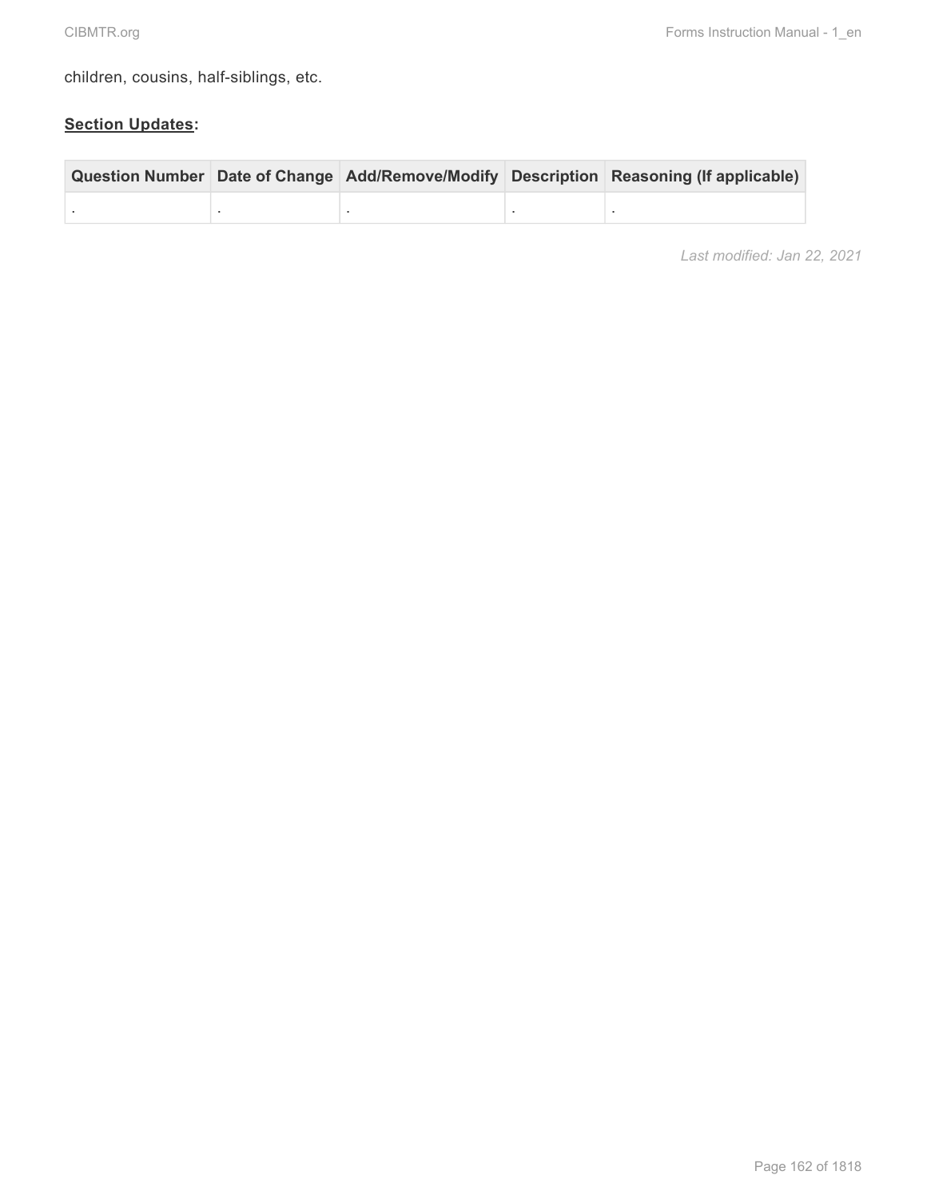children, cousins, half-siblings, etc.

**Section Updates:**

| Question Number | Date of Change | Add/Remove/Modify | Description | Reasoning (If applicable) |
|---|---|---|---|---|
| . | . | . | . | . |

*Last modified: Jan 22, 2021*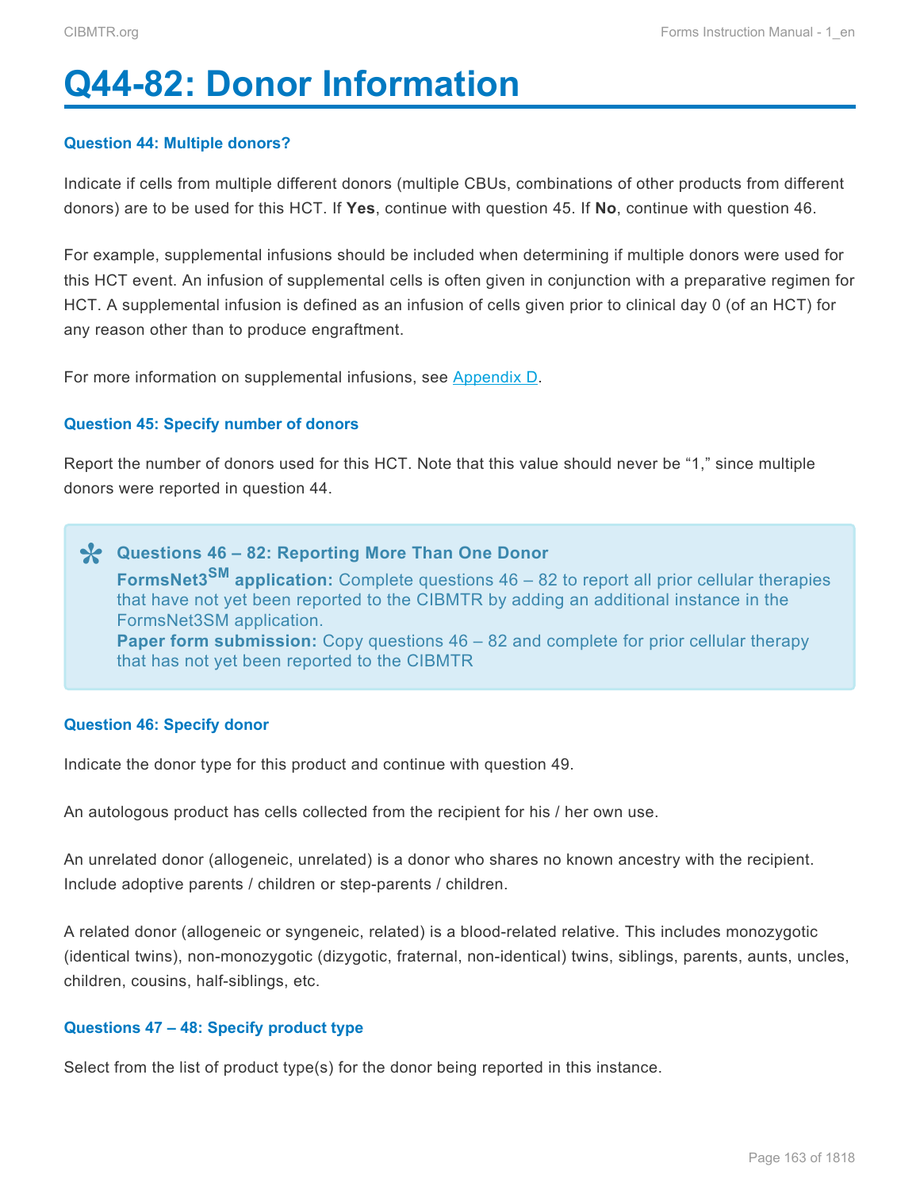# Q44-82: Donor Information

#### Question 44: Multiple donors?

Indicate if cells from multiple different donors (multiple CBUs, combinations of other products from different donors) are to be used for this HCT. If **Yes**, continue with question 45. If **No**, continue with question 46.

For example, supplemental infusions should be included when determining if multiple donors were used for this HCT event. An infusion of supplemental cells is often given in conjunction with a preparative regimen for HCT. A supplemental infusion is defined as an infusion of cells given prior to clinical day 0 (of an HCT) for any reason other than to produce engraftment.

For more information on supplemental infusions, see [Appendix D](#).

#### Question 45: Specify number of donors

Report the number of donors used for this HCT. Note that this value should never be "1," since multiple donors were reported in question 44.

> **Questions 46 – 82: Reporting More Than One Donor**
> **FormsNet3[SM] application:** Complete questions 46 – 82 to report all prior cellular therapies that have not yet been reported to the CIBMTR by adding an additional instance in the FormsNet3SM application.
> **Paper form submission:** Copy questions 46 – 82 and complete for prior cellular therapy that has not yet been reported to the CIBMTR

#### Question 46: Specify donor

Indicate the donor type for this product and continue with question 49.

An autologous product has cells collected from the recipient for his / her own use.

An unrelated donor (allogeneic, unrelated) is a donor who shares no known ancestry with the recipient. Include adoptive parents / children or step-parents / children.

A related donor (allogeneic or syngeneic, related) is a blood-related relative. This includes monozygotic (identical twins), non-monozygotic (dizygotic, fraternal, non-identical) twins, siblings, parents, aunts, uncles, children, cousins, half-siblings, etc.

#### Questions 47 – 48: Specify product type

Select from the list of product type(s) for the donor being reported in this instance.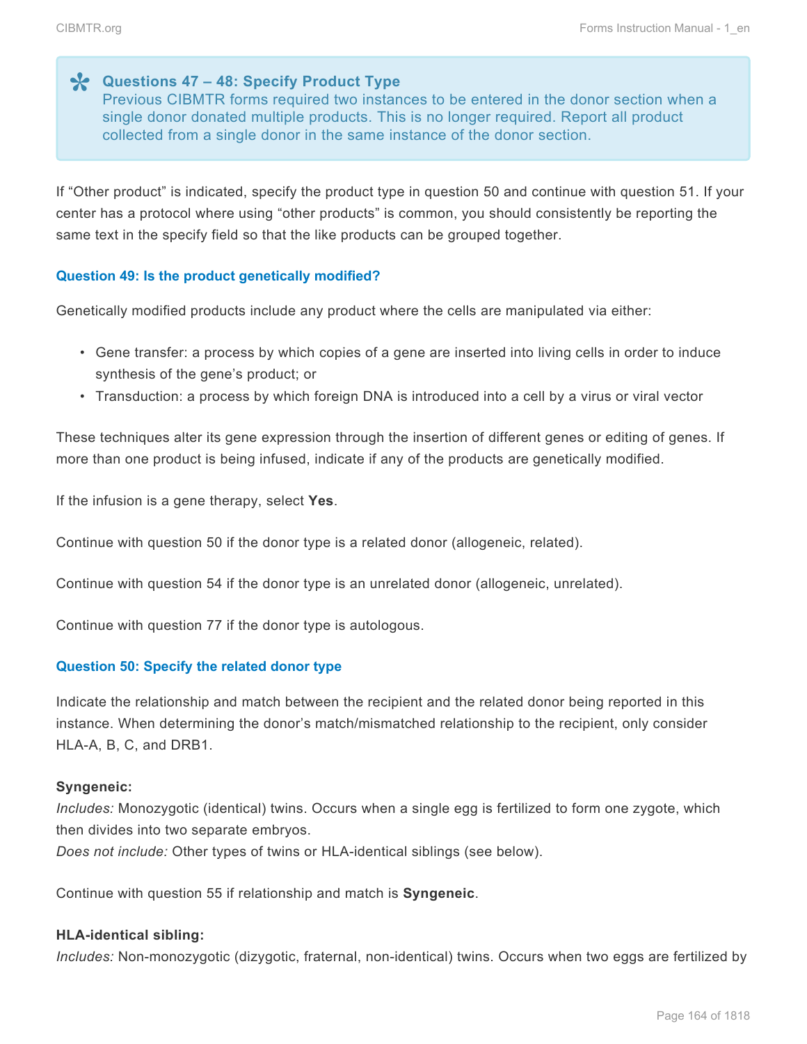> **Questions 47 – 48: Specify Product Type**
> Previous CIBMTR forms required two instances to be entered in the donor section when a single donor donated multiple products. This is no longer required. Report all product collected from a single donor in the same instance of the donor section.

If "Other product" is indicated, specify the product type in question 50 and continue with question 51. If your center has a protocol where using "other products" is common, you should consistently be reporting the same text in the specify field so that the like products can be grouped together.

### Question 49: Is the product genetically modified?

Genetically modified products include any product where the cells are manipulated via either:

- Gene transfer: a process by which copies of a gene are inserted into living cells in order to induce synthesis of the gene's product; or
- Transduction: a process by which foreign DNA is introduced into a cell by a virus or viral vector

These techniques alter its gene expression through the insertion of different genes or editing of genes. If more than one product is being infused, indicate if any of the products are genetically modified.

If the infusion is a gene therapy, select **Yes**.

Continue with question 50 if the donor type is a related donor (allogeneic, related).

Continue with question 54 if the donor type is an unrelated donor (allogeneic, unrelated).

Continue with question 77 if the donor type is autologous.

### Question 50: Specify the related donor type

Indicate the relationship and match between the recipient and the related donor being reported in this instance. When determining the donor's match/mismatched relationship to the recipient, only consider HLA-A, B, C, and DRB1.

**Syngeneic:**
*Includes:* Monozygotic (identical) twins. Occurs when a single egg is fertilized to form one zygote, which then divides into two separate embryos.
*Does not include:* Other types of twins or HLA-identical siblings (see below).

Continue with question 55 if relationship and match is **Syngeneic**.

**HLA-identical sibling:**
*Includes:* Non-monozygotic (dizygotic, fraternal, non-identical) twins. Occurs when two eggs are fertilized by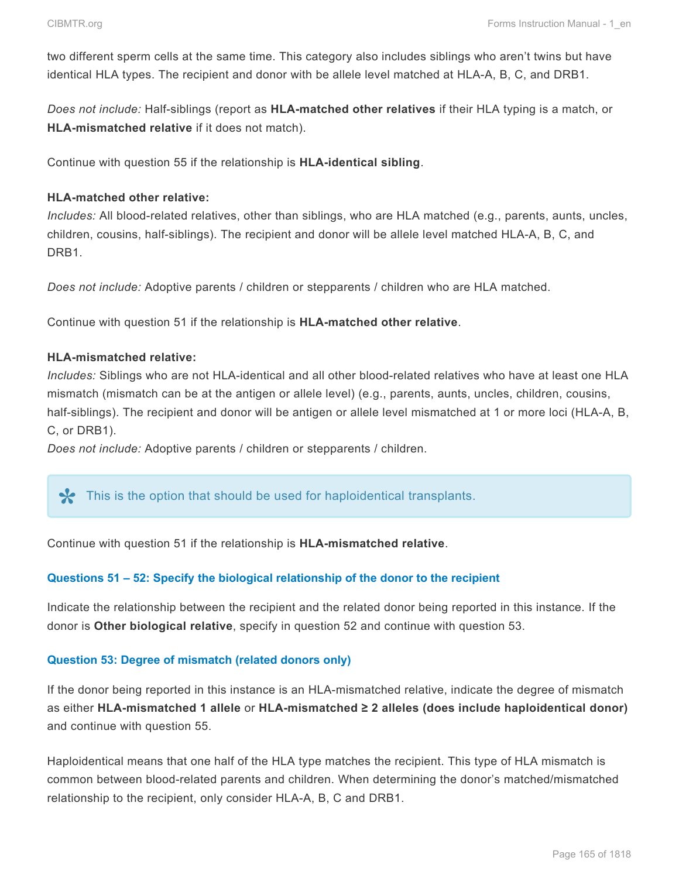two different sperm cells at the same time. This category also includes siblings who aren't twins but have identical HLA types. The recipient and donor with be allele level matched at HLA-A, B, C, and DRB1.

*Does not include:* Half-siblings (report as **HLA-matched other relatives** if their HLA typing is a match, or **HLA-mismatched relative** if it does not match).

Continue with question 55 if the relationship is **HLA-identical sibling**.

**HLA-matched other relative:**
*Includes:* All blood-related relatives, other than siblings, who are HLA matched (e.g., parents, aunts, uncles, children, cousins, half-siblings). The recipient and donor will be allele level matched HLA-A, B, C, and DRB1.

*Does not include:* Adoptive parents / children or stepparents / children who are HLA matched.

Continue with question 51 if the relationship is **HLA-matched other relative**.

**HLA-mismatched relative:**
*Includes:* Siblings who are not HLA-identical and all other blood-related relatives who have at least one HLA mismatch (mismatch can be at the antigen or allele level) (e.g., parents, aunts, uncles, children, cousins, half-siblings). The recipient and donor will be antigen or allele level mismatched at 1 or more loci (HLA-A, B, C, or DRB1).
*Does not include:* Adoptive parents / children or stepparents / children.

> This is the option that should be used for haploidentical transplants.

Continue with question 51 if the relationship is **HLA-mismatched relative**.

### Questions 51 – 52: Specify the biological relationship of the donor to the recipient

Indicate the relationship between the recipient and the related donor being reported in this instance. If the donor is **Other biological relative**, specify in question 52 and continue with question 53.

### Question 53: Degree of mismatch (related donors only)

If the donor being reported in this instance is an HLA-mismatched relative, indicate the degree of mismatch as either **HLA-mismatched 1 allele** or **HLA-mismatched ≥ 2 alleles (does include haploidentical donor)** and continue with question 55.

Haploidentical means that one half of the HLA type matches the recipient. This type of HLA mismatch is common between blood-related parents and children. When determining the donor's matched/mismatched relationship to the recipient, only consider HLA-A, B, C and DRB1.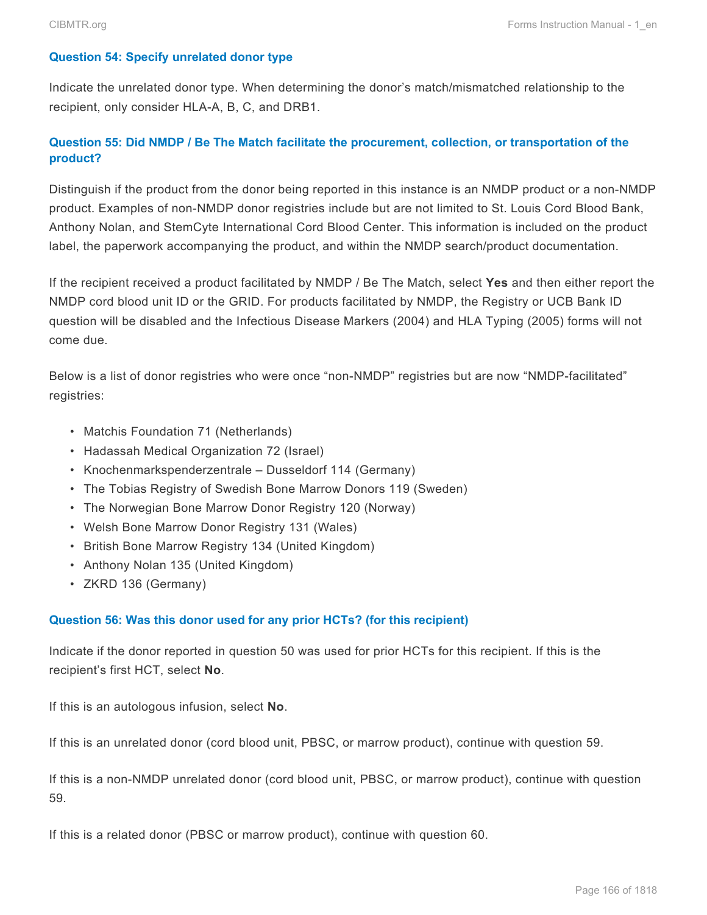### Question 54: Specify unrelated donor type

Indicate the unrelated donor type. When determining the donor's match/mismatched relationship to the recipient, only consider HLA-A, B, C, and DRB1.

### Question 55: Did NMDP / Be The Match facilitate the procurement, collection, or transportation of the product?

Distinguish if the product from the donor being reported in this instance is an NMDP product or a non-NMDP product. Examples of non-NMDP donor registries include but are not limited to St. Louis Cord Blood Bank, Anthony Nolan, and StemCyte International Cord Blood Center. This information is included on the product label, the paperwork accompanying the product, and within the NMDP search/product documentation.

If the recipient received a product facilitated by NMDP / Be The Match, select **Yes** and then either report the NMDP cord blood unit ID or the GRID. For products facilitated by NMDP, the Registry or UCB Bank ID question will be disabled and the Infectious Disease Markers (2004) and HLA Typing (2005) forms will not come due.

Below is a list of donor registries who were once "non-NMDP" registries but are now "NMDP-facilitated" registries:

- Matchis Foundation 71 (Netherlands)
- Hadassah Medical Organization 72 (Israel)
- Knochenmarkspenderzentrale – Dusseldorf 114 (Germany)
- The Tobias Registry of Swedish Bone Marrow Donors 119 (Sweden)
- The Norwegian Bone Marrow Donor Registry 120 (Norway)
- Welsh Bone Marrow Donor Registry 131 (Wales)
- British Bone Marrow Registry 134 (United Kingdom)
- Anthony Nolan 135 (United Kingdom)
- ZKRD 136 (Germany)

### Question 56: Was this donor used for any prior HCTs? (for this recipient)

Indicate if the donor reported in question 50 was used for prior HCTs for this recipient. If this is the recipient's first HCT, select **No**.

If this is an autologous infusion, select **No**.

If this is an unrelated donor (cord blood unit, PBSC, or marrow product), continue with question 59.

If this is a non-NMDP unrelated donor (cord blood unit, PBSC, or marrow product), continue with question 59.

If this is a related donor (PBSC or marrow product), continue with question 60.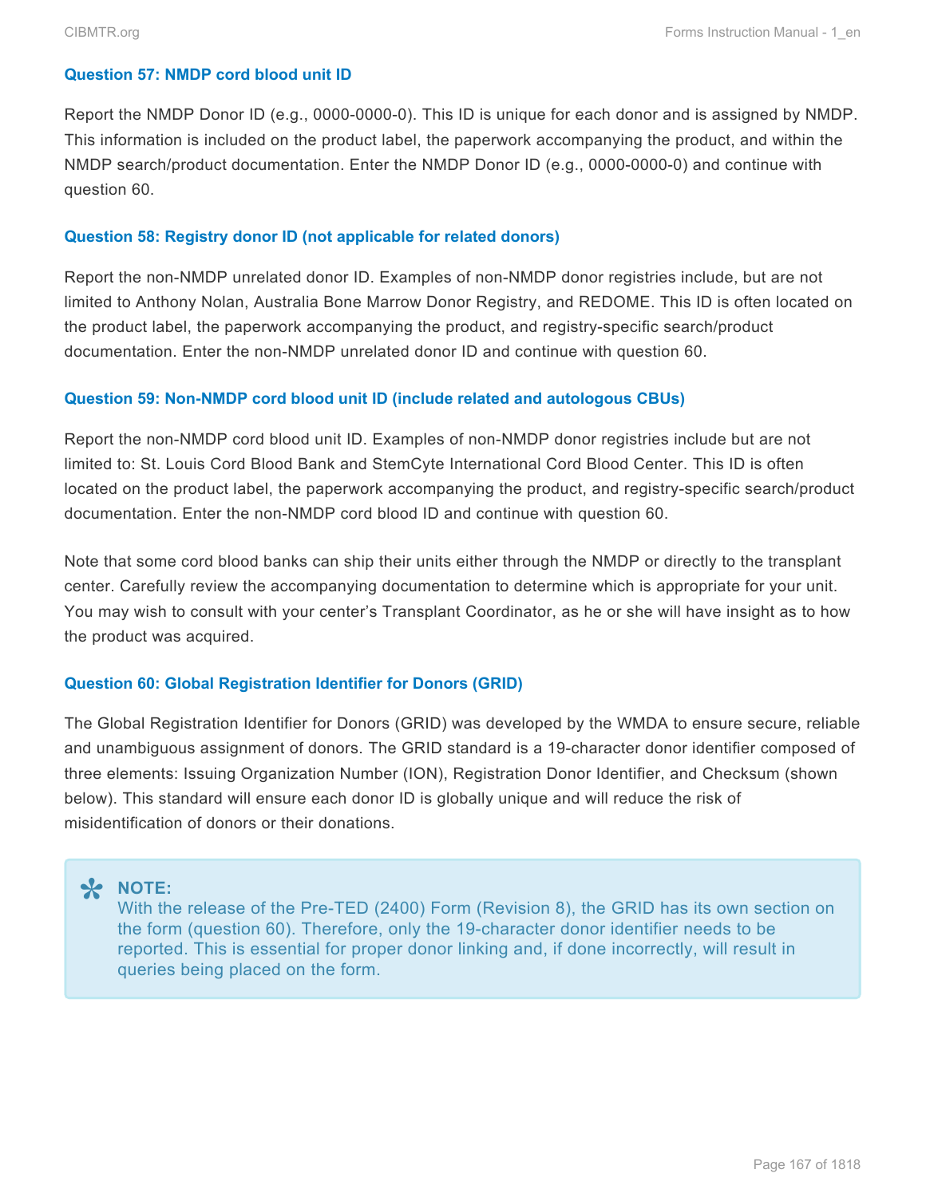#### Question 57: NMDP cord blood unit ID

Report the NMDP Donor ID (e.g., 0000-0000-0). This ID is unique for each donor and is assigned by NMDP. This information is included on the product label, the paperwork accompanying the product, and within the NMDP search/product documentation. Enter the NMDP Donor ID (e.g., 0000-0000-0) and continue with question 60.

#### Question 58: Registry donor ID (not applicable for related donors)

Report the non-NMDP unrelated donor ID. Examples of non-NMDP donor registries include, but are not limited to Anthony Nolan, Australia Bone Marrow Donor Registry, and REDOME. This ID is often located on the product label, the paperwork accompanying the product, and registry-specific search/product documentation. Enter the non-NMDP unrelated donor ID and continue with question 60.

#### Question 59: Non-NMDP cord blood unit ID (include related and autologous CBUs)

Report the non-NMDP cord blood unit ID. Examples of non-NMDP donor registries include but are not limited to: St. Louis Cord Blood Bank and StemCyte International Cord Blood Center. This ID is often located on the product label, the paperwork accompanying the product, and registry-specific search/product documentation. Enter the non-NMDP cord blood ID and continue with question 60.

Note that some cord blood banks can ship their units either through the NMDP or directly to the transplant center. Carefully review the accompanying documentation to determine which is appropriate for your unit. You may wish to consult with your center's Transplant Coordinator, as he or she will have insight as to how the product was acquired.

#### Question 60: Global Registration Identifier for Donors (GRID)

The Global Registration Identifier for Donors (GRID) was developed by the WMDA to ensure secure, reliable and unambiguous assignment of donors. The GRID standard is a 19-character donor identifier composed of three elements: Issuing Organization Number (ION), Registration Donor Identifier, and Checksum (shown below). This standard will ensure each donor ID is globally unique and will reduce the risk of misidentification of donors or their donations.

> **NOTE:**
> With the release of the Pre-TED (2400) Form (Revision 8), the GRID has its own section on the form (question 60). Therefore, only the 19-character donor identifier needs to be reported. This is essential for proper donor linking and, if done incorrectly, will result in queries being placed on the form.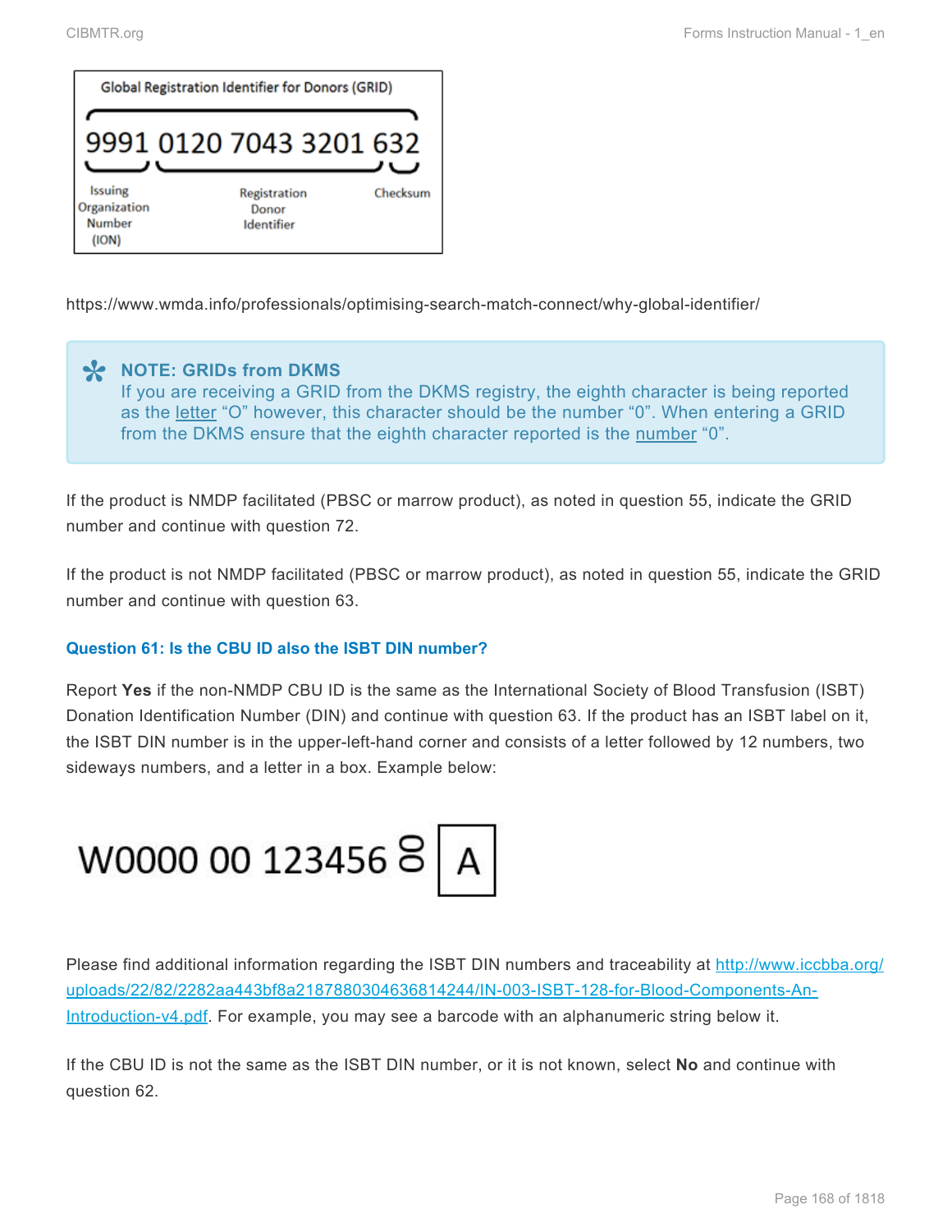Global Registration Identifier for Donors (GRID)

9991 0120 7043 3201 632

Issuing Organization Number (ION) | Registration Donor Identifier | Checksum

https://www.wmda.info/professionals/optimising-search-match-connect/why-global-identifier/

> **NOTE: GRIDs from DKMS**
> If you are receiving a GRID from the DKMS registry, the eighth character is being reported as the letter "O" however, this character should be the number "0". When entering a GRID from the DKMS ensure that the eighth character reported is the number "0".

If the product is NMDP facilitated (PBSC or marrow product), as noted in question 55, indicate the GRID number and continue with question 72.

If the product is not NMDP facilitated (PBSC or marrow product), as noted in question 55, indicate the GRID number and continue with question 63.

### Question 61: Is the CBU ID also the ISBT DIN number?

Report **Yes** if the non-NMDP CBU ID is the same as the International Society of Blood Transfusion (ISBT) Donation Identification Number (DIN) and continue with question 63. If the product has an ISBT label on it, the ISBT DIN number is in the upper-left-hand corner and consists of a letter followed by 12 numbers, two sideways numbers, and a letter in a box. Example below:

W0000 00 123456 00 A

Please find additional information regarding the ISBT DIN numbers and traceability at http://www.iccbba.org/uploads/22/82/2282aa443bf8a2187880304636814244/IN-003-ISBT-128-for-Blood-Components-An-Introduction-v4.pdf. For example, you may see a barcode with an alphanumeric string below it.

If the CBU ID is not the same as the ISBT DIN number, or it is not known, select **No** and continue with question 62.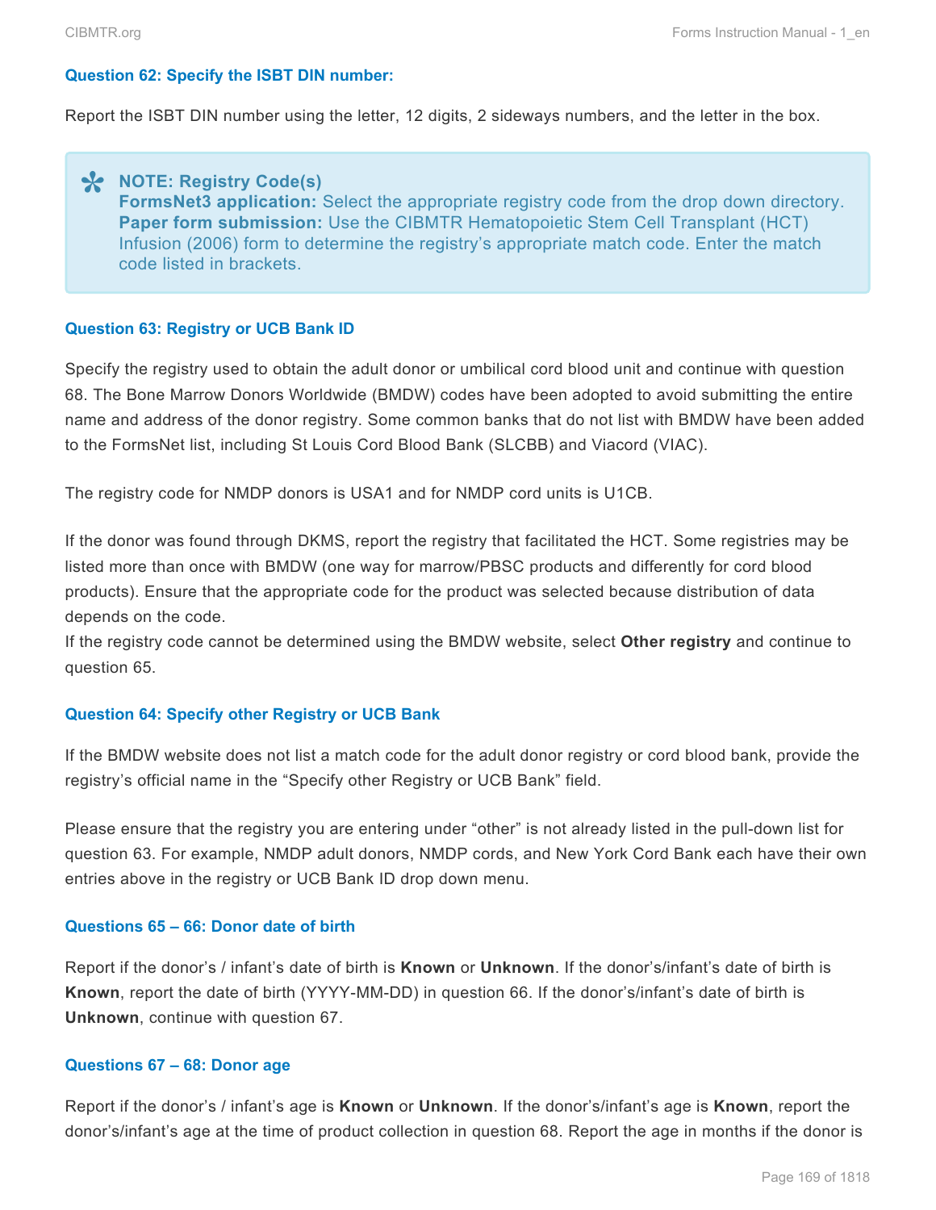#### Question 62: Specify the ISBT DIN number:

Report the ISBT DIN number using the letter, 12 digits, 2 sideways numbers, and the letter in the box.

> **NOTE: Registry Code(s)**
> **FormsNet3 application:** Select the appropriate registry code from the drop down directory.
> **Paper form submission:** Use the CIBMTR Hematopoietic Stem Cell Transplant (HCT) Infusion (2006) form to determine the registry's appropriate match code. Enter the match code listed in brackets.

#### Question 63: Registry or UCB Bank ID

Specify the registry used to obtain the adult donor or umbilical cord blood unit and continue with question 68. The Bone Marrow Donors Worldwide (BMDW) codes have been adopted to avoid submitting the entire name and address of the donor registry. Some common banks that do not list with BMDW have been added to the FormsNet list, including St Louis Cord Blood Bank (SLCBB) and Viacord (VIAC).

The registry code for NMDP donors is USA1 and for NMDP cord units is U1CB.

If the donor was found through DKMS, report the registry that facilitated the HCT. Some registries may be listed more than once with BMDW (one way for marrow/PBSC products and differently for cord blood products). Ensure that the appropriate code for the product was selected because distribution of data depends on the code.
If the registry code cannot be determined using the BMDW website, select **Other registry** and continue to question 65.

#### Question 64: Specify other Registry or UCB Bank

If the BMDW website does not list a match code for the adult donor registry or cord blood bank, provide the registry's official name in the "Specify other Registry or UCB Bank" field.

Please ensure that the registry you are entering under "other" is not already listed in the pull-down list for question 63. For example, NMDP adult donors, NMDP cords, and New York Cord Bank each have their own entries above in the registry or UCB Bank ID drop down menu.

#### Questions 65 – 66: Donor date of birth

Report if the donor's / infant's date of birth is **Known** or **Unknown**. If the donor's/infant's date of birth is **Known**, report the date of birth (YYYY-MM-DD) in question 66. If the donor's/infant's date of birth is **Unknown**, continue with question 67.

#### Questions 67 – 68: Donor age

Report if the donor's / infant's age is **Known** or **Unknown**. If the donor's/infant's age is **Known**, report the donor's/infant's age at the time of product collection in question 68. Report the age in months if the donor is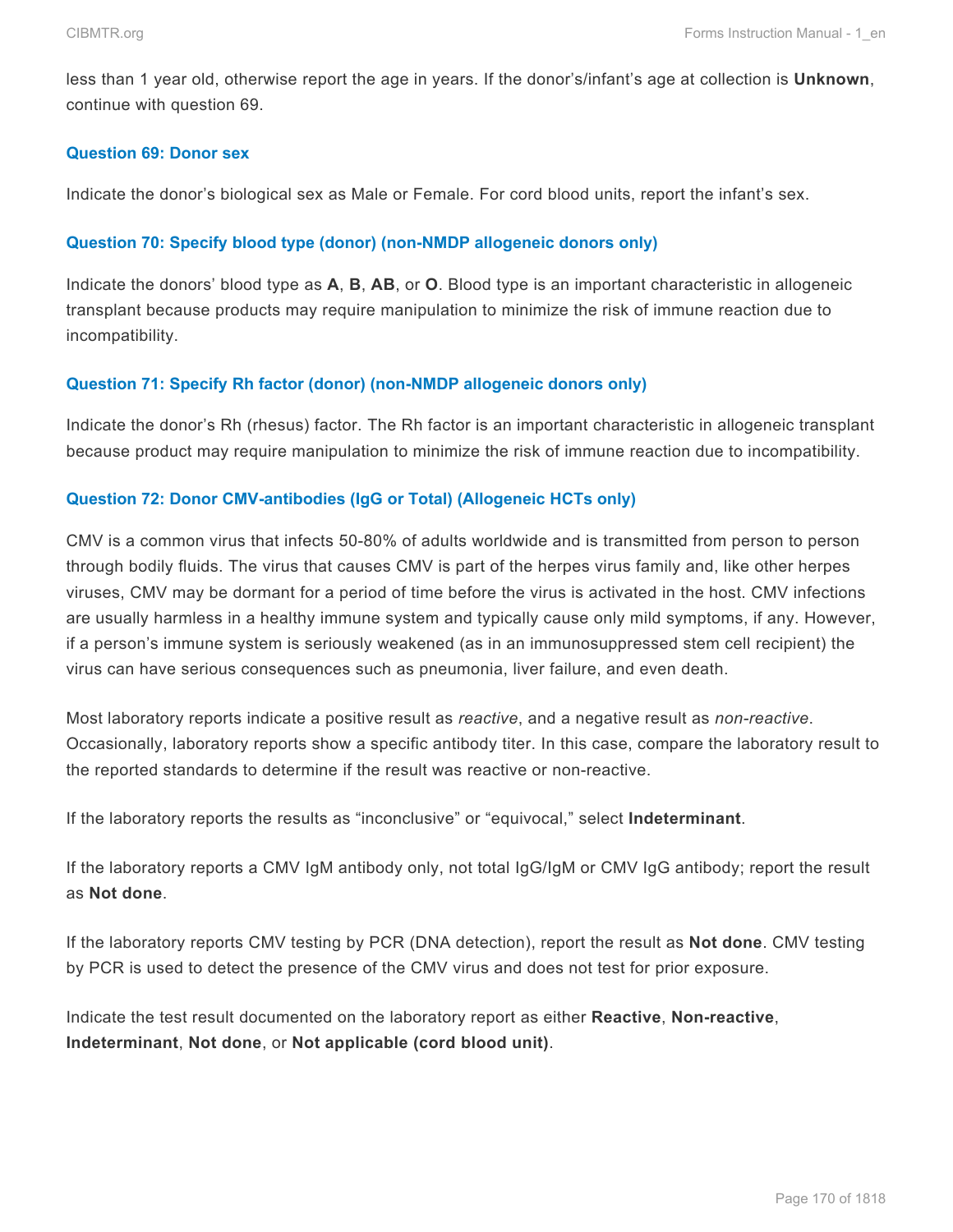less than 1 year old, otherwise report the age in years. If the donor's/infant's age at collection is **Unknown**, continue with question 69.

#### Question 69: Donor sex

Indicate the donor's biological sex as Male or Female. For cord blood units, report the infant's sex.

#### Question 70: Specify blood type (donor) (non-NMDP allogeneic donors only)

Indicate the donors' blood type as **A**, **B**, **AB**, or **O**. Blood type is an important characteristic in allogeneic transplant because products may require manipulation to minimize the risk of immune reaction due to incompatibility.

#### Question 71: Specify Rh factor (donor) (non-NMDP allogeneic donors only)

Indicate the donor's Rh (rhesus) factor. The Rh factor is an important characteristic in allogeneic transplant because product may require manipulation to minimize the risk of immune reaction due to incompatibility.

#### Question 72: Donor CMV-antibodies (IgG or Total) (Allogeneic HCTs only)

CMV is a common virus that infects 50-80% of adults worldwide and is transmitted from person to person through bodily fluids. The virus that causes CMV is part of the herpes virus family and, like other herpes viruses, CMV may be dormant for a period of time before the virus is activated in the host. CMV infections are usually harmless in a healthy immune system and typically cause only mild symptoms, if any. However, if a person's immune system is seriously weakened (as in an immunosuppressed stem cell recipient) the virus can have serious consequences such as pneumonia, liver failure, and even death.

Most laboratory reports indicate a positive result as *reactive*, and a negative result as *non-reactive*. Occasionally, laboratory reports show a specific antibody titer. In this case, compare the laboratory result to the reported standards to determine if the result was reactive or non-reactive.

If the laboratory reports the results as "inconclusive" or "equivocal," select **Indeterminant**.

If the laboratory reports a CMV IgM antibody only, not total IgG/IgM or CMV IgG antibody; report the result as **Not done**.

If the laboratory reports CMV testing by PCR (DNA detection), report the result as **Not done**. CMV testing by PCR is used to detect the presence of the CMV virus and does not test for prior exposure.

Indicate the test result documented on the laboratory report as either **Reactive**, **Non-reactive**, **Indeterminant**, **Not done**, or **Not applicable (cord blood unit)**.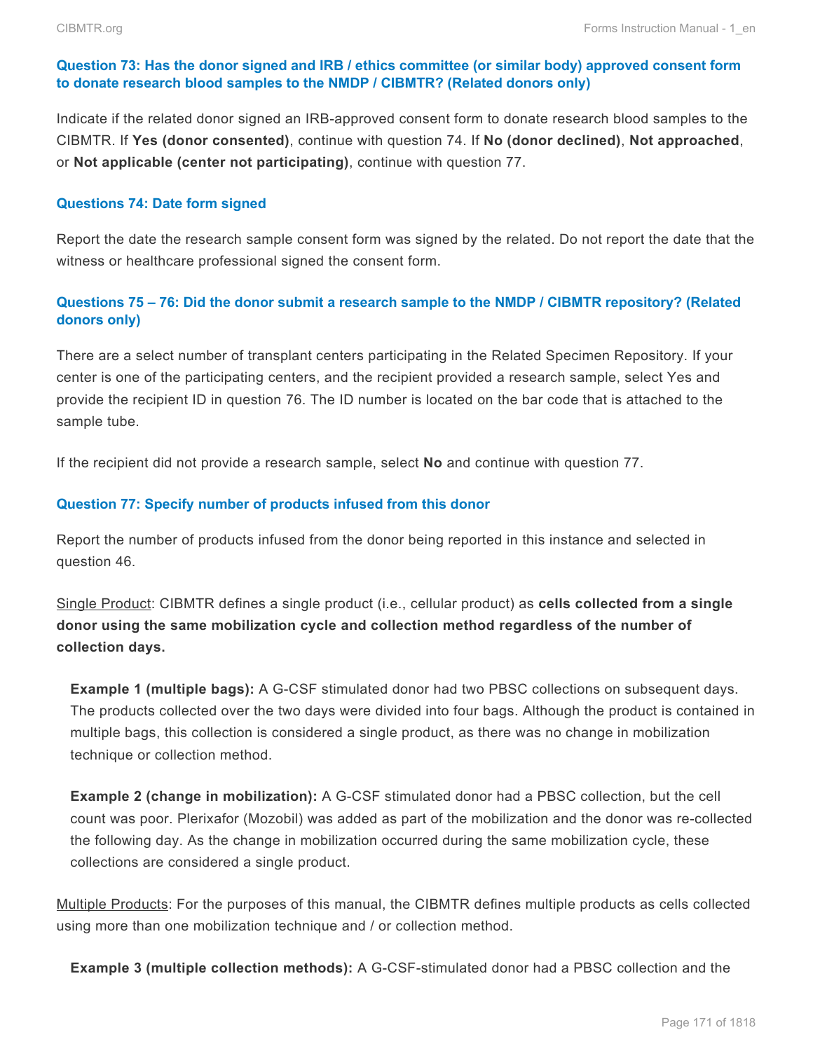### Question 73: Has the donor signed and IRB / ethics committee (or similar body) approved consent form to donate research blood samples to the NMDP / CIBMTR? (Related donors only)

Indicate if the related donor signed an IRB-approved consent form to donate research blood samples to the CIBMTR. If **Yes (donor consented)**, continue with question 74. If **No (donor declined)**, **Not approached**, or **Not applicable (center not participating)**, continue with question 77.

### Questions 74: Date form signed

Report the date the research sample consent form was signed by the related. Do not report the date that the witness or healthcare professional signed the consent form.

### Questions 75 – 76: Did the donor submit a research sample to the NMDP / CIBMTR repository? (Related donors only)

There are a select number of transplant centers participating in the Related Specimen Repository. If your center is one of the participating centers, and the recipient provided a research sample, select Yes and provide the recipient ID in question 76. The ID number is located on the bar code that is attached to the sample tube.

If the recipient did not provide a research sample, select **No** and continue with question 77.

### Question 77: Specify number of products infused from this donor

Report the number of products infused from the donor being reported in this instance and selected in question 46.

Single Product: CIBMTR defines a single product (i.e., cellular product) as **cells collected from a single donor using the same mobilization cycle and collection method regardless of the number of collection days.**

> **Example 1 (multiple bags):** A G-CSF stimulated donor had two PBSC collections on subsequent days. The products collected over the two days were divided into four bags. Although the product is contained in multiple bags, this collection is considered a single product, as there was no change in mobilization technique or collection method.
>
> **Example 2 (change in mobilization):** A G-CSF stimulated donor had a PBSC collection, but the cell count was poor. Plerixafor (Mozobil) was added as part of the mobilization and the donor was re-collected the following day. As the change in mobilization occurred during the same mobilization cycle, these collections are considered a single product.

Multiple Products: For the purposes of this manual, the CIBMTR defines multiple products as cells collected using more than one mobilization technique and / or collection method.

> **Example 3 (multiple collection methods):** A G-CSF-stimulated donor had a PBSC collection and the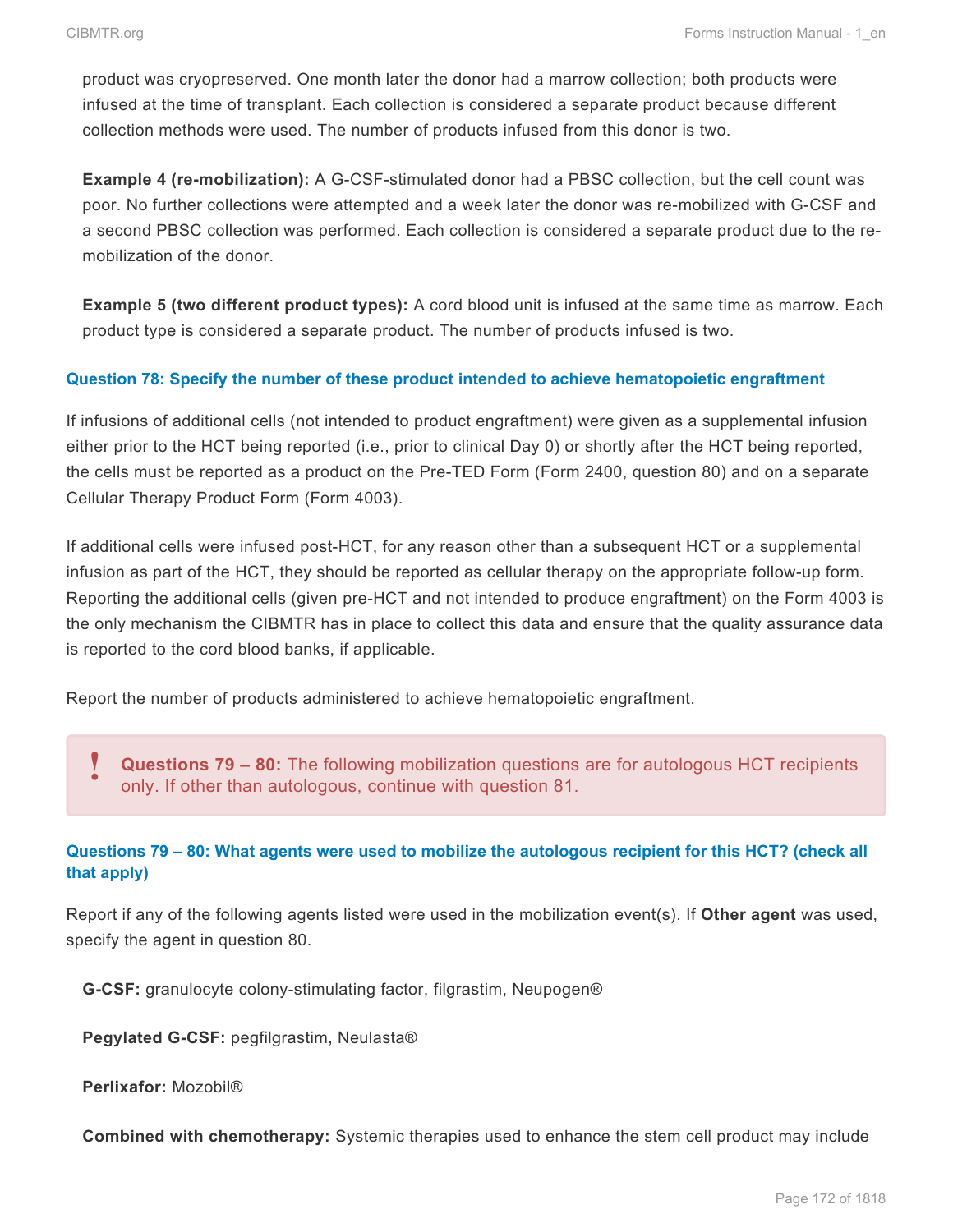product was cryopreserved. One month later the donor had a marrow collection; both products were infused at the time of transplant. Each collection is considered a separate product because different collection methods were used. The number of products infused from this donor is two.

**Example 4 (re-mobilization):** A G-CSF-stimulated donor had a PBSC collection, but the cell count was poor. No further collections were attempted and a week later the donor was re-mobilized with G-CSF and a second PBSC collection was performed. Each collection is considered a separate product due to the re-mobilization of the donor.

**Example 5 (two different product types):** A cord blood unit is infused at the same time as marrow. Each product type is considered a separate product. The number of products infused is two.

### Question 78: Specify the number of these product intended to achieve hematopoietic engraftment

If infusions of additional cells (not intended to product engraftment) were given as a supplemental infusion either prior to the HCT being reported (i.e., prior to clinical Day 0) or shortly after the HCT being reported, the cells must be reported as a product on the Pre-TED Form (Form 2400, question 80) and on a separate Cellular Therapy Product Form (Form 4003).

If additional cells were infused post-HCT, for any reason other than a subsequent HCT or a supplemental infusion as part of the HCT, they should be reported as cellular therapy on the appropriate follow-up form. Reporting the additional cells (given pre-HCT and not intended to produce engraftment) on the Form 4003 is the only mechanism the CIBMTR has in place to collect this data and ensure that the quality assurance data is reported to the cord blood banks, if applicable.

Report the number of products administered to achieve hematopoietic engraftment.

> **!** **Questions 79 – 80:** The following mobilization questions are for autologous HCT recipients only. If other than autologous, continue with question 81.

### Questions 79 – 80: What agents were used to mobilize the autologous recipient for this HCT? (check all that apply)

Report if any of the following agents listed were used in the mobilization event(s). If **Other agent** was used, specify the agent in question 80.

**G-CSF:** granulocyte colony-stimulating factor, filgrastim, Neupogen®

**Pegylated G-CSF:** pegfilgrastim, Neulasta®

**Perlixafor:** Mozobil®

**Combined with chemotherapy:** Systemic therapies used to enhance the stem cell product may include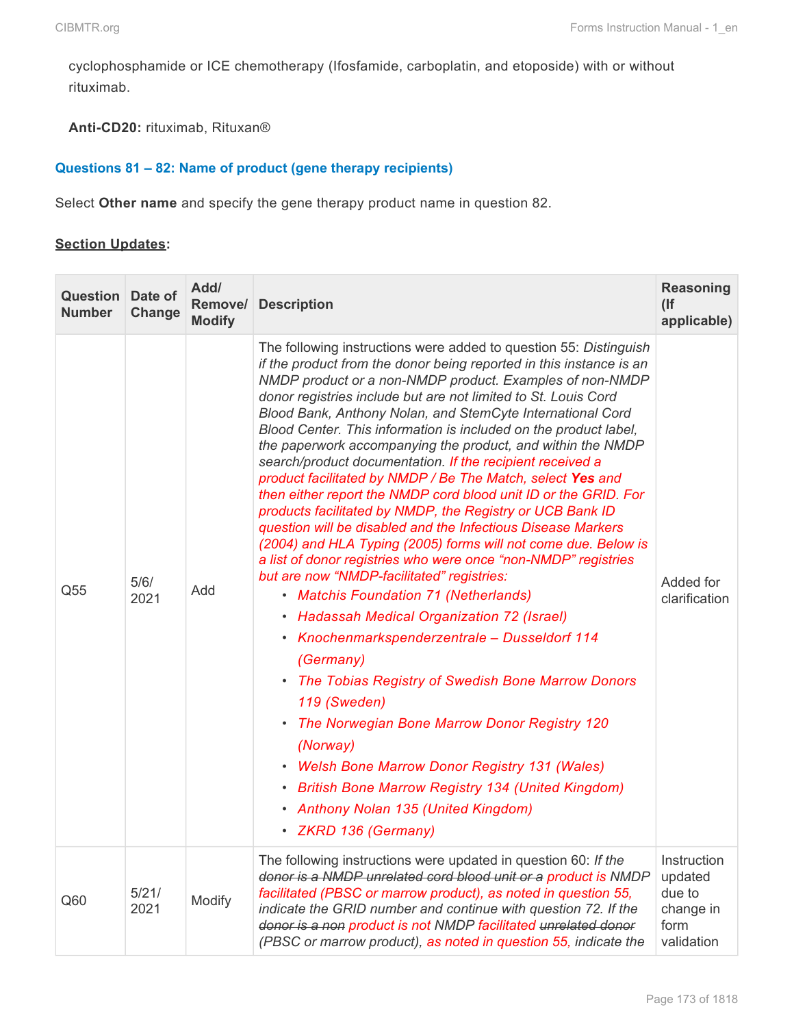cyclophosphamide or ICE chemotherapy (Ifosfamide, carboplatin, and etoposide) with or without rituximab.

**Anti-CD20:** rituximab, Rituxan®

### Questions 81 – 82: Name of product (gene therapy recipients)

Select **Other name** and specify the gene therapy product name in question 82.

**Section Updates:**

| Question Number | Date of Change | Add/ Remove/ Modify | Description | Reasoning (If applicable) |
|---|---|---|---|---|
| Q55 | 5/6/ 2021 | Add | The following instructions were added to question 55: *Distinguish if the product from the donor being reported in this instance is an NMDP product or a non-NMDP product. Examples of non-NMDP donor registries include but are not limited to St. Louis Cord Blood Bank, Anthony Nolan, and StemCyte International Cord Blood Center. This information is included on the product label, the paperwork accompanying the product, and within the NMDP search/product documentation. If the recipient received a product facilitated by NMDP / Be The Match, select **Yes** and then either report the NMDP cord blood unit ID or the GRID. For products facilitated by NMDP, the Registry or UCB Bank ID question will be disabled and the Infectious Disease Markers (2004) and HLA Typing (2005) forms will not come due. Below is a list of donor registries who were once "non-NMDP" registries but are now "NMDP-facilitated" registries:* <br>• *Matchis Foundation 71 (Netherlands)* <br>• *Hadassah Medical Organization 72 (Israel)* <br>• *Knochenmarkspenderzentrale – Dusseldorf 114 (Germany)* <br>• *The Tobias Registry of Swedish Bone Marrow Donors 119 (Sweden)* <br>• *The Norwegian Bone Marrow Donor Registry 120 (Norway)* <br>• *Welsh Bone Marrow Donor Registry 131 (Wales)* <br>• *British Bone Marrow Registry 134 (United Kingdom)* <br>• *Anthony Nolan 135 (United Kingdom)* <br>• *ZKRD 136 (Germany)* | Added for clarification |
| Q60 | 5/21/ 2021 | Modify | The following instructions were updated in question 60: *If the ~~donor is a NMDP unrelated cord blood unit or a~~ product is NMDP facilitated (PBSC or marrow product), as noted in question 55, indicate the GRID number and continue with question 72. If the ~~donor is a non~~ product is not NMDP facilitated ~~unrelated donor~~ (PBSC or marrow product), as noted in question 55, indicate the* | Instruction updated due to change in form validation |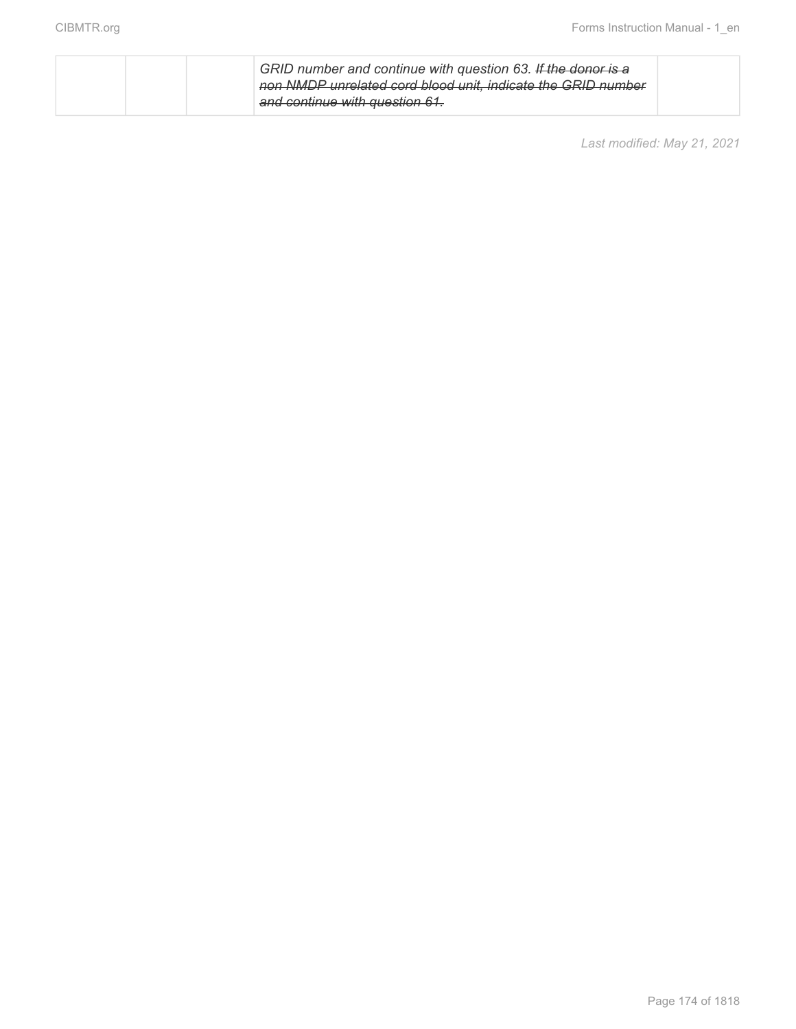|  |  |  | *GRID number and continue with question 63.* ~~*If the donor is a non NMDP unrelated cord blood unit, indicate the GRID number and continue with question 61.*~~ |  |
|---|---|---|---|---|

*Last modified: May 21, 2021*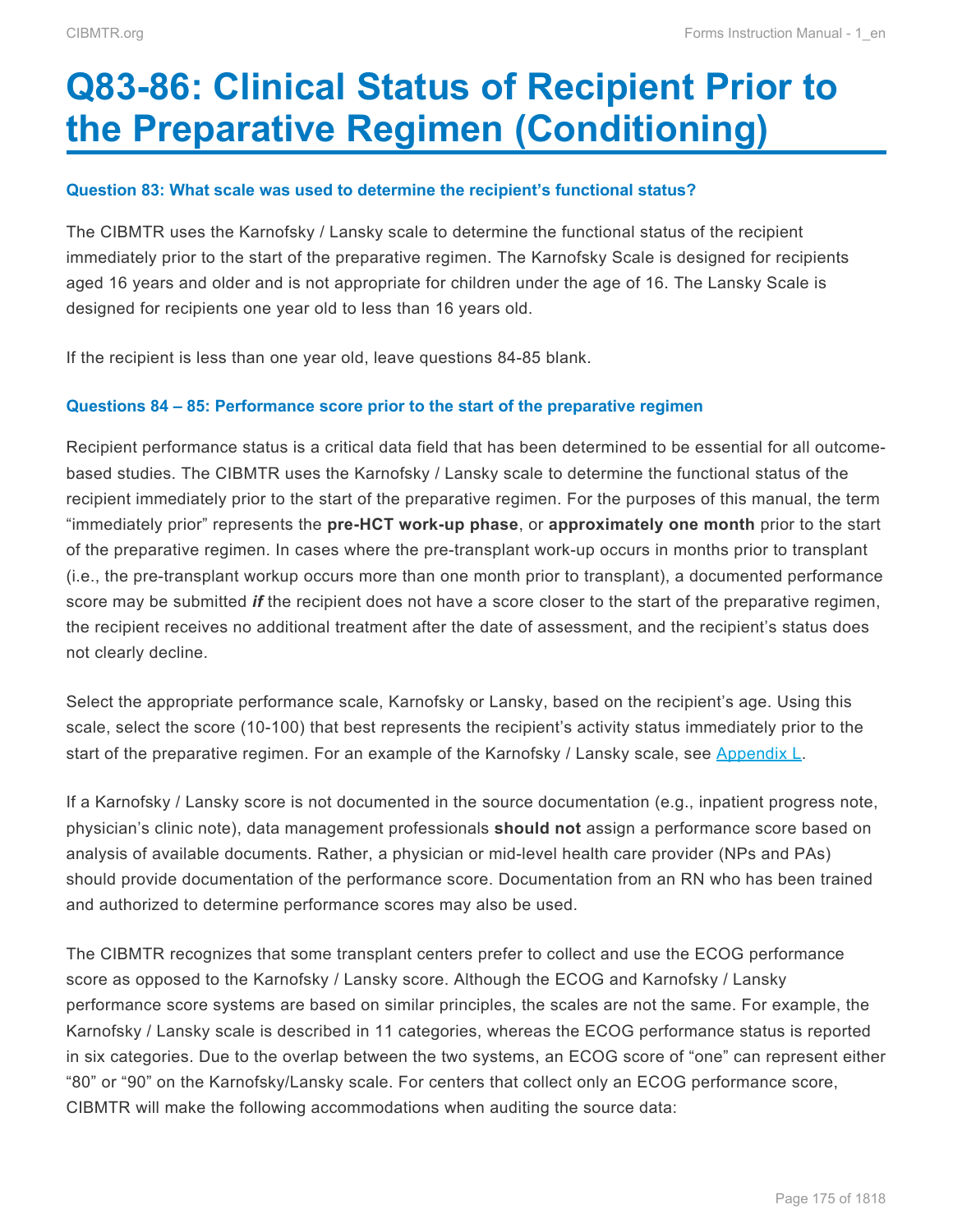# Q83-86: Clinical Status of Recipient Prior to the Preparative Regimen (Conditioning)

#### Question 83: What scale was used to determine the recipient's functional status?

The CIBMTR uses the Karnofsky / Lansky scale to determine the functional status of the recipient immediately prior to the start of the preparative regimen. The Karnofsky Scale is designed for recipients aged 16 years and older and is not appropriate for children under the age of 16. The Lansky Scale is designed for recipients one year old to less than 16 years old.

If the recipient is less than one year old, leave questions 84-85 blank.

#### Questions 84 – 85: Performance score prior to the start of the preparative regimen

Recipient performance status is a critical data field that has been determined to be essential for all outcome-based studies. The CIBMTR uses the Karnofsky / Lansky scale to determine the functional status of the recipient immediately prior to the start of the preparative regimen. For the purposes of this manual, the term "immediately prior" represents the **pre-HCT work-up phase**, or **approximately one month** prior to the start of the preparative regimen. In cases where the pre-transplant work-up occurs in months prior to transplant (i.e., the pre-transplant workup occurs more than one month prior to transplant), a documented performance score may be submitted ***if*** the recipient does not have a score closer to the start of the preparative regimen, the recipient receives no additional treatment after the date of assessment, and the recipient's status does not clearly decline.

Select the appropriate performance scale, Karnofsky or Lansky, based on the recipient's age. Using this scale, select the score (10-100) that best represents the recipient's activity status immediately prior to the start of the preparative regimen. For an example of the Karnofsky / Lansky scale, see Appendix L.

If a Karnofsky / Lansky score is not documented in the source documentation (e.g., inpatient progress note, physician's clinic note), data management professionals **should not** assign a performance score based on analysis of available documents. Rather, a physician or mid-level health care provider (NPs and PAs) should provide documentation of the performance score. Documentation from an RN who has been trained and authorized to determine performance scores may also be used.

The CIBMTR recognizes that some transplant centers prefer to collect and use the ECOG performance score as opposed to the Karnofsky / Lansky score. Although the ECOG and Karnofsky / Lansky performance score systems are based on similar principles, the scales are not the same. For example, the Karnofsky / Lansky scale is described in 11 categories, whereas the ECOG performance status is reported in six categories. Due to the overlap between the two systems, an ECOG score of "one" can represent either "80" or "90" on the Karnofsky/Lansky scale. For centers that collect only an ECOG performance score, CIBMTR will make the following accommodations when auditing the source data: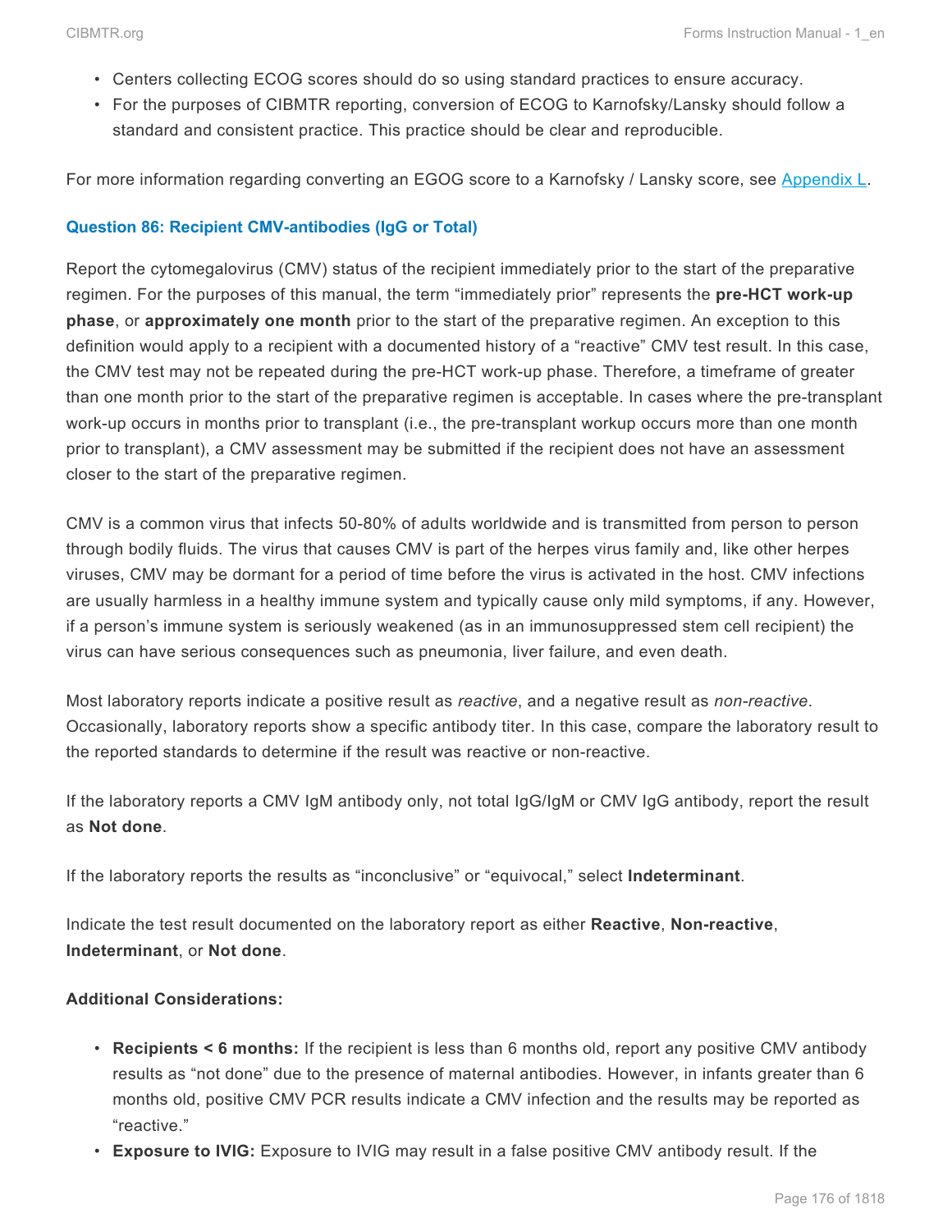- Centers collecting ECOG scores should do so using standard practices to ensure accuracy.
- For the purposes of CIBMTR reporting, conversion of ECOG to Karnofsky/Lansky should follow a standard and consistent practice. This practice should be clear and reproducible.

For more information regarding converting an EGOG score to a Karnofsky / Lansky score, see Appendix L.

### Question 86: Recipient CMV-antibodies (IgG or Total)

Report the cytomegalovirus (CMV) status of the recipient immediately prior to the start of the preparative regimen. For the purposes of this manual, the term "immediately prior" represents the **pre-HCT work-up phase**, or **approximately one month** prior to the start of the preparative regimen. An exception to this definition would apply to a recipient with a documented history of a "reactive" CMV test result. In this case, the CMV test may not be repeated during the pre-HCT work-up phase. Therefore, a timeframe of greater than one month prior to the start of the preparative regimen is acceptable. In cases where the pre-transplant work-up occurs in months prior to transplant (i.e., the pre-transplant workup occurs more than one month prior to transplant), a CMV assessment may be submitted if the recipient does not have an assessment closer to the start of the preparative regimen.

CMV is a common virus that infects 50-80% of adults worldwide and is transmitted from person to person through bodily fluids. The virus that causes CMV is part of the herpes virus family and, like other herpes viruses, CMV may be dormant for a period of time before the virus is activated in the host. CMV infections are usually harmless in a healthy immune system and typically cause only mild symptoms, if any. However, if a person's immune system is seriously weakened (as in an immunosuppressed stem cell recipient) the virus can have serious consequences such as pneumonia, liver failure, and even death.

Most laboratory reports indicate a positive result as *reactive*, and a negative result as *non-reactive*. Occasionally, laboratory reports show a specific antibody titer. In this case, compare the laboratory result to the reported standards to determine if the result was reactive or non-reactive.

If the laboratory reports a CMV IgM antibody only, not total IgG/IgM or CMV IgG antibody, report the result as **Not done**.

If the laboratory reports the results as "inconclusive" or "equivocal," select **Indeterminant**.

Indicate the test result documented on the laboratory report as either **Reactive**, **Non-reactive**, **Indeterminant**, or **Not done**.

**Additional Considerations:**

- **Recipients < 6 months:** If the recipient is less than 6 months old, report any positive CMV antibody results as "not done" due to the presence of maternal antibodies. However, in infants greater than 6 months old, positive CMV PCR results indicate a CMV infection and the results may be reported as "reactive."
- **Exposure to IVIG:** Exposure to IVIG may result in a false positive CMV antibody result. If the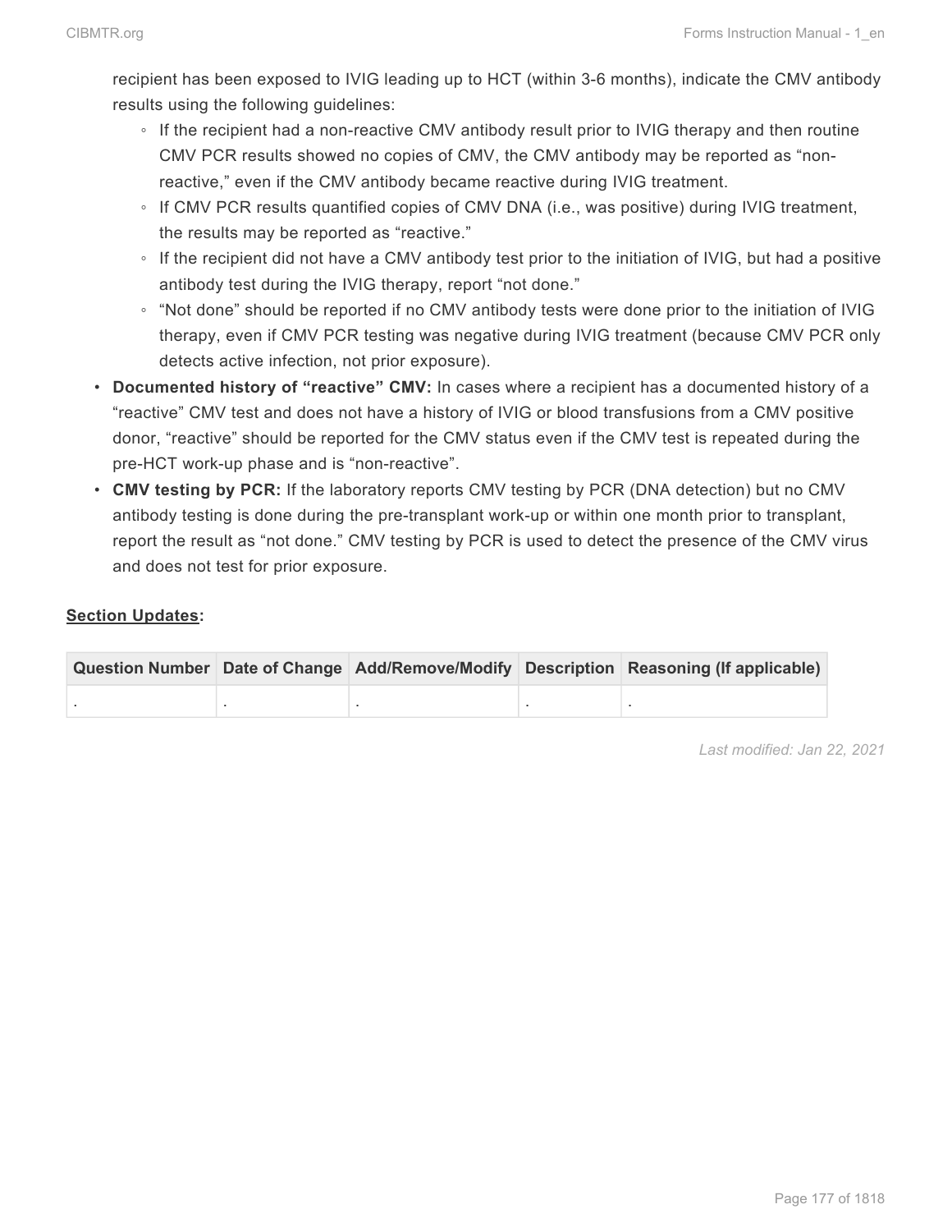recipient has been exposed to IVIG leading up to HCT (within 3-6 months), indicate the CMV antibody results using the following guidelines:

  - If the recipient had a non-reactive CMV antibody result prior to IVIG therapy and then routine CMV PCR results showed no copies of CMV, the CMV antibody may be reported as "non-reactive," even if the CMV antibody became reactive during IVIG treatment.
  - If CMV PCR results quantified copies of CMV DNA (i.e., was positive) during IVIG treatment, the results may be reported as "reactive."
  - If the recipient did not have a CMV antibody test prior to the initiation of IVIG, but had a positive antibody test during the IVIG therapy, report "not done."
  - "Not done" should be reported if no CMV antibody tests were done prior to the initiation of IVIG therapy, even if CMV PCR testing was negative during IVIG treatment (because CMV PCR only detects active infection, not prior exposure).

- **Documented history of "reactive" CMV:** In cases where a recipient has a documented history of a "reactive" CMV test and does not have a history of IVIG or blood transfusions from a CMV positive donor, "reactive" should be reported for the CMV status even if the CMV test is repeated during the pre-HCT work-up phase and is "non-reactive".
- **CMV testing by PCR:** If the laboratory reports CMV testing by PCR (DNA detection) but no CMV antibody testing is done during the pre-transplant work-up or within one month prior to transplant, report the result as "not done." CMV testing by PCR is used to detect the presence of the CMV virus and does not test for prior exposure.

**Section Updates:**

| Question Number | Date of Change | Add/Remove/Modify | Description | Reasoning (If applicable) |
|---|---|---|---|---|
| . | . | . | . | . |

*Last modified: Jan 22, 2021*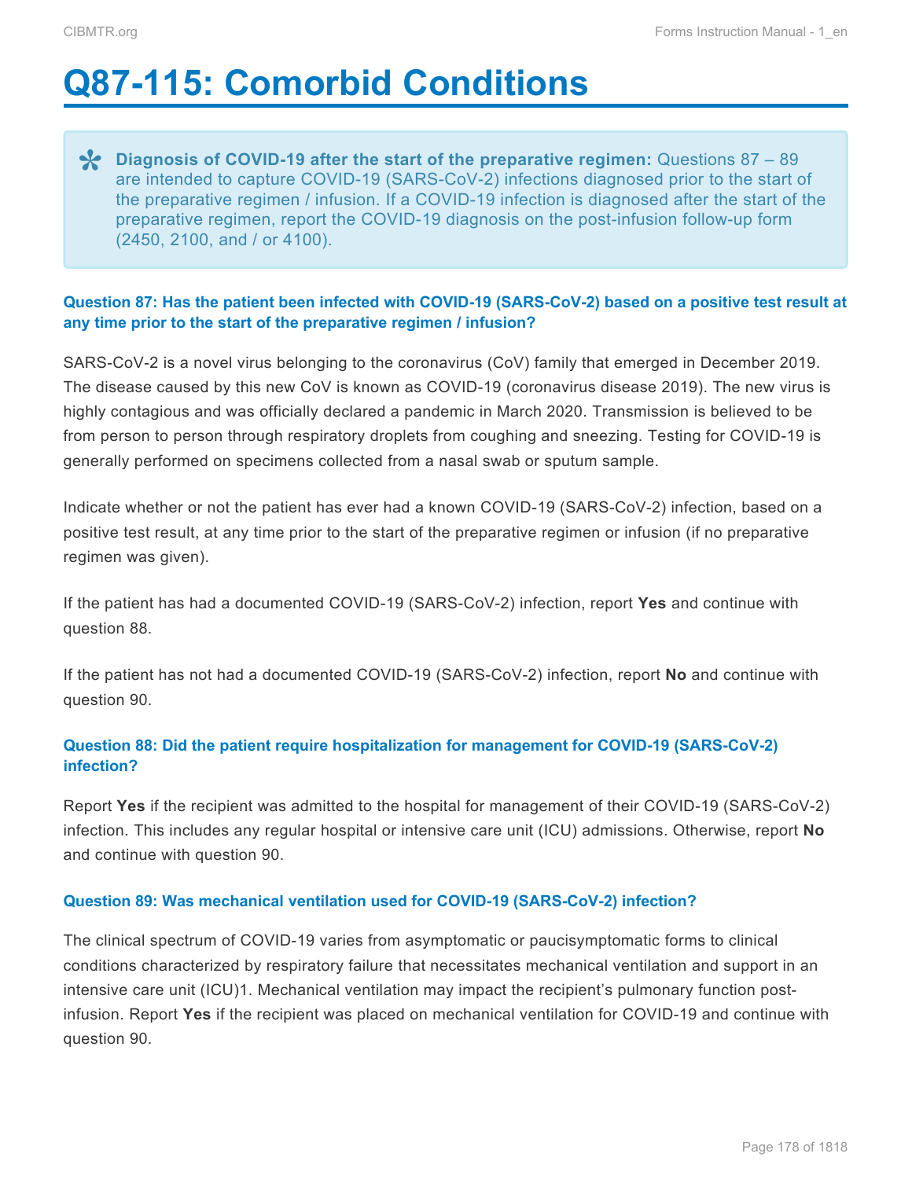# Q87-115: Comorbid Conditions

> **Diagnosis of COVID-19 after the start of the preparative regimen:** Questions 87 – 89 are intended to capture COVID-19 (SARS-CoV-2) infections diagnosed prior to the start of the preparative regimen / infusion. If a COVID-19 infection is diagnosed after the start of the preparative regimen, report the COVID-19 diagnosis on the post-infusion follow-up form (2450, 2100, and / or 4100).

### Question 87: Has the patient been infected with COVID-19 (SARS-CoV-2) based on a positive test result at any time prior to the start of the preparative regimen / infusion?

SARS-CoV-2 is a novel virus belonging to the coronavirus (CoV) family that emerged in December 2019. The disease caused by this new CoV is known as COVID-19 (coronavirus disease 2019). The new virus is highly contagious and was officially declared a pandemic in March 2020. Transmission is believed to be from person to person through respiratory droplets from coughing and sneezing. Testing for COVID-19 is generally performed on specimens collected from a nasal swab or sputum sample.

Indicate whether or not the patient has ever had a known COVID-19 (SARS-CoV-2) infection, based on a positive test result, at any time prior to the start of the preparative regimen or infusion (if no preparative regimen was given).

If the patient has had a documented COVID-19 (SARS-CoV-2) infection, report **Yes** and continue with question 88.

If the patient has not had a documented COVID-19 (SARS-CoV-2) infection, report **No** and continue with question 90.

### Question 88: Did the patient require hospitalization for management for COVID-19 (SARS-CoV-2) infection?

Report **Yes** if the recipient was admitted to the hospital for management of their COVID-19 (SARS-CoV-2) infection. This includes any regular hospital or intensive care unit (ICU) admissions. Otherwise, report **No** and continue with question 90.

### Question 89: Was mechanical ventilation used for COVID-19 (SARS-CoV-2) infection?

The clinical spectrum of COVID-19 varies from asymptomatic or paucisymptomatic forms to clinical conditions characterized by respiratory failure that necessitates mechanical ventilation and support in an intensive care unit (ICU)1. Mechanical ventilation may impact the recipient's pulmonary function post-infusion. Report **Yes** if the recipient was placed on mechanical ventilation for COVID-19 and continue with question 90.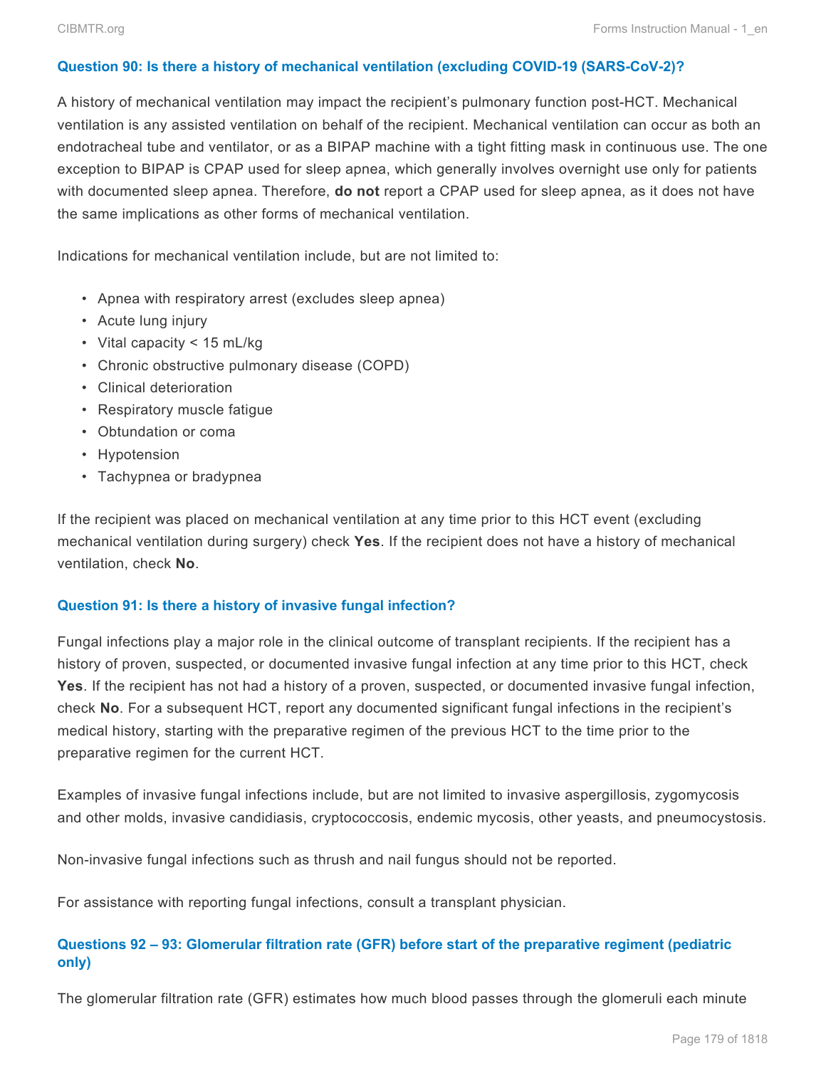### Question 90: Is there a history of mechanical ventilation (excluding COVID-19 (SARS-CoV-2)?

A history of mechanical ventilation may impact the recipient's pulmonary function post-HCT. Mechanical ventilation is any assisted ventilation on behalf of the recipient. Mechanical ventilation can occur as both an endotracheal tube and ventilator, or as a BIPAP machine with a tight fitting mask in continuous use. The one exception to BIPAP is CPAP used for sleep apnea, which generally involves overnight use only for patients with documented sleep apnea. Therefore, **do not** report a CPAP used for sleep apnea, as it does not have the same implications as other forms of mechanical ventilation.

Indications for mechanical ventilation include, but are not limited to:

- Apnea with respiratory arrest (excludes sleep apnea)
- Acute lung injury
- Vital capacity < 15 mL/kg
- Chronic obstructive pulmonary disease (COPD)
- Clinical deterioration
- Respiratory muscle fatigue
- Obtundation or coma
- Hypotension
- Tachypnea or bradypnea

If the recipient was placed on mechanical ventilation at any time prior to this HCT event (excluding mechanical ventilation during surgery) check **Yes**. If the recipient does not have a history of mechanical ventilation, check **No**.

### Question 91: Is there a history of invasive fungal infection?

Fungal infections play a major role in the clinical outcome of transplant recipients. If the recipient has a history of proven, suspected, or documented invasive fungal infection at any time prior to this HCT, check **Yes**. If the recipient has not had a history of a proven, suspected, or documented invasive fungal infection, check **No**. For a subsequent HCT, report any documented significant fungal infections in the recipient's medical history, starting with the preparative regimen of the previous HCT to the time prior to the preparative regimen for the current HCT.

Examples of invasive fungal infections include, but are not limited to invasive aspergillosis, zygomycosis and other molds, invasive candidiasis, cryptococcosis, endemic mycosis, other yeasts, and pneumocystosis.

Non-invasive fungal infections such as thrush and nail fungus should not be reported.

For assistance with reporting fungal infections, consult a transplant physician.

### Questions 92 – 93: Glomerular filtration rate (GFR) before start of the preparative regiment (pediatric only)

The glomerular filtration rate (GFR) estimates how much blood passes through the glomeruli each minute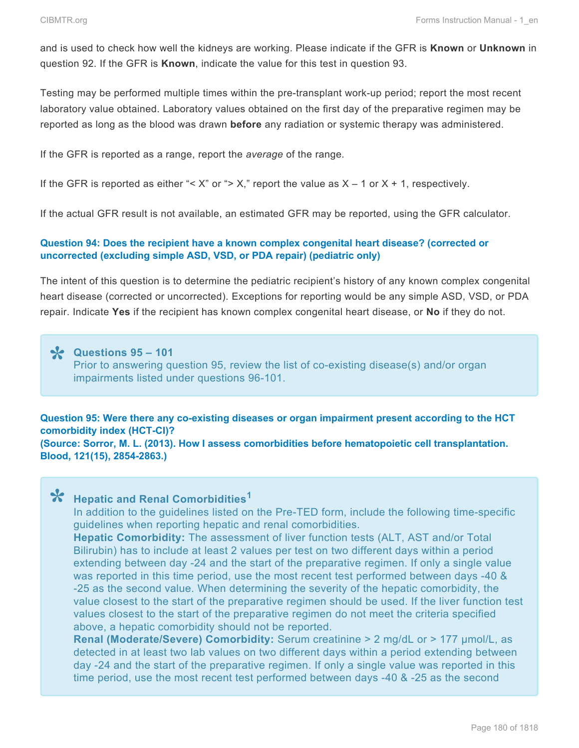and is used to check how well the kidneys are working. Please indicate if the GFR is **Known** or **Unknown** in question 92. If the GFR is **Known**, indicate the value for this test in question 93.

Testing may be performed multiple times within the pre-transplant work-up period; report the most recent laboratory value obtained. Laboratory values obtained on the first day of the preparative regimen may be reported as long as the blood was drawn **before** any radiation or systemic therapy was administered.

If the GFR is reported as a range, report the *average* of the range.

If the GFR is reported as either "< X" or "> X," report the value as X – 1 or X + 1, respectively.

If the actual GFR result is not available, an estimated GFR may be reported, using the GFR calculator.

#### Question 94: Does the recipient have a known complex congenital heart disease? (corrected or uncorrected (excluding simple ASD, VSD, or PDA repair) (pediatric only)

The intent of this question is to determine the pediatric recipient's history of any known complex congenital heart disease (corrected or uncorrected). Exceptions for reporting would be any simple ASD, VSD, or PDA repair. Indicate **Yes** if the recipient has known complex congenital heart disease, or **No** if they do not.

> **Questions 95 – 101**
> Prior to answering question 95, review the list of co-existing disease(s) and/or organ impairments listed under questions 96-101.

#### Question 95: Were there any co-existing diseases or organ impairment present according to the HCT comorbidity index (HCT-CI)?
#### (Source: Sorror, M. L. (2013). How I assess comorbidities before hematopoietic cell transplantation. Blood, 121(15), 2854-2863.)

> **Hepatic and Renal Comorbidities**[1]
> In addition to the guidelines listed on the Pre-TED form, include the following time-specific guidelines when reporting hepatic and renal comorbidities.
> **Hepatic Comorbidity:** The assessment of liver function tests (ALT, AST and/or Total Bilirubin) has to include at least 2 values per test on two different days within a period extending between day -24 and the start of the preparative regimen. If only a single value was reported in this time period, use the most recent test performed between days -40 & -25 as the second value. When determining the severity of the hepatic comorbidity, the value closest to the start of the preparative regimen should be used. If the liver function test values closest to the start of the preparative regimen do not meet the criteria specified above, a hepatic comorbidity should not be reported.
> **Renal (Moderate/Severe) Comorbidity:** Serum creatinine > 2 mg/dL or > 177 μmol/L, as detected in at least two lab values on two different days within a period extending between day -24 and the start of the preparative regimen. If only a single value was reported in this time period, use the most recent test performed between days -40 & -25 as the second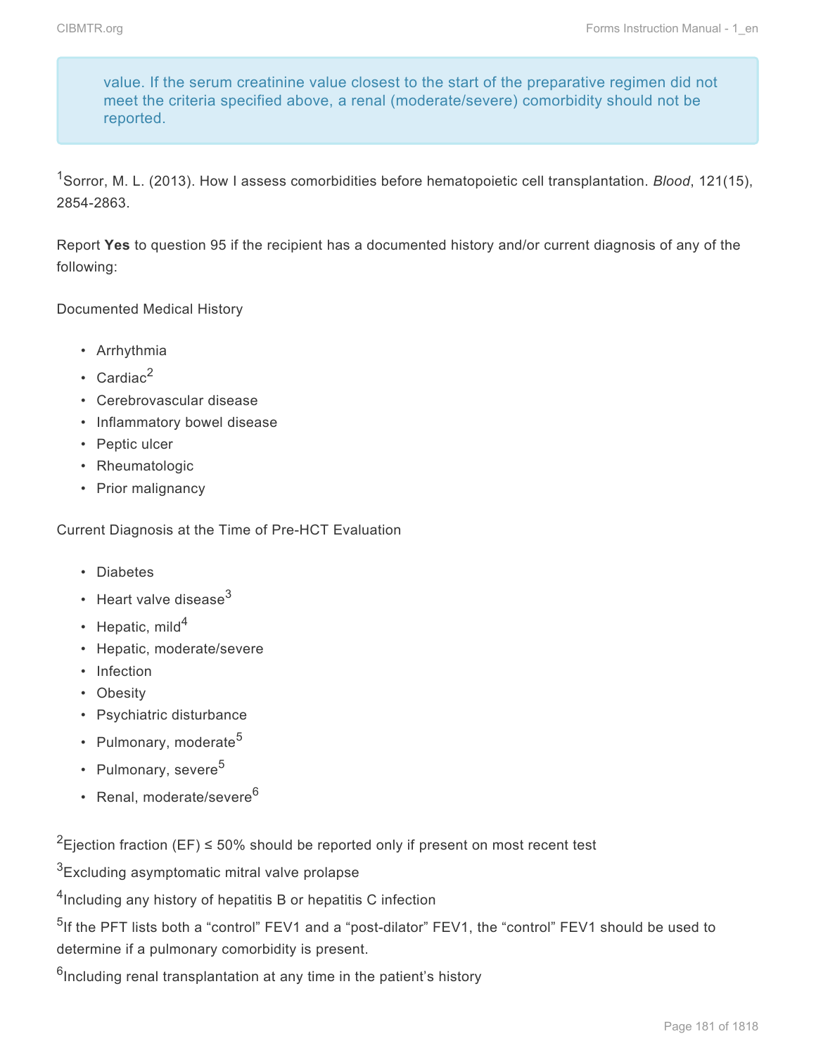> value. If the serum creatinine value closest to the start of the preparative regimen did not meet the criteria specified above, a renal (moderate/severe) comorbidity should not be reported.

[1]Sorror, M. L. (2013). How I assess comorbidities before hematopoietic cell transplantation. *Blood*, 121(15), 2854-2863.

Report **Yes** to question 95 if the recipient has a documented history and/or current diagnosis of any of the following:

Documented Medical History

- Arrhythmia
- Cardiac[2]
- Cerebrovascular disease
- Inflammatory bowel disease
- Peptic ulcer
- Rheumatologic
- Prior malignancy

Current Diagnosis at the Time of Pre-HCT Evaluation

- Diabetes
- Heart valve disease[3]
- Hepatic, mild[4]
- Hepatic, moderate/severe
- Infection
- Obesity
- Psychiatric disturbance
- Pulmonary, moderate[5]
- Pulmonary, severe[5]
- Renal, moderate/severe[6]

[2]Ejection fraction (EF) ≤ 50% should be reported only if present on most recent test

[3]Excluding asymptomatic mitral valve prolapse

[4]Including any history of hepatitis B or hepatitis C infection

[5]If the PFT lists both a "control" FEV1 and a "post-dilator" FEV1, the "control" FEV1 should be used to determine if a pulmonary comorbidity is present.

[6]Including renal transplantation at any time in the patient's history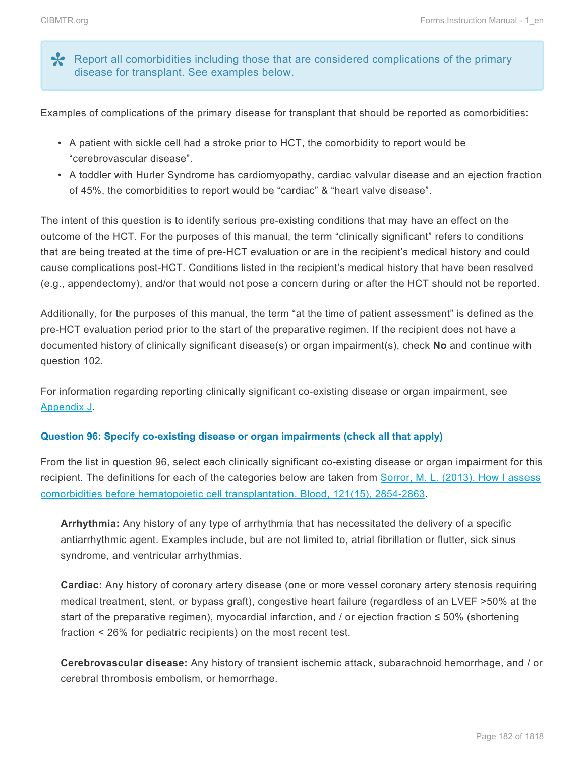> ✻ Report all comorbidities including those that are considered complications of the primary disease for transplant. See examples below.

Examples of complications of the primary disease for transplant that should be reported as comorbidities:

- A patient with sickle cell had a stroke prior to HCT, the comorbidity to report would be "cerebrovascular disease".
- A toddler with Hurler Syndrome has cardiomyopathy, cardiac valvular disease and an ejection fraction of 45%, the comorbidities to report would be "cardiac" & "heart valve disease".

The intent of this question is to identify serious pre-existing conditions that may have an effect on the outcome of the HCT. For the purposes of this manual, the term "clinically significant" refers to conditions that are being treated at the time of pre-HCT evaluation or are in the recipient's medical history and could cause complications post-HCT. Conditions listed in the recipient's medical history that have been resolved (e.g., appendectomy), and/or that would not pose a concern during or after the HCT should not be reported.

Additionally, for the purposes of this manual, the term "at the time of patient assessment" is defined as the pre-HCT evaluation period prior to the start of the preparative regimen. If the recipient does not have a documented history of clinically significant disease(s) or organ impairment(s), check **No** and continue with question 102.

For information regarding reporting clinically significant co-existing disease or organ impairment, see Appendix J.

### Question 96: Specify co-existing disease or organ impairments (check all that apply)

From the list in question 96, select each clinically significant co-existing disease or organ impairment for this recipient. The definitions for each of the categories below are taken from Sorror, M. L. (2013). How I assess comorbidities before hematopoietic cell transplantation. Blood, 121(15), 2854-2863.

**Arrhythmia:** Any history of any type of arrhythmia that has necessitated the delivery of a specific antiarrhythmic agent. Examples include, but are not limited to, atrial fibrillation or flutter, sick sinus syndrome, and ventricular arrhythmias.

**Cardiac:** Any history of coronary artery disease (one or more vessel coronary artery stenosis requiring medical treatment, stent, or bypass graft), congestive heart failure (regardless of an LVEF >50% at the start of the preparative regimen), myocardial infarction, and / or ejection fraction ≤ 50% (shortening fraction < 26% for pediatric recipients) on the most recent test.

**Cerebrovascular disease:** Any history of transient ischemic attack, subarachnoid hemorrhage, and / or cerebral thrombosis embolism, or hemorrhage.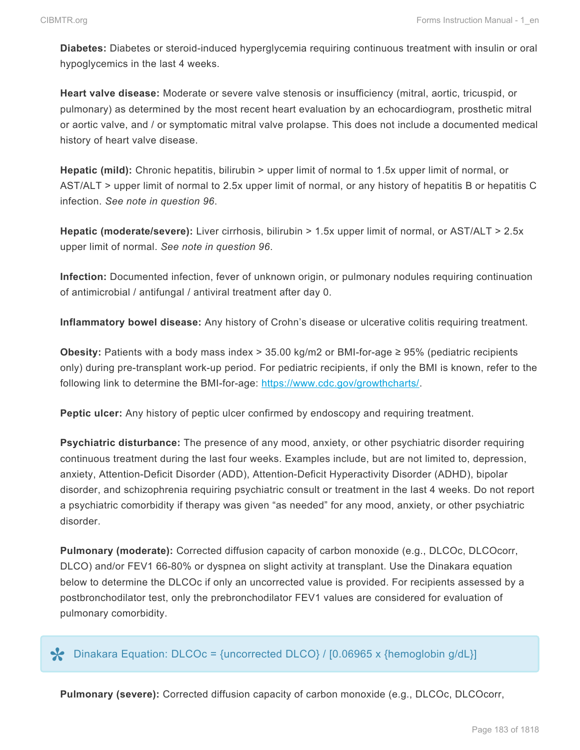**Diabetes:** Diabetes or steroid-induced hyperglycemia requiring continuous treatment with insulin or oral hypoglycemics in the last 4 weeks.

**Heart valve disease:** Moderate or severe valve stenosis or insufficiency (mitral, aortic, tricuspid, or pulmonary) as determined by the most recent heart evaluation by an echocardiogram, prosthetic mitral or aortic valve, and / or symptomatic mitral valve prolapse. This does not include a documented medical history of heart valve disease.

**Hepatic (mild):** Chronic hepatitis, bilirubin > upper limit of normal to 1.5x upper limit of normal, or AST/ALT > upper limit of normal to 2.5x upper limit of normal, or any history of hepatitis B or hepatitis C infection. *See note in question 96*.

**Hepatic (moderate/severe):** Liver cirrhosis, bilirubin > 1.5x upper limit of normal, or AST/ALT > 2.5x upper limit of normal. *See note in question 96*.

**Infection:** Documented infection, fever of unknown origin, or pulmonary nodules requiring continuation of antimicrobial / antifungal / antiviral treatment after day 0.

**Inflammatory bowel disease:** Any history of Crohn's disease or ulcerative colitis requiring treatment.

**Obesity:** Patients with a body mass index > 35.00 kg/m2 or BMI-for-age ≥ 95% (pediatric recipients only) during pre-transplant work-up period. For pediatric recipients, if only the BMI is known, refer to the following link to determine the BMI-for-age: [https://www.cdc.gov/growthcharts/](https://www.cdc.gov/growthcharts/).

**Peptic ulcer:** Any history of peptic ulcer confirmed by endoscopy and requiring treatment.

**Psychiatric disturbance:** The presence of any mood, anxiety, or other psychiatric disorder requiring continuous treatment during the last four weeks. Examples include, but are not limited to, depression, anxiety, Attention-Deficit Disorder (ADD), Attention-Deficit Hyperactivity Disorder (ADHD), bipolar disorder, and schizophrenia requiring psychiatric consult or treatment in the last 4 weeks. Do not report a psychiatric comorbidity if therapy was given "as needed" for any mood, anxiety, or other psychiatric disorder.

**Pulmonary (moderate):** Corrected diffusion capacity of carbon monoxide (e.g., DLCOc, DLCOcorr, DLCO) and/or FEV1 66-80% or dyspnea on slight activity at transplant. Use the Dinakara equation below to determine the DLCOc if only an uncorrected value is provided. For recipients assessed by a postbronchodilator test, only the prebronchodilator FEV1 values are considered for evaluation of pulmonary comorbidity.

> Dinakara Equation: DLCOc = {uncorrected DLCO} / [0.06965 x {hemoglobin g/dL}]

**Pulmonary (severe):** Corrected diffusion capacity of carbon monoxide (e.g., DLCOc, DLCOcorr,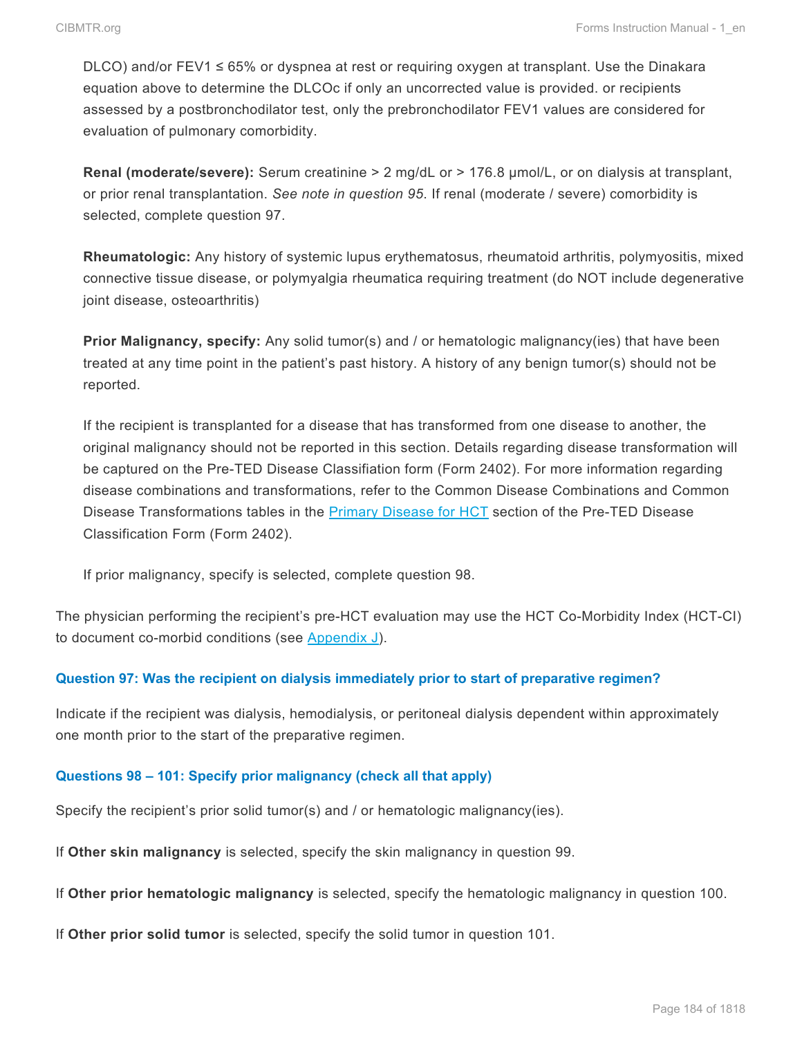DLCO) and/or FEV1 ≤ 65% or dyspnea at rest or requiring oxygen at transplant. Use the Dinakara equation above to determine the DLCOc if only an uncorrected value is provided. or recipients assessed by a postbronchodilator test, only the prebronchodilator FEV1 values are considered for evaluation of pulmonary comorbidity.

**Renal (moderate/severe):** Serum creatinine > 2 mg/dL or > 176.8 µmol/L, or on dialysis at transplant, or prior renal transplantation. *See note in question 95*. If renal (moderate / severe) comorbidity is selected, complete question 97.

**Rheumatologic:** Any history of systemic lupus erythematosus, rheumatoid arthritis, polymyositis, mixed connective tissue disease, or polymyalgia rheumatica requiring treatment (do NOT include degenerative joint disease, osteoarthritis)

**Prior Malignancy, specify:** Any solid tumor(s) and / or hematologic malignancy(ies) that have been treated at any time point in the patient's past history. A history of any benign tumor(s) should not be reported.

If the recipient is transplanted for a disease that has transformed from one disease to another, the original malignancy should not be reported in this section. Details regarding disease transformation will be captured on the Pre-TED Disease Classifiation form (Form 2402). For more information regarding disease combinations and transformations, refer to the Common Disease Combinations and Common Disease Transformations tables in the [Primary Disease for HCT](#) section of the Pre-TED Disease Classification Form (Form 2402).

If prior malignancy, specify is selected, complete question 98.

The physician performing the recipient's pre-HCT evaluation may use the HCT Co-Morbidity Index (HCT-CI) to document co-morbid conditions (see [Appendix J](#)).

#### Question 97: Was the recipient on dialysis immediately prior to start of preparative regimen?

Indicate if the recipient was dialysis, hemodialysis, or peritoneal dialysis dependent within approximately one month prior to the start of the preparative regimen.

#### Questions 98 – 101: Specify prior malignancy (check all that apply)

Specify the recipient's prior solid tumor(s) and / or hematologic malignancy(ies).

If **Other skin malignancy** is selected, specify the skin malignancy in question 99.

If **Other prior hematologic malignancy** is selected, specify the hematologic malignancy in question 100.

If **Other prior solid tumor** is selected, specify the solid tumor in question 101.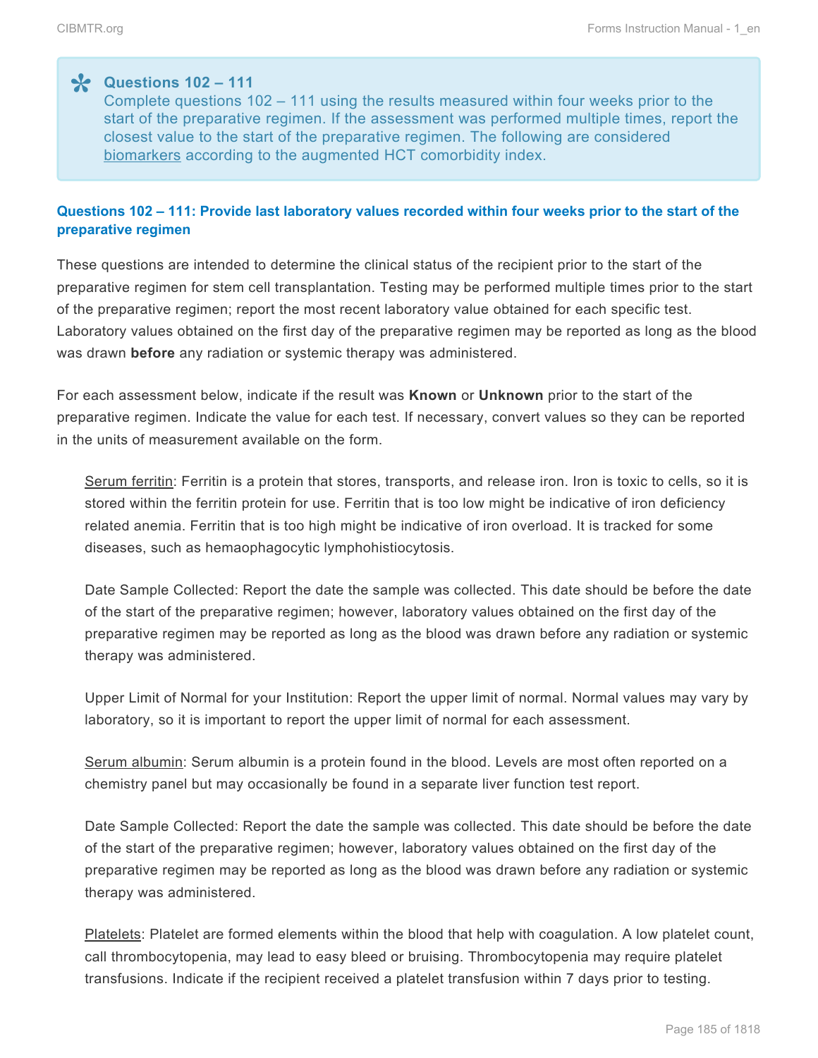**Questions 102 – 111**

Complete questions 102 – 111 using the results measured within four weeks prior to the start of the preparative regimen. If the assessment was performed multiple times, report the closest value to the start of the preparative regimen. The following are considered biomarkers according to the augmented HCT comorbidity index.

### Questions 102 – 111: Provide last laboratory values recorded within four weeks prior to the start of the preparative regimen

These questions are intended to determine the clinical status of the recipient prior to the start of the preparative regimen for stem cell transplantation. Testing may be performed multiple times prior to the start of the preparative regimen; report the most recent laboratory value obtained for each specific test. Laboratory values obtained on the first day of the preparative regimen may be reported as long as the blood was drawn **before** any radiation or systemic therapy was administered.

For each assessment below, indicate if the result was **Known** or **Unknown** prior to the start of the preparative regimen. Indicate the value for each test. If necessary, convert values so they can be reported in the units of measurement available on the form.

Serum ferritin: Ferritin is a protein that stores, transports, and release iron. Iron is toxic to cells, so it is stored within the ferritin protein for use. Ferritin that is too low might be indicative of iron deficiency related anemia. Ferritin that is too high might be indicative of iron overload. It is tracked for some diseases, such as hemaophagocytic lymphohistiocytosis.

Date Sample Collected: Report the date the sample was collected. This date should be before the date of the start of the preparative regimen; however, laboratory values obtained on the first day of the preparative regimen may be reported as long as the blood was drawn before any radiation or systemic therapy was administered.

Upper Limit of Normal for your Institution: Report the upper limit of normal. Normal values may vary by laboratory, so it is important to report the upper limit of normal for each assessment.

Serum albumin: Serum albumin is a protein found in the blood. Levels are most often reported on a chemistry panel but may occasionally be found in a separate liver function test report.

Date Sample Collected: Report the date the sample was collected. This date should be before the date of the start of the preparative regimen; however, laboratory values obtained on the first day of the preparative regimen may be reported as long as the blood was drawn before any radiation or systemic therapy was administered.

Platelets: Platelet are formed elements within the blood that help with coagulation. A low platelet count, call thrombocytopenia, may lead to easy bleed or bruising. Thrombocytopenia may require platelet transfusions. Indicate if the recipient received a platelet transfusion within 7 days prior to testing.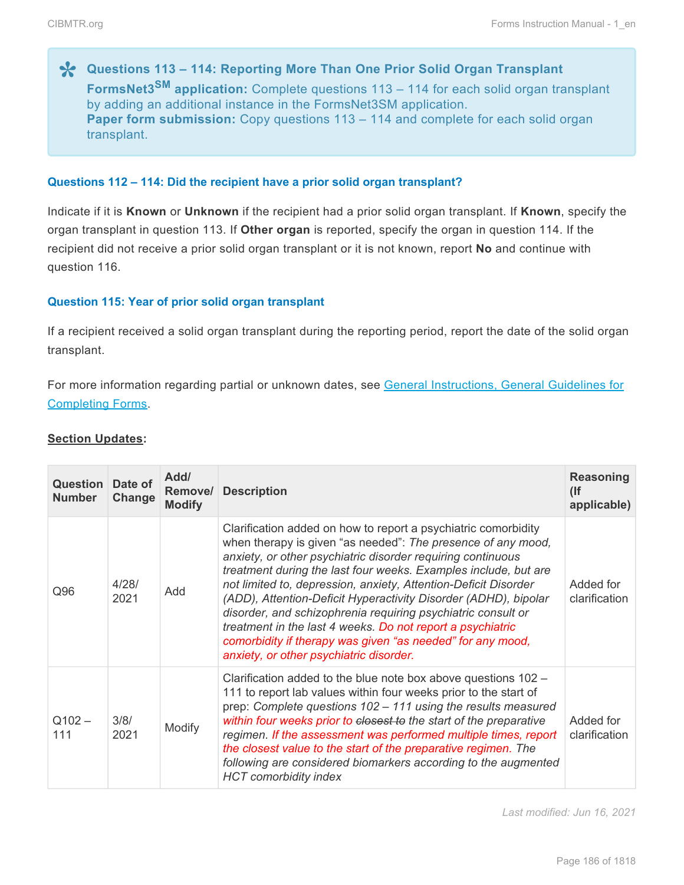> **Questions 113 – 114: Reporting More Than One Prior Solid Organ Transplant**
> **FormsNet3[SM] application:** Complete questions 113 – 114 for each solid organ transplant by adding an additional instance in the FormsNet3SM application.
> **Paper form submission:** Copy questions 113 – 114 and complete for each solid organ transplant.

#### Questions 112 – 114: Did the recipient have a prior solid organ transplant?

Indicate if it is **Known** or **Unknown** if the recipient had a prior solid organ transplant. If **Known**, specify the organ transplant in question 113. If **Other organ** is reported, specify the organ in question 114. If the recipient did not receive a prior solid organ transplant or it is not known, report **No** and continue with question 116.

#### Question 115: Year of prior solid organ transplant

If a recipient received a solid organ transplant during the reporting period, report the date of the solid organ transplant.

For more information regarding partial or unknown dates, see General Instructions, General Guidelines for Completing Forms.

**Section Updates:**

| Question Number | Date of Change | Add/ Remove/ Modify | Description | Reasoning (If applicable) |
|---|---|---|---|---|
| Q96 | 4/28/2021 | Add | Clarification added on how to report a psychiatric comorbidity when therapy is given "as needed": *The presence of any mood, anxiety, or other psychiatric disorder requiring continuous treatment during the last four weeks. Examples include, but are not limited to, depression, anxiety, Attention-Deficit Disorder (ADD), Attention-Deficit Hyperactivity Disorder (ADHD), bipolar disorder, and schizophrenia requiring psychiatric consult or treatment in the last 4 weeks. Do not report a psychiatric comorbidity if therapy was given "as needed" for any mood, anxiety, or other psychiatric disorder.* | Added for clarification |
| Q102 – 111 | 3/8/2021 | Modify | Clarification added to the blue note box above questions 102 – 111 to report lab values within four weeks prior to the start of prep: *Complete questions 102 – 111 using the results measured within four weeks prior to ~~closest to~~ the start of the preparative regimen. If the assessment was performed multiple times, report the closest value to the start of the preparative regimen. The following are considered biomarkers according to the augmented HCT comorbidity index* | Added for clarification |

*Last modified: Jun 16, 2021*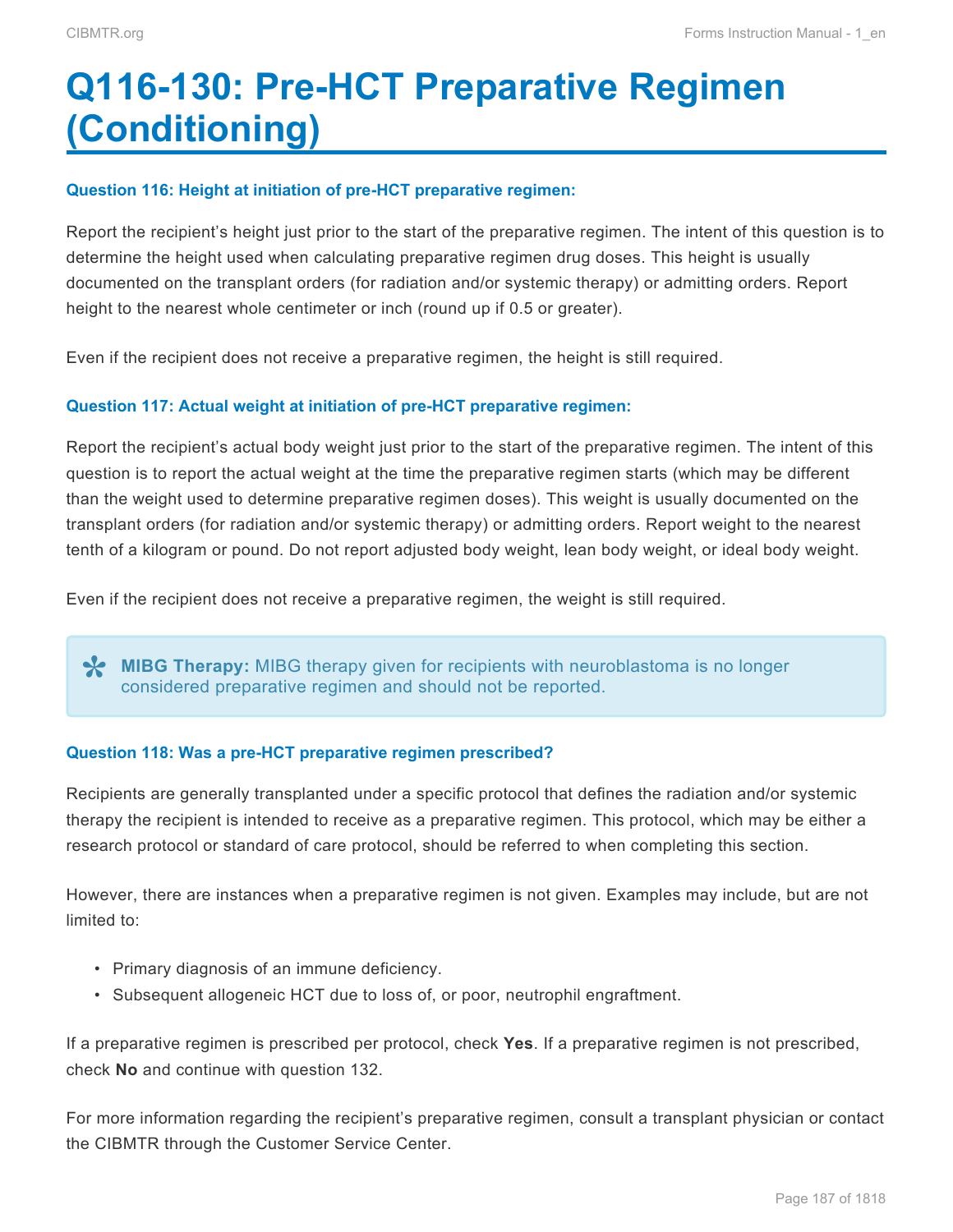# Q116-130: Pre-HCT Preparative Regimen (Conditioning)

#### Question 116: Height at initiation of pre-HCT preparative regimen:

Report the recipient's height just prior to the start of the preparative regimen. The intent of this question is to determine the height used when calculating preparative regimen drug doses. This height is usually documented on the transplant orders (for radiation and/or systemic therapy) or admitting orders. Report height to the nearest whole centimeter or inch (round up if 0.5 or greater).

Even if the recipient does not receive a preparative regimen, the height is still required.

#### Question 117: Actual weight at initiation of pre-HCT preparative regimen:

Report the recipient's actual body weight just prior to the start of the preparative regimen. The intent of this question is to report the actual weight at the time the preparative regimen starts (which may be different than the weight used to determine preparative regimen doses). This weight is usually documented on the transplant orders (for radiation and/or systemic therapy) or admitting orders. Report weight to the nearest tenth of a kilogram or pound. Do not report adjusted body weight, lean body weight, or ideal body weight.

Even if the recipient does not receive a preparative regimen, the weight is still required.

> **MIBG Therapy:** MIBG therapy given for recipients with neuroblastoma is no longer considered preparative regimen and should not be reported.

#### Question 118: Was a pre-HCT preparative regimen prescribed?

Recipients are generally transplanted under a specific protocol that defines the radiation and/or systemic therapy the recipient is intended to receive as a preparative regimen. This protocol, which may be either a research protocol or standard of care protocol, should be referred to when completing this section.

However, there are instances when a preparative regimen is not given. Examples may include, but are not limited to:

- Primary diagnosis of an immune deficiency.
- Subsequent allogeneic HCT due to loss of, or poor, neutrophil engraftment.

If a preparative regimen is prescribed per protocol, check **Yes**. If a preparative regimen is not prescribed, check **No** and continue with question 132.

For more information regarding the recipient's preparative regimen, consult a transplant physician or contact the CIBMTR through the Customer Service Center.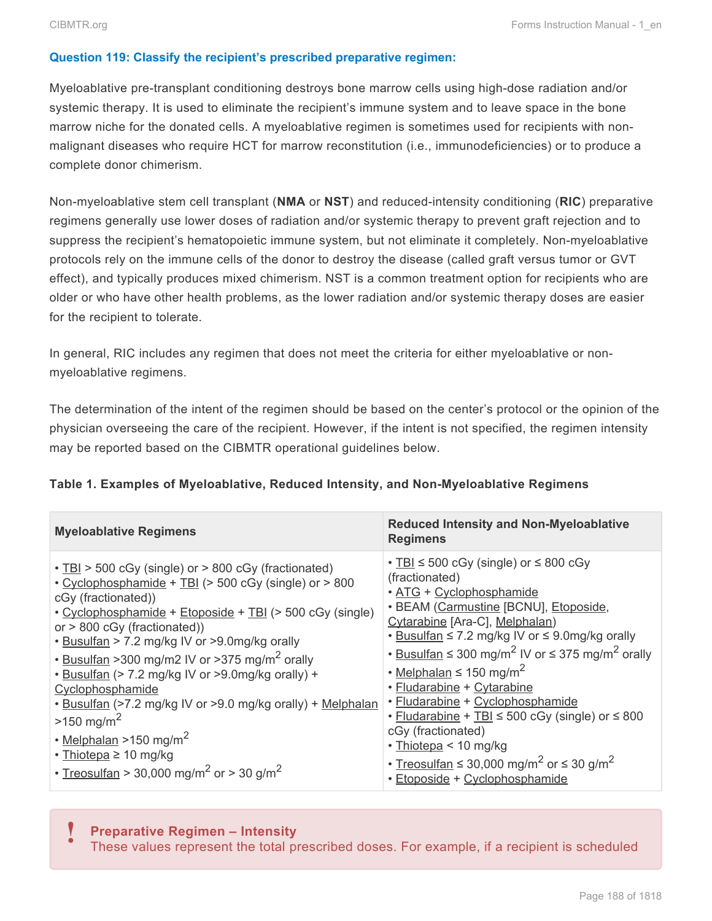### Question 119: Classify the recipient's prescribed preparative regimen:

Myeloablative pre-transplant conditioning destroys bone marrow cells using high-dose radiation and/or systemic therapy. It is used to eliminate the recipient's immune system and to leave space in the bone marrow niche for the donated cells. A myeloablative regimen is sometimes used for recipients with non-malignant diseases who require HCT for marrow reconstitution (i.e., immunodeficiencies) or to produce a complete donor chimerism.

Non-myeloablative stem cell transplant (**NMA** or **NST**) and reduced-intensity conditioning (**RIC**) preparative regimens generally use lower doses of radiation and/or systemic therapy to prevent graft rejection and to suppress the recipient's hematopoietic immune system, but not eliminate it completely. Non-myeloablative protocols rely on the immune cells of the donor to destroy the disease (called graft versus tumor or GVT effect), and typically produces mixed chimerism. NST is a common treatment option for recipients who are older or who have other health problems, as the lower radiation and/or systemic therapy doses are easier for the recipient to tolerate.

In general, RIC includes any regimen that does not meet the criteria for either myeloablative or non-myeloablative regimens.

The determination of the intent of the regimen should be based on the center's protocol or the opinion of the physician overseeing the care of the recipient. However, if the intent is not specified, the regimen intensity may be reported based on the CIBMTR operational guidelines below.

**Table 1. Examples of Myeloablative, Reduced Intensity, and Non-Myeloablative Regimens**

| Myeloablative Regimens | Reduced Intensity and Non-Myeloablative Regimens |
|---|---|
| • TBI > 500 cGy (single) or > 800 cGy (fractionated)<br>• Cyclophosphamide + TBI (> 500 cGy (single) or > 800 cGy (fractionated))<br>• Cyclophosphamide + Etoposide + TBI (> 500 cGy (single) or > 800 cGy (fractionated))<br>• Busulfan > 7.2 mg/kg IV or >9.0mg/kg orally<br>• Busulfan >300 mg/m2 IV or >375 mg/$m^2$ orally<br>• Busulfan (> 7.2 mg/kg IV or >9.0mg/kg orally) + Cyclophosphamide<br>• Busulfan (>7.2 mg/kg IV or >9.0 mg/kg orally) + Melphalan >150 mg/$m^2$<br>• Melphalan >150 mg/$m^2$<br>• Thiotepa ≥ 10 mg/kg<br>• Treosulfan > 30,000 mg/$m^2$ or > 30 g/$m^2$ | • TBI ≤ 500 cGy (single) or ≤ 800 cGy (fractionated)<br>• ATG + Cyclophosphamide<br>• BEAM (Carmustine [BCNU], Etoposide, Cytarabine [Ara-C], Melphalan)<br>• Busulfan ≤ 7.2 mg/kg IV or ≤ 9.0mg/kg orally<br>• Busulfan ≤ 300 mg/$m^2$ IV or ≤ 375 mg/$m^2$ orally<br>• Melphalan ≤ 150 mg/$m^2$<br>• Fludarabine + Cytarabine<br>• Fludarabine + Cyclophosphamide<br>• Fludarabine + TBI ≤ 500 cGy (single) or ≤ 800 cGy (fractionated)<br>• Thiotepa < 10 mg/kg<br>• Treosulfan ≤ 30,000 mg/$m^2$ or ≤ 30 g/$m^2$<br>• Etoposide + Cyclophosphamide |

> **!** **Preparative Regimen – Intensity**
> These values represent the total prescribed doses. For example, if a recipient is scheduled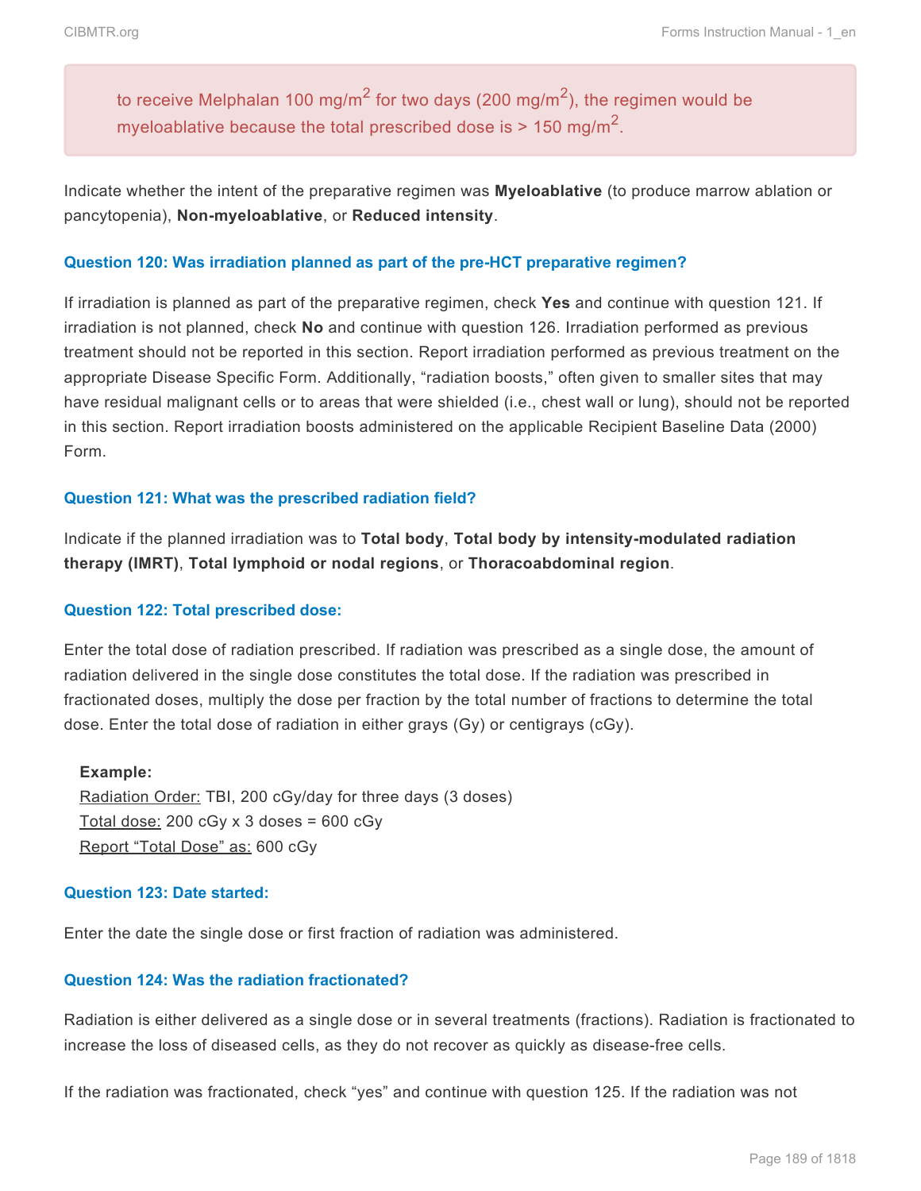> to receive Melphalan 100 mg/$m^2$ for two days (200 mg/$m^2$), the regimen would be myeloablative because the total prescribed dose is > 150 mg/$m^2$.

Indicate whether the intent of the preparative regimen was **Myeloablative** (to produce marrow ablation or pancytopenia), **Non-myeloablative**, or **Reduced intensity**.

### Question 120: Was irradiation planned as part of the pre-HCT preparative regimen?

If irradiation is planned as part of the preparative regimen, check **Yes** and continue with question 121. If irradiation is not planned, check **No** and continue with question 126. Irradiation performed as previous treatment should not be reported in this section. Report irradiation performed as previous treatment on the appropriate Disease Specific Form. Additionally, "radiation boosts," often given to smaller sites that may have residual malignant cells or to areas that were shielded (i.e., chest wall or lung), should not be reported in this section. Report irradiation boosts administered on the applicable Recipient Baseline Data (2000) Form.

### Question 121: What was the prescribed radiation field?

Indicate if the planned irradiation was to **Total body**, **Total body by intensity-modulated radiation therapy (IMRT)**, **Total lymphoid or nodal regions**, or **Thoracoabdominal region**.

### Question 122: Total prescribed dose:

Enter the total dose of radiation prescribed. If radiation was prescribed as a single dose, the amount of radiation delivered in the single dose constitutes the total dose. If the radiation was prescribed in fractionated doses, multiply the dose per fraction by the total number of fractions to determine the total dose. Enter the total dose of radiation in either grays (Gy) or centigrays (cGy).

**Example:**
Radiation Order: TBI, 200 cGy/day for three days (3 doses)
Total dose: 200 cGy x 3 doses = 600 cGy
Report "Total Dose" as: 600 cGy

### Question 123: Date started:

Enter the date the single dose or first fraction of radiation was administered.

### Question 124: Was the radiation fractionated?

Radiation is either delivered as a single dose or in several treatments (fractions). Radiation is fractionated to increase the loss of diseased cells, as they do not recover as quickly as disease-free cells.

If the radiation was fractionated, check "yes" and continue with question 125. If the radiation was not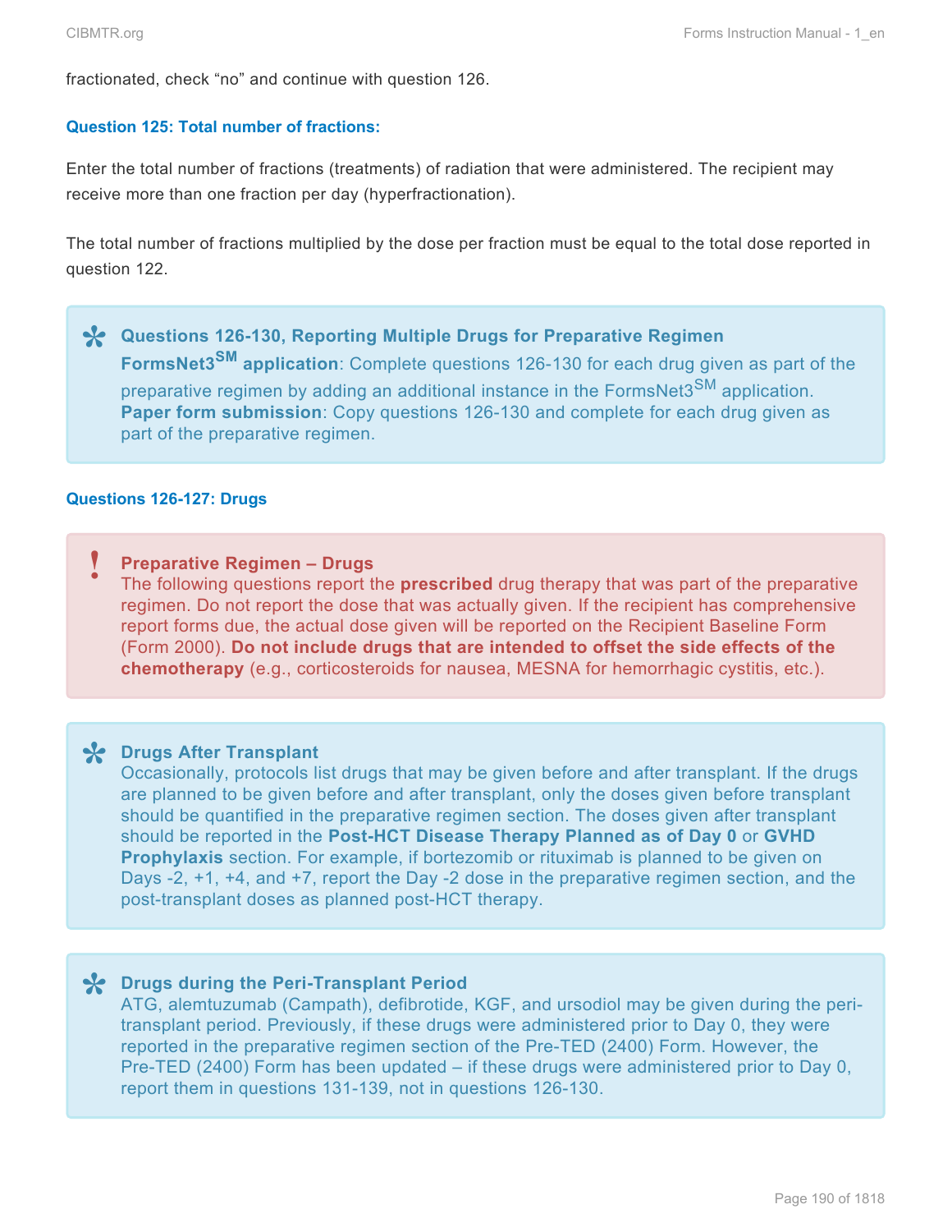fractionated, check "no" and continue with question 126.

### Question 125: Total number of fractions:

Enter the total number of fractions (treatments) of radiation that were administered. The recipient may receive more than one fraction per day (hyperfractionation).

The total number of fractions multiplied by the dose per fraction must be equal to the total dose reported in question 122.

> **Questions 126-130, Reporting Multiple Drugs for Preparative Regimen**
> **FormsNet3[SM] application**: Complete questions 126-130 for each drug given as part of the preparative regimen by adding an additional instance in the FormsNet3[SM] application.
> **Paper form submission**: Copy questions 126-130 and complete for each drug given as part of the preparative regimen.

### Questions 126-127: Drugs

> **Preparative Regimen – Drugs**
> The following questions report the **prescribed** drug therapy that was part of the preparative regimen. Do not report the dose that was actually given. If the recipient has comprehensive report forms due, the actual dose given will be reported on the Recipient Baseline Form (Form 2000). **Do not include drugs that are intended to offset the side effects of the chemotherapy** (e.g., corticosteroids for nausea, MESNA for hemorrhagic cystitis, etc.).

> **Drugs After Transplant**
> Occasionally, protocols list drugs that may be given before and after transplant. If the drugs are planned to be given before and after transplant, only the doses given before transplant should be quantified in the preparative regimen section. The doses given after transplant should be reported in the **Post-HCT Disease Therapy Planned as of Day 0** or **GVHD Prophylaxis** section. For example, if bortezomib or rituximab is planned to be given on Days -2, +1, +4, and +7, report the Day -2 dose in the preparative regimen section, and the post-transplant doses as planned post-HCT therapy.

> **Drugs during the Peri-Transplant Period**
> ATG, alemtuzumab (Campath), defibrotide, KGF, and ursodiol may be given during the peri-transplant period. Previously, if these drugs were administered prior to Day 0, they were reported in the preparative regimen section of the Pre-TED (2400) Form. However, the Pre-TED (2400) Form has been updated – if these drugs were administered prior to Day 0, report them in questions 131-139, not in questions 126-130.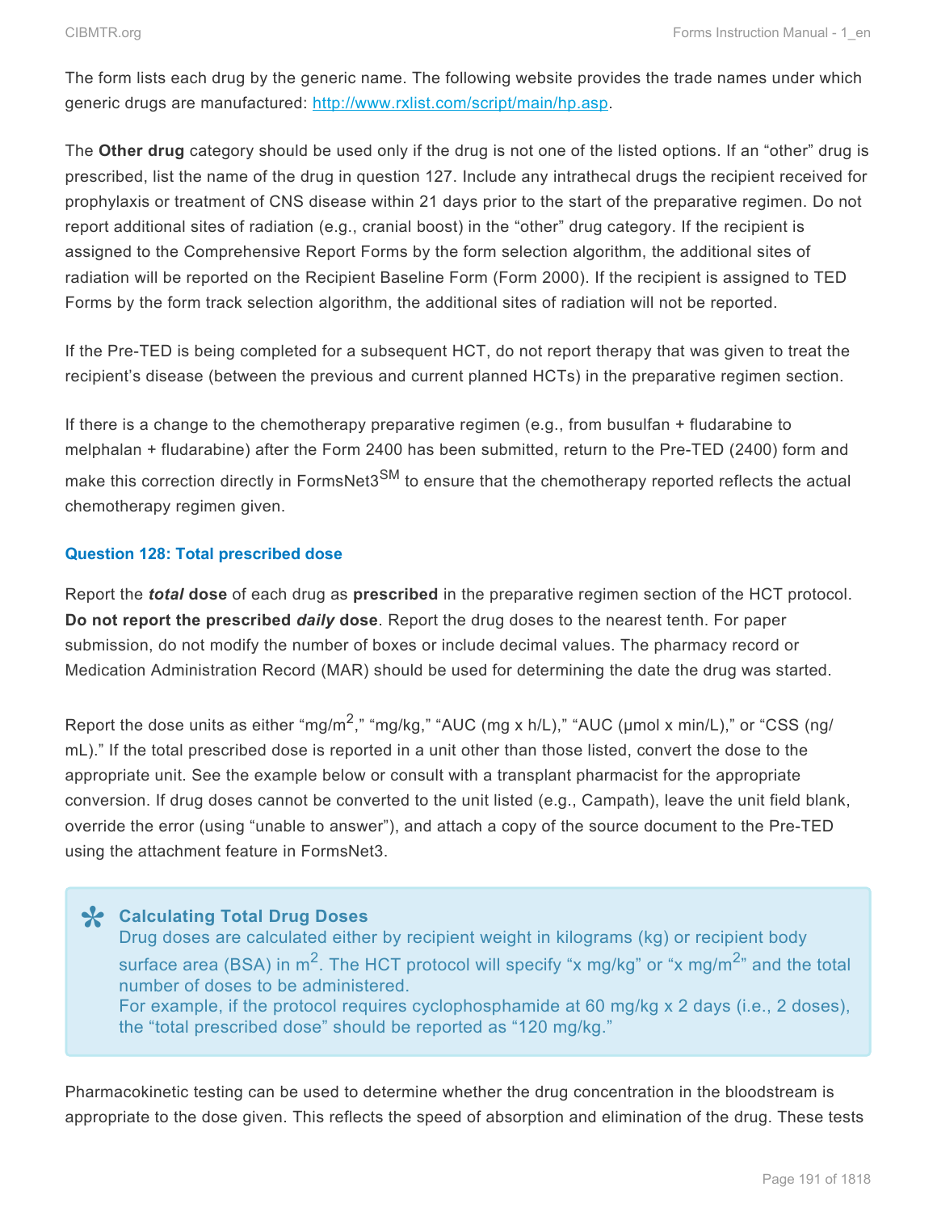The form lists each drug by the generic name. The following website provides the trade names under which generic drugs are manufactured: [http://www.rxlist.com/script/main/hp.asp](http://www.rxlist.com/script/main/hp.asp).

The **Other drug** category should be used only if the drug is not one of the listed options. If an "other" drug is prescribed, list the name of the drug in question 127. Include any intrathecal drugs the recipient received for prophylaxis or treatment of CNS disease within 21 days prior to the start of the preparative regimen. Do not report additional sites of radiation (e.g., cranial boost) in the "other" drug category. If the recipient is assigned to the Comprehensive Report Forms by the form selection algorithm, the additional sites of radiation will be reported on the Recipient Baseline Form (Form 2000). If the recipient is assigned to TED Forms by the form track selection algorithm, the additional sites of radiation will not be reported.

If the Pre-TED is being completed for a subsequent HCT, do not report therapy that was given to treat the recipient's disease (between the previous and current planned HCTs) in the preparative regimen section.

If there is a change to the chemotherapy preparative regimen (e.g., from busulfan + fludarabine to melphalan + fludarabine) after the Form 2400 has been submitted, return to the Pre-TED (2400) form and make this correction directly in FormsNet3[SM] to ensure that the chemotherapy reported reflects the actual chemotherapy regimen given.

### Question 128: Total prescribed dose

Report the ***total*** **dose** of each drug as **prescribed** in the preparative regimen section of the HCT protocol. **Do not report the prescribed *daily* dose**. Report the drug doses to the nearest tenth. For paper submission, do not modify the number of boxes or include decimal values. The pharmacy record or Medication Administration Record (MAR) should be used for determining the date the drug was started.

Report the dose units as either "mg/m$^2$," "mg/kg," "AUC (mg x h/L)," "AUC (µmol x min/L)," or "CSS (ng/mL)." If the total prescribed dose is reported in a unit other than those listed, convert the dose to the appropriate unit. See the example below or consult with a transplant pharmacist for the appropriate conversion. If drug doses cannot be converted to the unit listed (e.g., Campath), leave the unit field blank, override the error (using "unable to answer"), and attach a copy of the source document to the Pre-TED using the attachment feature in FormsNet3.

> **Calculating Total Drug Doses**
> Drug doses are calculated either by recipient weight in kilograms (kg) or recipient body surface area (BSA) in m$^2$. The HCT protocol will specify "x mg/kg" or "x mg/m$^2$" and the total number of doses to be administered.
> For example, if the protocol requires cyclophosphamide at 60 mg/kg x 2 days (i.e., 2 doses), the "total prescribed dose" should be reported as "120 mg/kg."

Pharmacokinetic testing can be used to determine whether the drug concentration in the bloodstream is appropriate to the dose given. This reflects the speed of absorption and elimination of the drug. These tests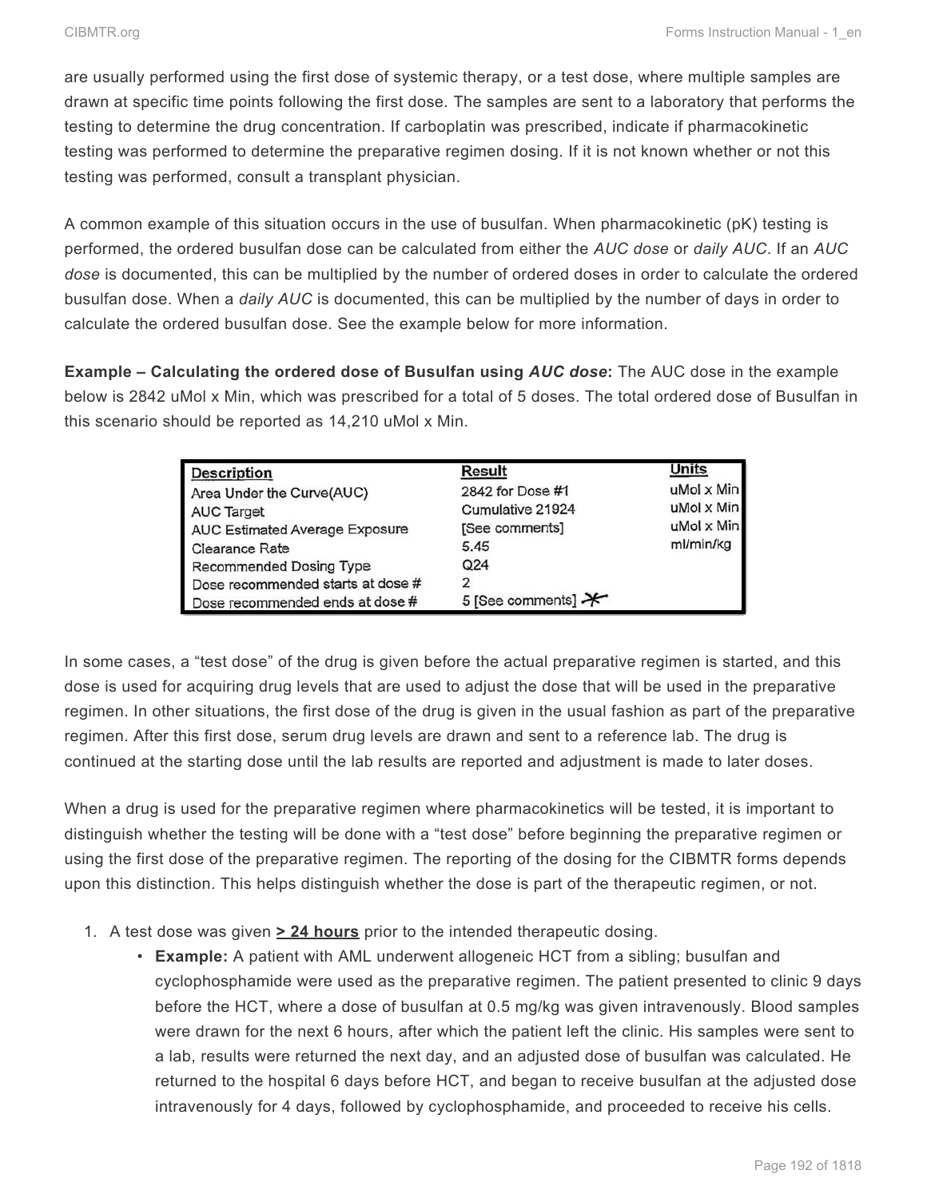are usually performed using the first dose of systemic therapy, or a test dose, where multiple samples are drawn at specific time points following the first dose. The samples are sent to a laboratory that performs the testing to determine the drug concentration. If carboplatin was prescribed, indicate if pharmacokinetic testing was performed to determine the preparative regimen dosing. If it is not known whether or not this testing was performed, consult a transplant physician.

A common example of this situation occurs in the use of busulfan. When pharmacokinetic (pK) testing is performed, the ordered busulfan dose can be calculated from either the *AUC dose* or *daily AUC*. If an *AUC dose* is documented, this can be multiplied by the number of ordered doses in order to calculate the ordered busulfan dose. When a *daily AUC* is documented, this can be multiplied by the number of days in order to calculate the ordered busulfan dose. See the example below for more information.

**Example – Calculating the ordered dose of Busulfan using *AUC dose*:** The AUC dose in the example below is 2842 uMol x Min, which was prescribed for a total of 5 doses. The total ordered dose of Busulfan in this scenario should be reported as 14,210 uMol x Min.

| Description | Result | Units |
|---|---|---|
| Area Under the Curve(AUC) | 2842 for Dose #1 | uMol x Min |
| AUC Target | Cumulative 21924 | uMol x Min |
| AUC Estimated Average Exposure | [See comments] | uMol x Min |
| Clearance Rate | 5.45 | ml/min/kg |
| Recommended Dosing Type | Q24 | |
| Dose recommended starts at dose # | 2 | |
| Dose recommended ends at dose # | 5 [See comments] * | |

In some cases, a "test dose" of the drug is given before the actual preparative regimen is started, and this dose is used for acquiring drug levels that are used to adjust the dose that will be used in the preparative regimen. In other situations, the first dose of the drug is given in the usual fashion as part of the preparative regimen. After this first dose, serum drug levels are drawn and sent to a reference lab. The drug is continued at the starting dose until the lab results are reported and adjustment is made to later doses.

When a drug is used for the preparative regimen where pharmacokinetics will be tested, it is important to distinguish whether the testing will be done with a "test dose" before beginning the preparative regimen or using the first dose of the preparative regimen. The reporting of the dosing for the CIBMTR forms depends upon this distinction. This helps distinguish whether the dose is part of the therapeutic regimen, or not.

1. A test dose was given **> 24 hours** prior to the intended therapeutic dosing.
   - **Example:** A patient with AML underwent allogeneic HCT from a sibling; busulfan and cyclophosphamide were used as the preparative regimen. The patient presented to clinic 9 days before the HCT, where a dose of busulfan at 0.5 mg/kg was given intravenously. Blood samples were drawn for the next 6 hours, after which the patient left the clinic. His samples were sent to a lab, results were returned the next day, and an adjusted dose of busulfan was calculated. He returned to the hospital 6 days before HCT, and began to receive busulfan at the adjusted dose intravenously for 4 days, followed by cyclophosphamide, and proceeded to receive his cells.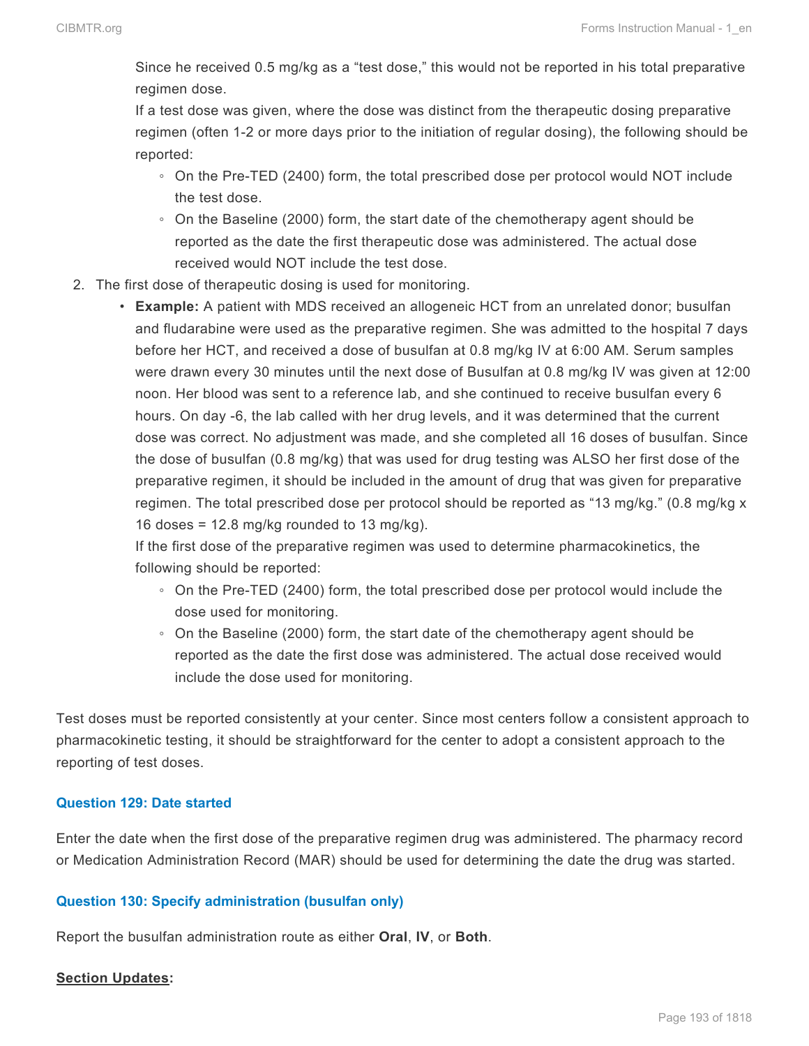Since he received 0.5 mg/kg as a "test dose," this would not be reported in his total preparative regimen dose.
If a test dose was given, where the dose was distinct from the therapeutic dosing preparative regimen (often 1-2 or more days prior to the initiation of regular dosing), the following should be reported:
    - On the Pre-TED (2400) form, the total prescribed dose per protocol would NOT include the test dose.
    - On the Baseline (2000) form, the start date of the chemotherapy agent should be reported as the date the first therapeutic dose was administered. The actual dose received would NOT include the test dose.
2. The first dose of therapeutic dosing is used for monitoring.
    - **Example:** A patient with MDS received an allogeneic HCT from an unrelated donor; busulfan and fludarabine were used as the preparative regimen. She was admitted to the hospital 7 days before her HCT, and received a dose of busulfan at 0.8 mg/kg IV at 6:00 AM. Serum samples were drawn every 30 minutes until the next dose of Busulfan at 0.8 mg/kg IV was given at 12:00 noon. Her blood was sent to a reference lab, and she continued to receive busulfan every 6 hours. On day -6, the lab called with her drug levels, and it was determined that the current dose was correct. No adjustment was made, and she completed all 16 doses of busulfan. Since the dose of busulfan (0.8 mg/kg) that was used for drug testing was ALSO her first dose of the preparative regimen, it should be included in the amount of drug that was given for preparative regimen. The total prescribed dose per protocol should be reported as "13 mg/kg." (0.8 mg/kg x 16 doses = 12.8 mg/kg rounded to 13 mg/kg).
    If the first dose of the preparative regimen was used to determine pharmacokinetics, the following should be reported:
        - On the Pre-TED (2400) form, the total prescribed dose per protocol would include the dose used for monitoring.
        - On the Baseline (2000) form, the start date of the chemotherapy agent should be reported as the date the first dose was administered. The actual dose received would include the dose used for monitoring.

Test doses must be reported consistently at your center. Since most centers follow a consistent approach to pharmacokinetic testing, it should be straightforward for the center to adopt a consistent approach to the reporting of test doses.

### Question 129: Date started

Enter the date when the first dose of the preparative regimen drug was administered. The pharmacy record or Medication Administration Record (MAR) should be used for determining the date the drug was started.

### Question 130: Specify administration (busulfan only)

Report the busulfan administration route as either **Oral**, **IV**, or **Both**.

**Section Updates:**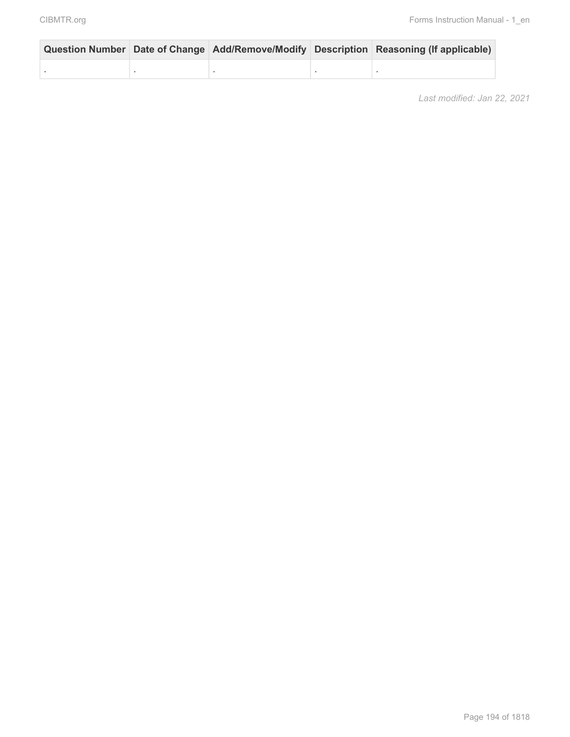| Question Number | Date of Change | Add/Remove/Modify | Description | Reasoning (If applicable) |
| --- | --- | --- | --- | --- |
| . | . | . | . | . |

*Last modified: Jan 22, 2021*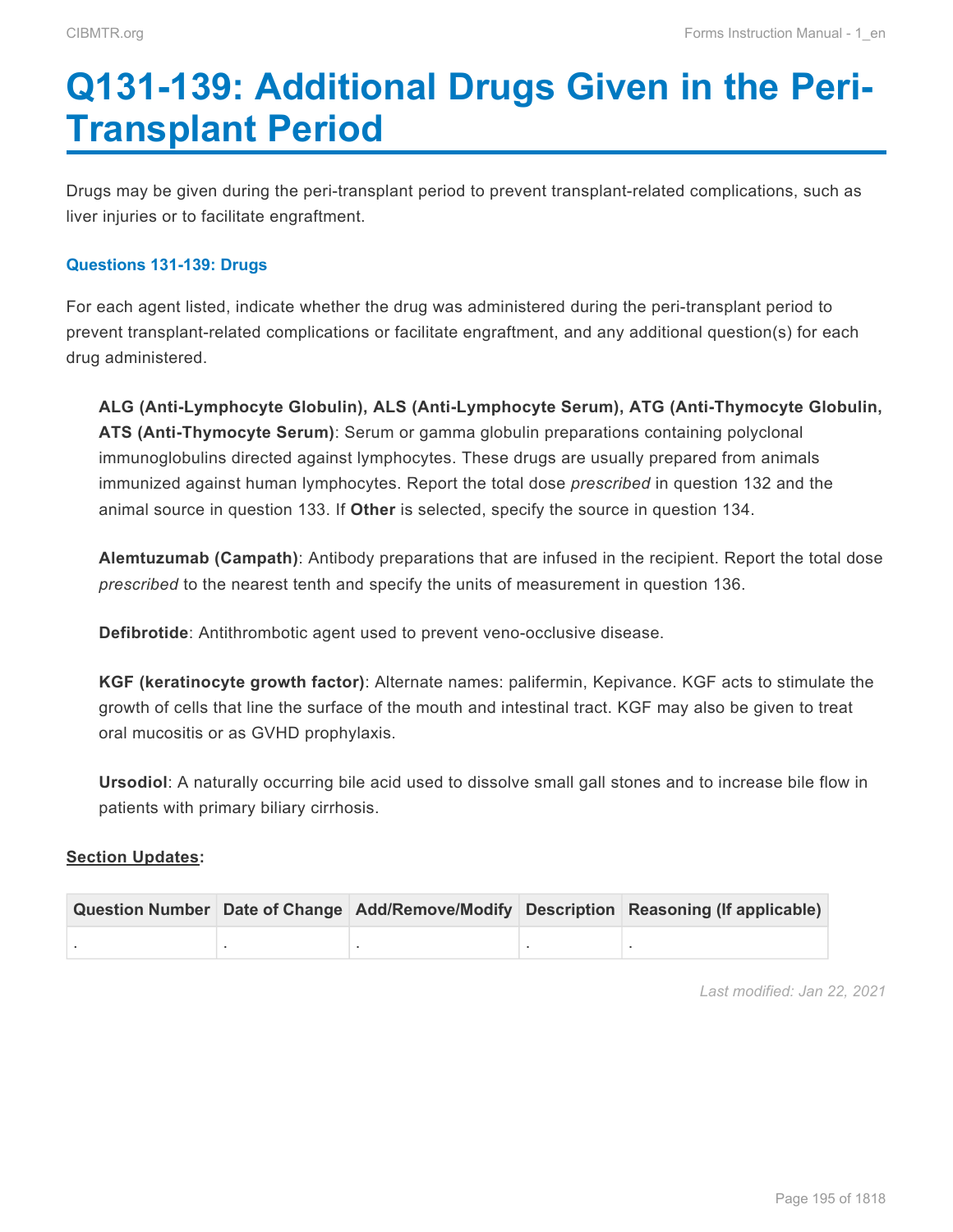# Q131-139: Additional Drugs Given in the Peri-Transplant Period

Drugs may be given during the peri-transplant period to prevent transplant-related complications, such as liver injuries or to facilitate engraftment.

### Questions 131-139: Drugs

For each agent listed, indicate whether the drug was administered during the peri-transplant period to prevent transplant-related complications or facilitate engraftment, and any additional question(s) for each drug administered.

**ALG (Anti-Lymphocyte Globulin), ALS (Anti-Lymphocyte Serum), ATG (Anti-Thymocyte Globulin, ATS (Anti-Thymocyte Serum)**: Serum or gamma globulin preparations containing polyclonal immunoglobulins directed against lymphocytes. These drugs are usually prepared from animals immunized against human lymphocytes. Report the total dose *prescribed* in question 132 and the animal source in question 133. If **Other** is selected, specify the source in question 134.

**Alemtuzumab (Campath)**: Antibody preparations that are infused in the recipient. Report the total dose *prescribed* to the nearest tenth and specify the units of measurement in question 136.

**Defibrotide**: Antithrombotic agent used to prevent veno-occlusive disease.

**KGF (keratinocyte growth factor)**: Alternate names: palifermin, Kepivance. KGF acts to stimulate the growth of cells that line the surface of the mouth and intestinal tract. KGF may also be given to treat oral mucositis or as GVHD prophylaxis.

**Ursodiol**: A naturally occurring bile acid used to dissolve small gall stones and to increase bile flow in patients with primary biliary cirrhosis.

**Section Updates:**

| Question Number | Date of Change | Add/Remove/Modify | Description | Reasoning (If applicable) |
|---|---|---|---|---|
| . | . | . | . | . |

*Last modified: Jan 22, 2021*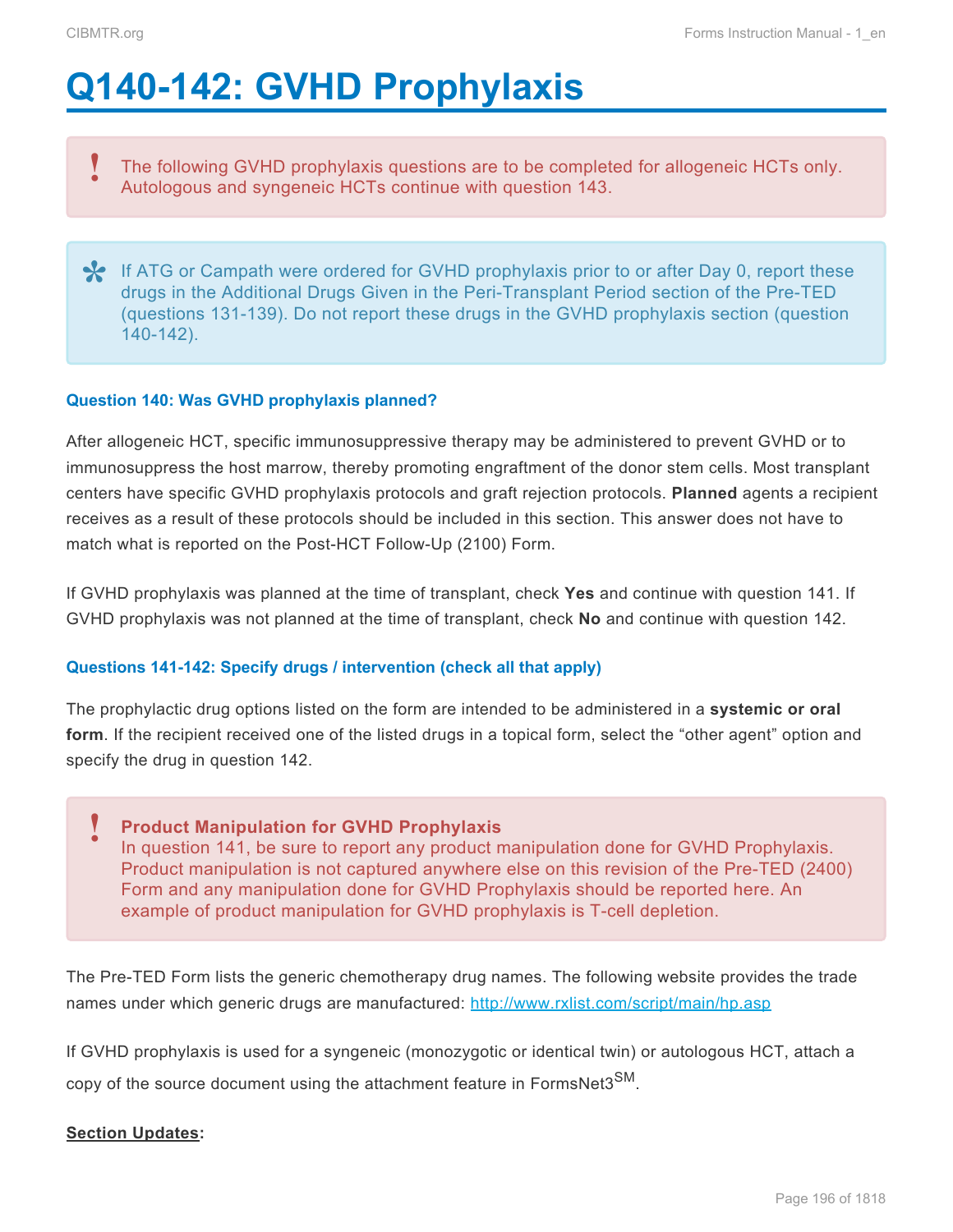# Q140-142: GVHD Prophylaxis

> **!** The following GVHD prophylaxis questions are to be completed for allogeneic HCTs only. Autologous and syngeneic HCTs continue with question 143.

> **✻** If ATG or Campath were ordered for GVHD prophylaxis prior to or after Day 0, report these drugs in the Additional Drugs Given in the Peri-Transplant Period section of the Pre-TED (questions 131-139). Do not report these drugs in the GVHD prophylaxis section (question 140-142).

#### Question 140: Was GVHD prophylaxis planned?

After allogeneic HCT, specific immunosuppressive therapy may be administered to prevent GVHD or to immunosuppress the host marrow, thereby promoting engraftment of the donor stem cells. Most transplant centers have specific GVHD prophylaxis protocols and graft rejection protocols. **Planned** agents a recipient receives as a result of these protocols should be included in this section. This answer does not have to match what is reported on the Post-HCT Follow-Up (2100) Form.

If GVHD prophylaxis was planned at the time of transplant, check **Yes** and continue with question 141. If GVHD prophylaxis was not planned at the time of transplant, check **No** and continue with question 142.

#### Questions 141-142: Specify drugs / intervention (check all that apply)

The prophylactic drug options listed on the form are intended to be administered in a **systemic or oral form**. If the recipient received one of the listed drugs in a topical form, select the "other agent" option and specify the drug in question 142.

> **!** **Product Manipulation for GVHD Prophylaxis**
> In question 141, be sure to report any product manipulation done for GVHD Prophylaxis. Product manipulation is not captured anywhere else on this revision of the Pre-TED (2400) Form and any manipulation done for GVHD Prophylaxis should be reported here. An example of product manipulation for GVHD prophylaxis is T-cell depletion.

The Pre-TED Form lists the generic chemotherapy drug names. The following website provides the trade names under which generic drugs are manufactured: http://www.rxlist.com/script/main/hp.asp

If GVHD prophylaxis is used for a syngeneic (monozygotic or identical twin) or autologous HCT, attach a copy of the source document using the attachment feature in FormsNet3[SM].

**Section Updates:**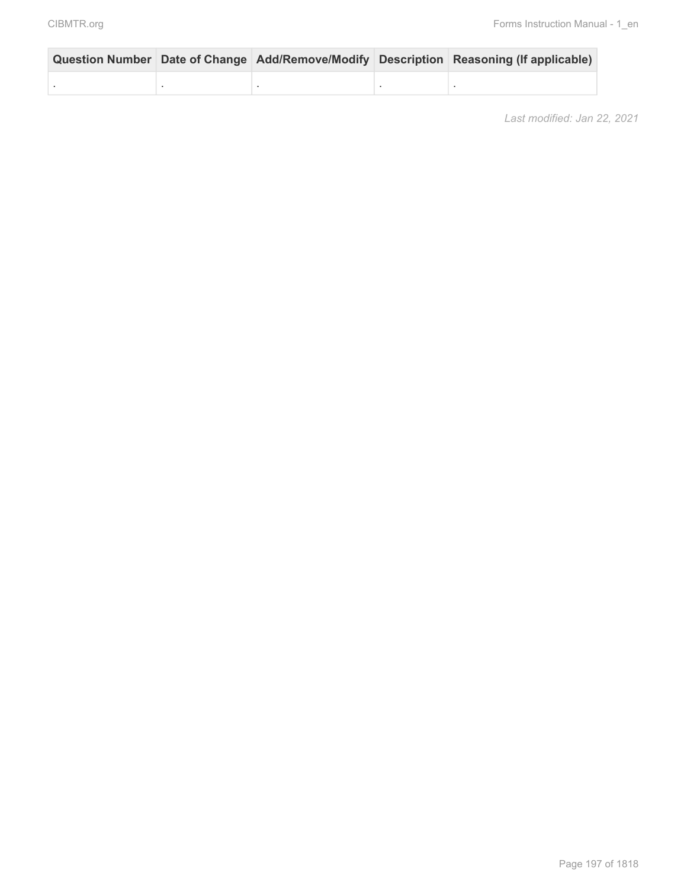| Question Number | Date of Change | Add/Remove/Modify | Description | Reasoning (If applicable) |
|---|---|---|---|---|
| . | . | . | . | . |

*Last modified: Jan 22, 2021*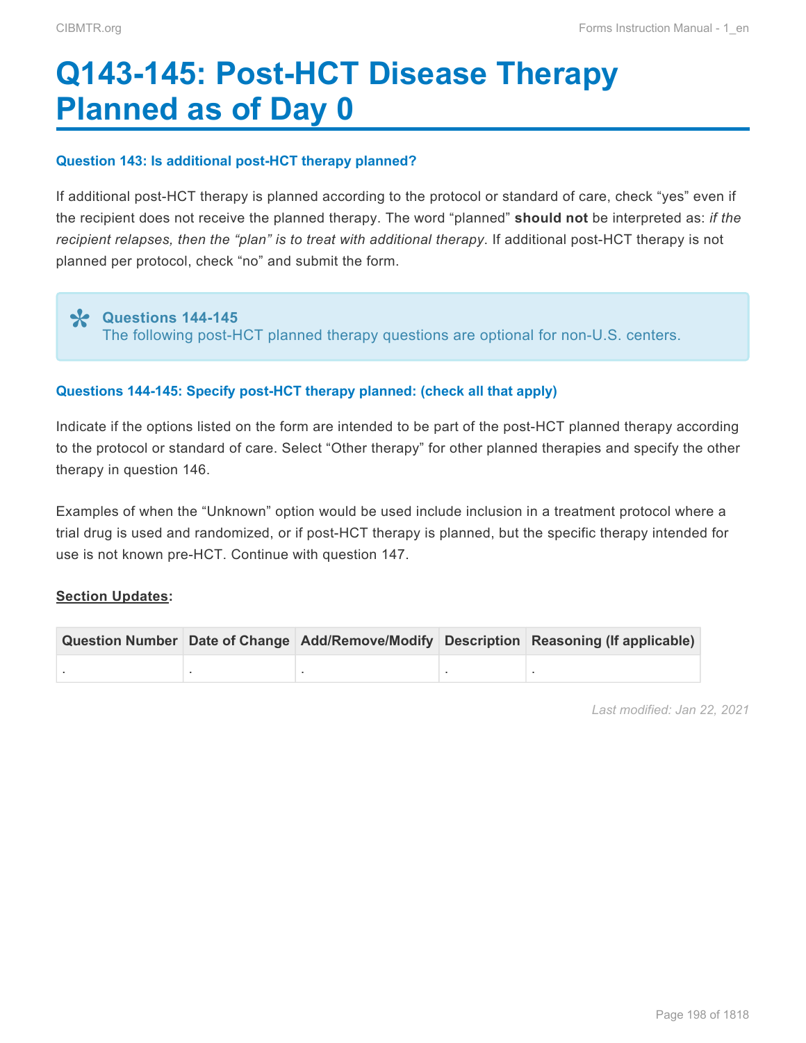# Q143-145: Post-HCT Disease Therapy Planned as of Day 0

#### Question 143: Is additional post-HCT therapy planned?

If additional post-HCT therapy is planned according to the protocol or standard of care, check "yes" even if the recipient does not receive the planned therapy. The word "planned" **should not** be interpreted as: *if the recipient relapses, then the "plan" is to treat with additional therapy*. If additional post-HCT therapy is not planned per protocol, check "no" and submit the form.

> **Questions 144-145**
> The following post-HCT planned therapy questions are optional for non-U.S. centers.

#### Questions 144-145: Specify post-HCT therapy planned: (check all that apply)

Indicate if the options listed on the form are intended to be part of the post-HCT planned therapy according to the protocol or standard of care. Select "Other therapy" for other planned therapies and specify the other therapy in question 146.

Examples of when the "Unknown" option would be used include inclusion in a treatment protocol where a trial drug is used and randomized, or if post-HCT therapy is planned, but the specific therapy intended for use is not known pre-HCT. Continue with question 147.

**Section Updates:**

| Question Number | Date of Change | Add/Remove/Modify | Description | Reasoning (If applicable) |
|---|---|---|---|---|
| . | . | . | . | . |

*Last modified: Jan 22, 2021*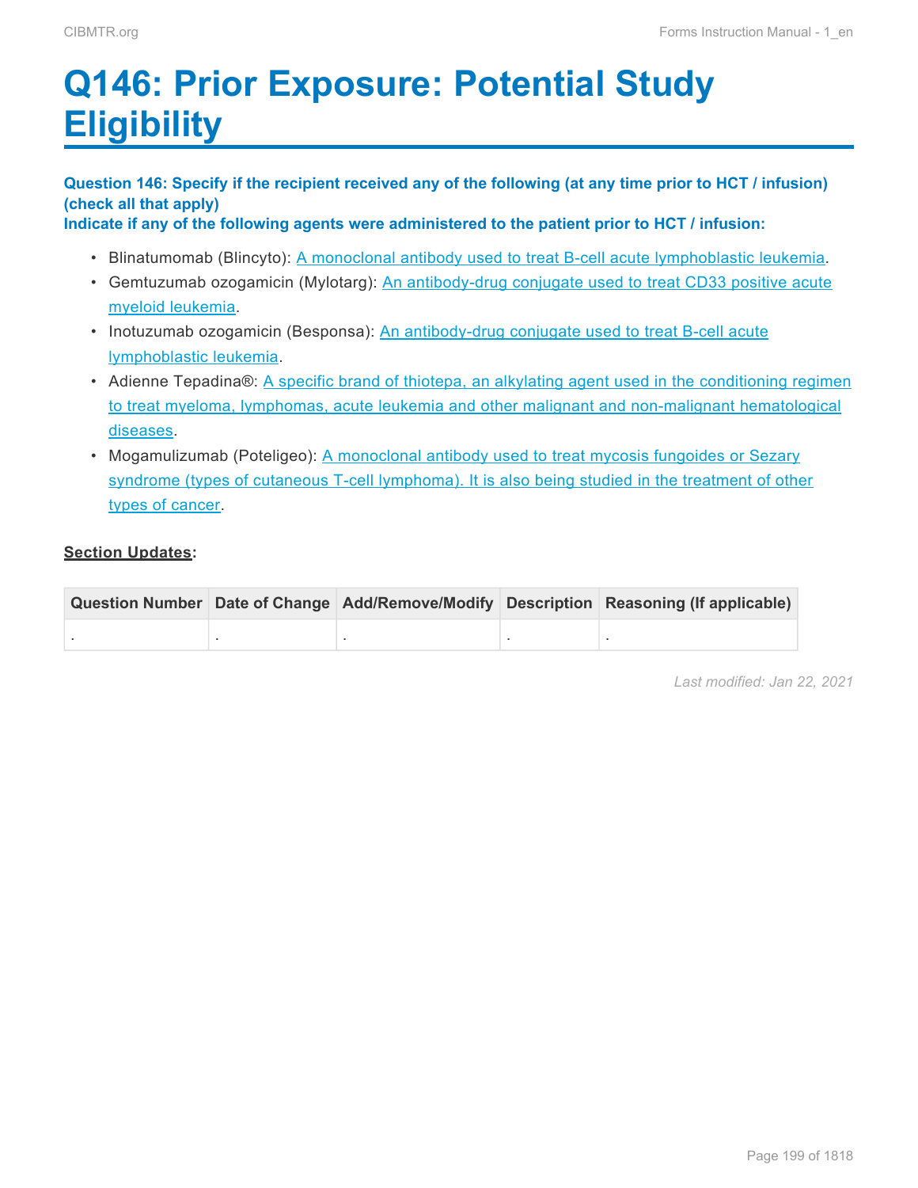# Q146: Prior Exposure: Potential Study Eligibility

**Question 146: Specify if the recipient received any of the following (at any time prior to HCT / infusion) (check all that apply)**
**Indicate if any of the following agents were administered to the patient prior to HCT / infusion:**

- Blinatumomab (Blincyto): A monoclonal antibody used to treat B-cell acute lymphoblastic leukemia.
- Gemtuzumab ozogamicin (Mylotarg): An antibody-drug conjugate used to treat CD33 positive acute myeloid leukemia.
- Inotuzumab ozogamicin (Besponsa): An antibody-drug conjugate used to treat B-cell acute lymphoblastic leukemia.
- Adienne Tepadina®: A specific brand of thiotepa, an alkylating agent used in the conditioning regimen to treat myeloma, lymphomas, acute leukemia and other malignant and non-malignant hematological diseases.
- Mogamulizumab (Poteligeo): A monoclonal antibody used to treat mycosis fungoides or Sezary syndrome (types of cutaneous T-cell lymphoma). It is also being studied in the treatment of other types of cancer.

**Section Updates:**

| Question Number | Date of Change | Add/Remove/Modify | Description | Reasoning (If applicable) |
|---|---|---|---|---|
| . | . | . | . | . |

*Last modified: Jan 22, 2021*